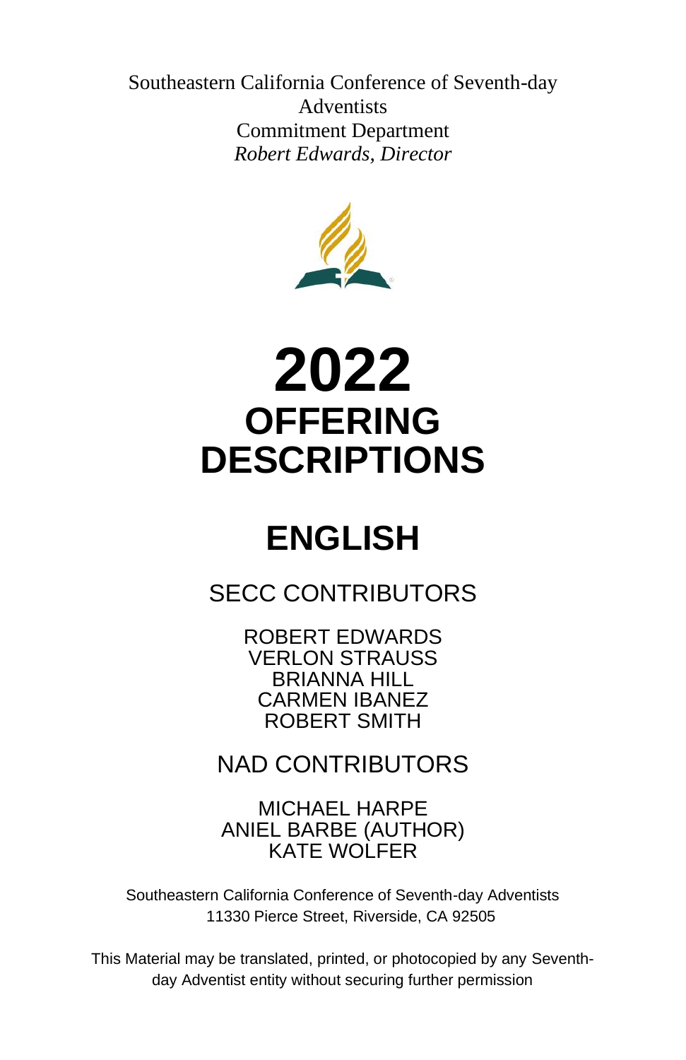Southeastern California Conference of Seventh-day Adventists
Commitment Department
*Robert Edwards, Director*

# 2022
# OFFERING DESCRIPTIONS

# ENGLISH

## SECC CONTRIBUTORS

ROBERT EDWARDS
VERLON STRAUSS
BRIANNA HILL
CARMEN IBANEZ
ROBERT SMITH

## NAD CONTRIBUTORS

MICHAEL HARPE
ANIEL BARBE (AUTHOR)
KATE WOLFER

Southeastern California Conference of Seventh-day Adventists
11330 Pierce Street, Riverside, CA 92505

This Material may be translated, printed, or photocopied by any Seventh-day Adventist entity without securing further permission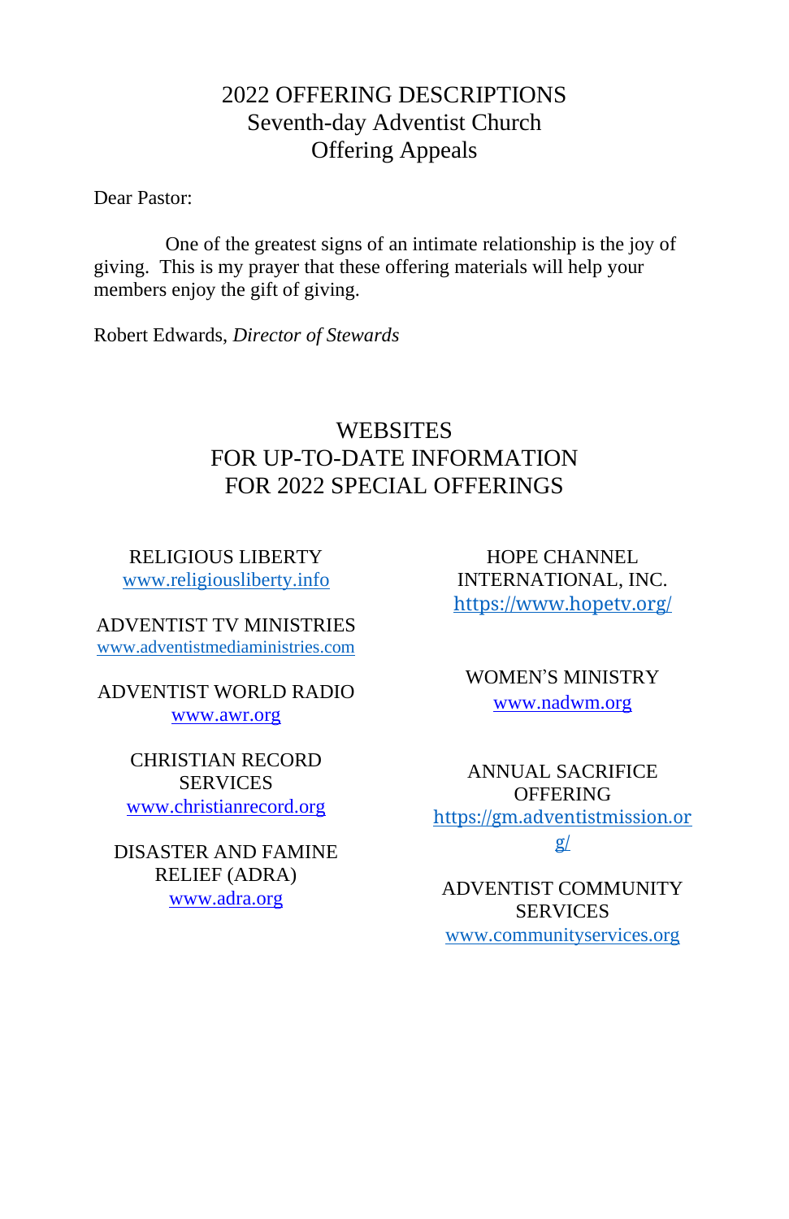# 2022 OFFERING DESCRIPTIONS
## Seventh-day Adventist Church
## Offering Appeals

Dear Pastor:

One of the greatest signs of an intimate relationship is the joy of giving. This is my prayer that these offering materials will help your members enjoy the gift of giving.

Robert Edwards, *Director of Stewards*

## WEBSITES
## FOR UP-TO-DATE INFORMATION
## FOR 2022 SPECIAL OFFERINGS

RELIGIOUS LIBERTY
www.religiousliberty.info

ADVENTIST TV MINISTRIES
www.adventistmediaministries.com

ADVENTIST WORLD RADIO
www.awr.org

CHRISTIAN RECORD SERVICES
www.christianrecord.org

DISASTER AND FAMINE RELIEF (ADRA)
www.adra.org

HOPE CHANNEL INTERNATIONAL, INC.
https://www.hopetv.org/

WOMEN'S MINISTRY
www.nadwm.org

ANNUAL SACRIFICE OFFERING
https://gm.adventistmission.org/

ADVENTIST COMMUNITY SERVICES
www.communityservices.org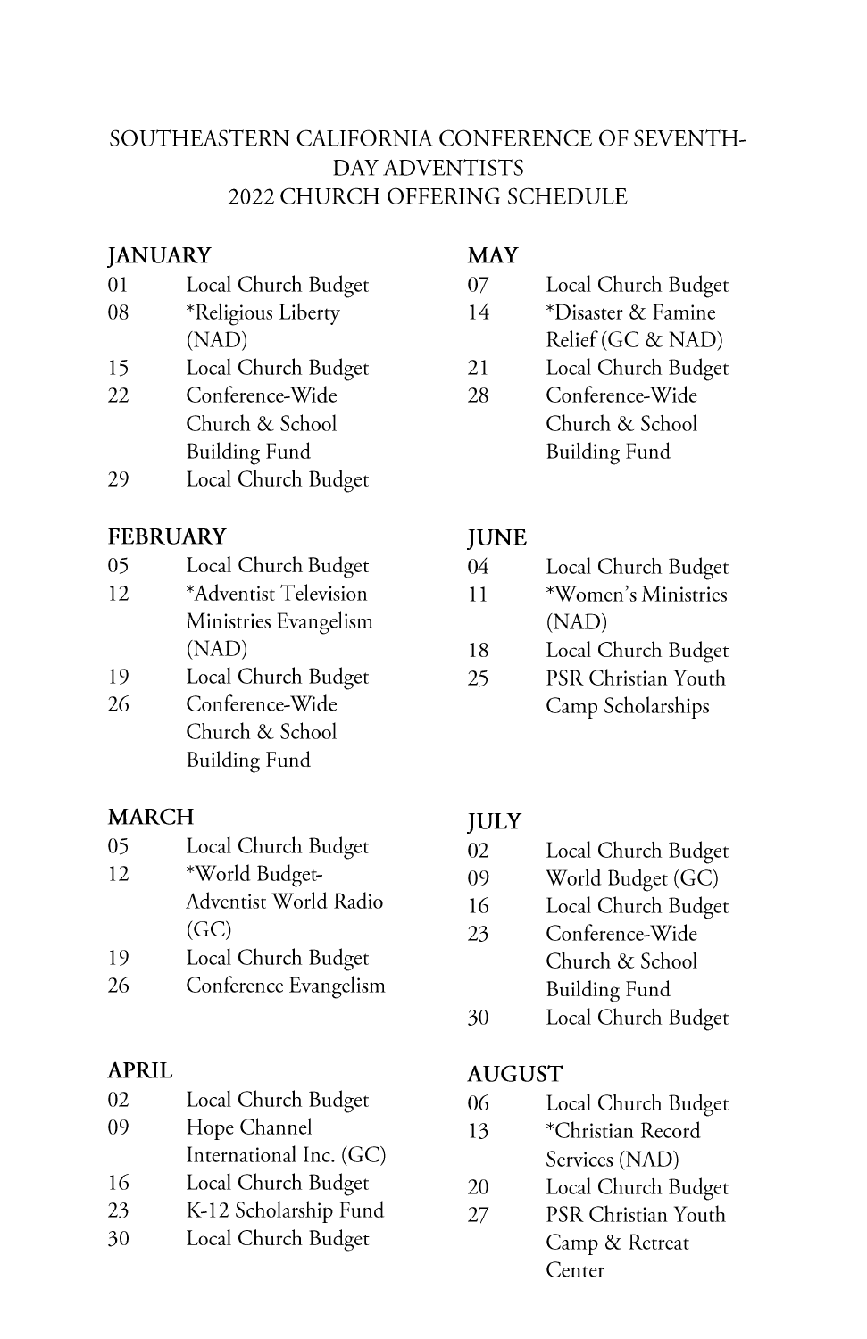# SOUTHEASTERN CALIFORNIA CONFERENCE OF SEVENTH-DAY ADVENTISTS
## 2022 CHURCH OFFERING SCHEDULE

### JANUARY

| | |
|---|---|
| 01 | Local Church Budget |
| 08 | *Religious Liberty (NAD) |
| 15 | Local Church Budget |
| 22 | Conference-Wide Church & School Building Fund |
| 29 | Local Church Budget |

### FEBRUARY

| | |
|---|---|
| 05 | Local Church Budget |
| 12 | *Adventist Television Ministries Evangelism (NAD) |
| 19 | Local Church Budget |
| 26 | Conference-Wide Church & School Building Fund |

### MARCH

| | |
|---|---|
| 05 | Local Church Budget |
| 12 | *World Budget-Adventist World Radio (GC) |
| 19 | Local Church Budget |
| 26 | Conference Evangelism |

### APRIL

| | |
|---|---|
| 02 | Local Church Budget |
| 09 | Hope Channel International Inc. (GC) |
| 16 | Local Church Budget |
| 23 | K-12 Scholarship Fund |
| 30 | Local Church Budget |

### MAY

| | |
|---|---|
| 07 | Local Church Budget |
| 14 | *Disaster & Famine Relief (GC & NAD) |
| 21 | Local Church Budget |
| 28 | Conference-Wide Church & School Building Fund |

### JUNE

| | |
|---|---|
| 04 | Local Church Budget |
| 11 | *Women's Ministries (NAD) |
| 18 | Local Church Budget |
| 25 | PSR Christian Youth Camp Scholarships |

### JULY

| | |
|---|---|
| 02 | Local Church Budget |
| 09 | World Budget (GC) |
| 16 | Local Church Budget |
| 23 | Conference-Wide Church & School Building Fund |
| 30 | Local Church Budget |

### AUGUST

| | |
|---|---|
| 06 | Local Church Budget |
| 13 | *Christian Record Services (NAD) |
| 20 | Local Church Budget |
| 27 | PSR Christian Youth Camp & Retreat Center |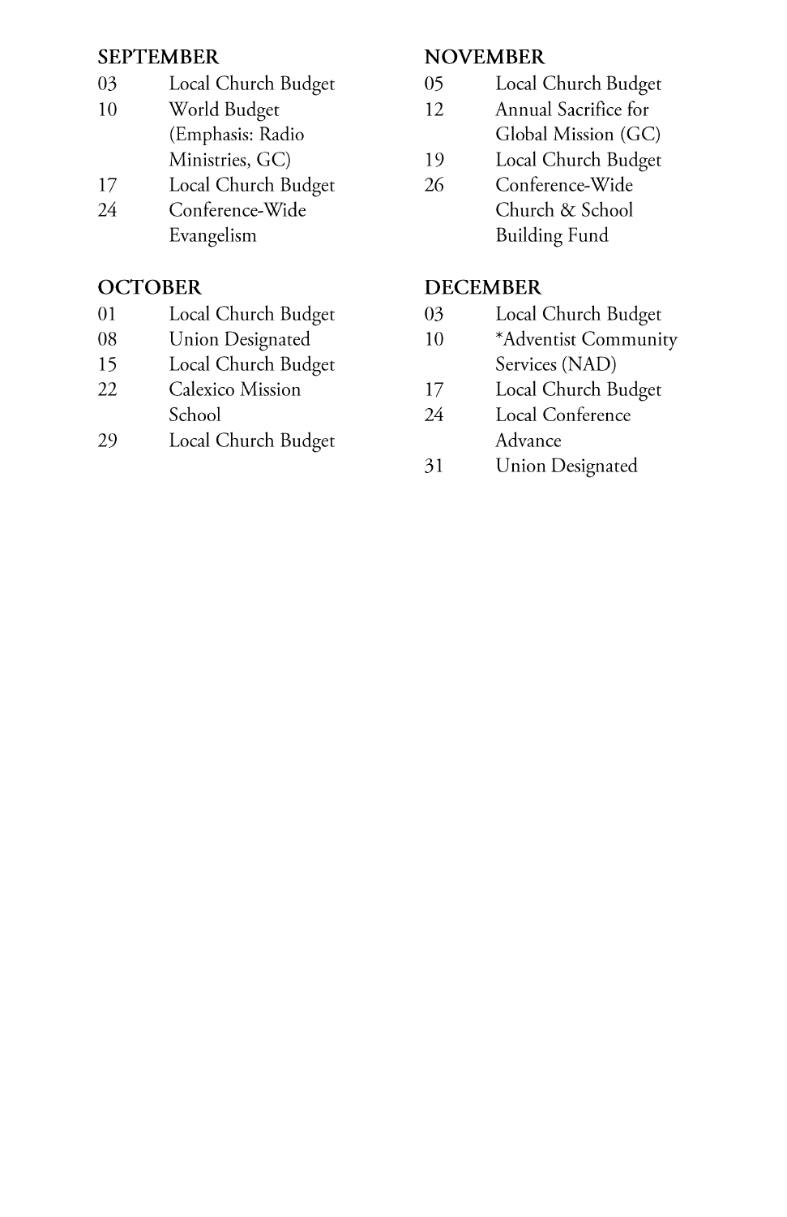**SEPTEMBER**

03 Local Church Budget
10 World Budget (Emphasis: Radio Ministries, GC)
17 Local Church Budget
24 Conference-Wide Evangelism

**OCTOBER**

01 Local Church Budget
08 Union Designated
15 Local Church Budget
22 Calexico Mission School
29 Local Church Budget

**NOVEMBER**

05 Local Church Budget
12 Annual Sacrifice for Global Mission (GC)
19 Local Church Budget
26 Conference-Wide Church & School Building Fund

**DECEMBER**

03 Local Church Budget
10 *Adventist Community Services (NAD)
17 Local Church Budget
24 Local Conference Advance
31 Union Designated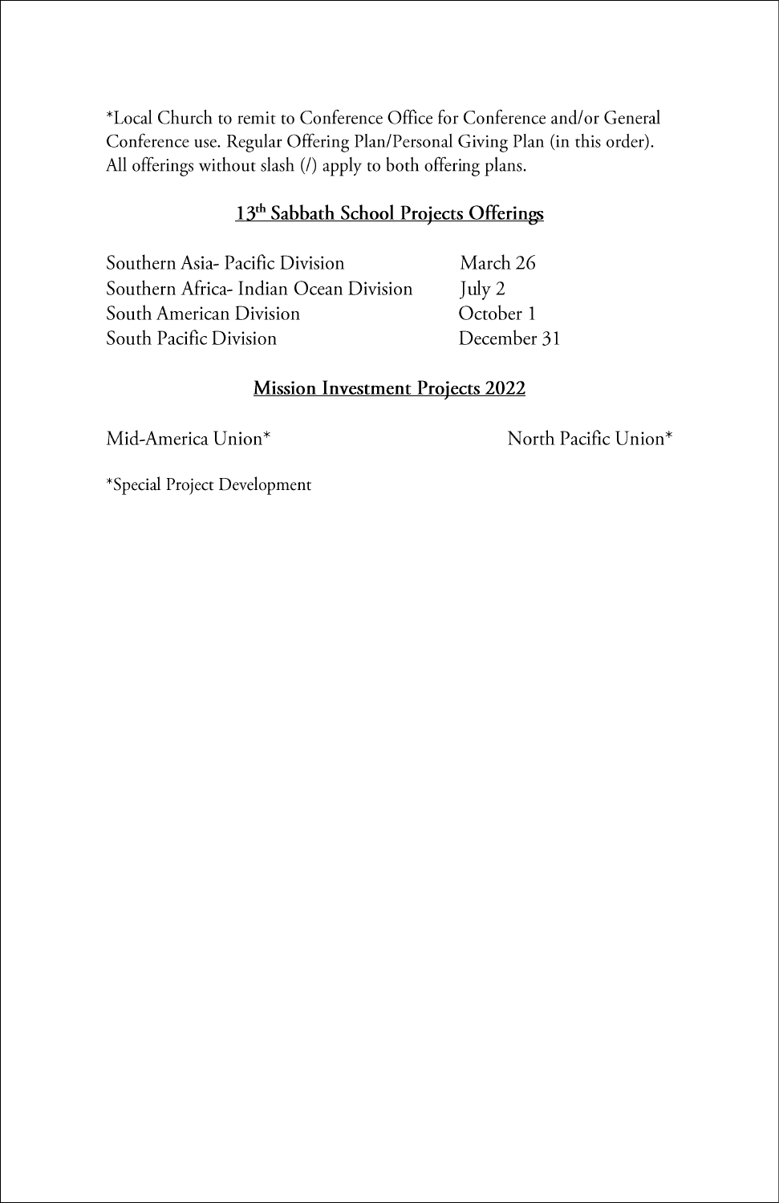*Local Church to remit to Conference Office for Conference and/or General Conference use. Regular Offering Plan/Personal Giving Plan (in this order). All offerings without slash (/) apply to both offering plans.

## 13th Sabbath School Projects Offerings

| | |
|---|---|
| Southern Asia- Pacific Division | March 26 |
| Southern Africa- Indian Ocean Division | July 2 |
| South American Division | October 1 |
| South Pacific Division | December 31 |

## Mission Investment Projects 2022

Mid-America Union* North Pacific Union*

*Special Project Development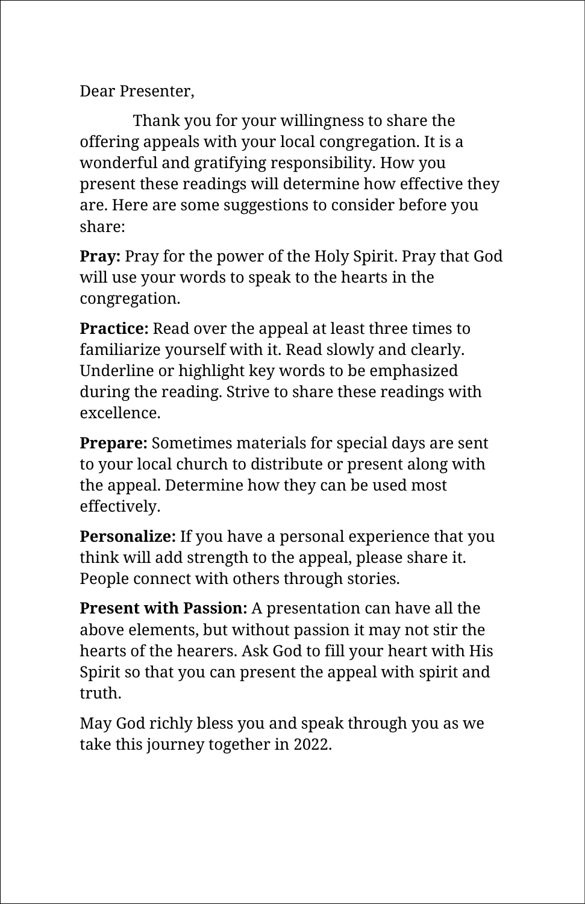Dear Presenter,

Thank you for your willingness to share the offering appeals with your local congregation. It is a wonderful and gratifying responsibility. How you present these readings will determine how effective they are. Here are some suggestions to consider before you share:

**Pray:** Pray for the power of the Holy Spirit. Pray that God will use your words to speak to the hearts in the congregation.

**Practice:** Read over the appeal at least three times to familiarize yourself with it. Read slowly and clearly. Underline or highlight key words to be emphasized during the reading. Strive to share these readings with excellence.

**Prepare:** Sometimes materials for special days are sent to your local church to distribute or present along with the appeal. Determine how they can be used most effectively.

**Personalize:** If you have a personal experience that you think will add strength to the appeal, please share it. People connect with others through stories.

**Present with Passion:** A presentation can have all the above elements, but without passion it may not stir the hearts of the hearers. Ask God to fill your heart with His Spirit so that you can present the appeal with spirit and truth.

May God richly bless you and speak through you as we take this journey together in 2022.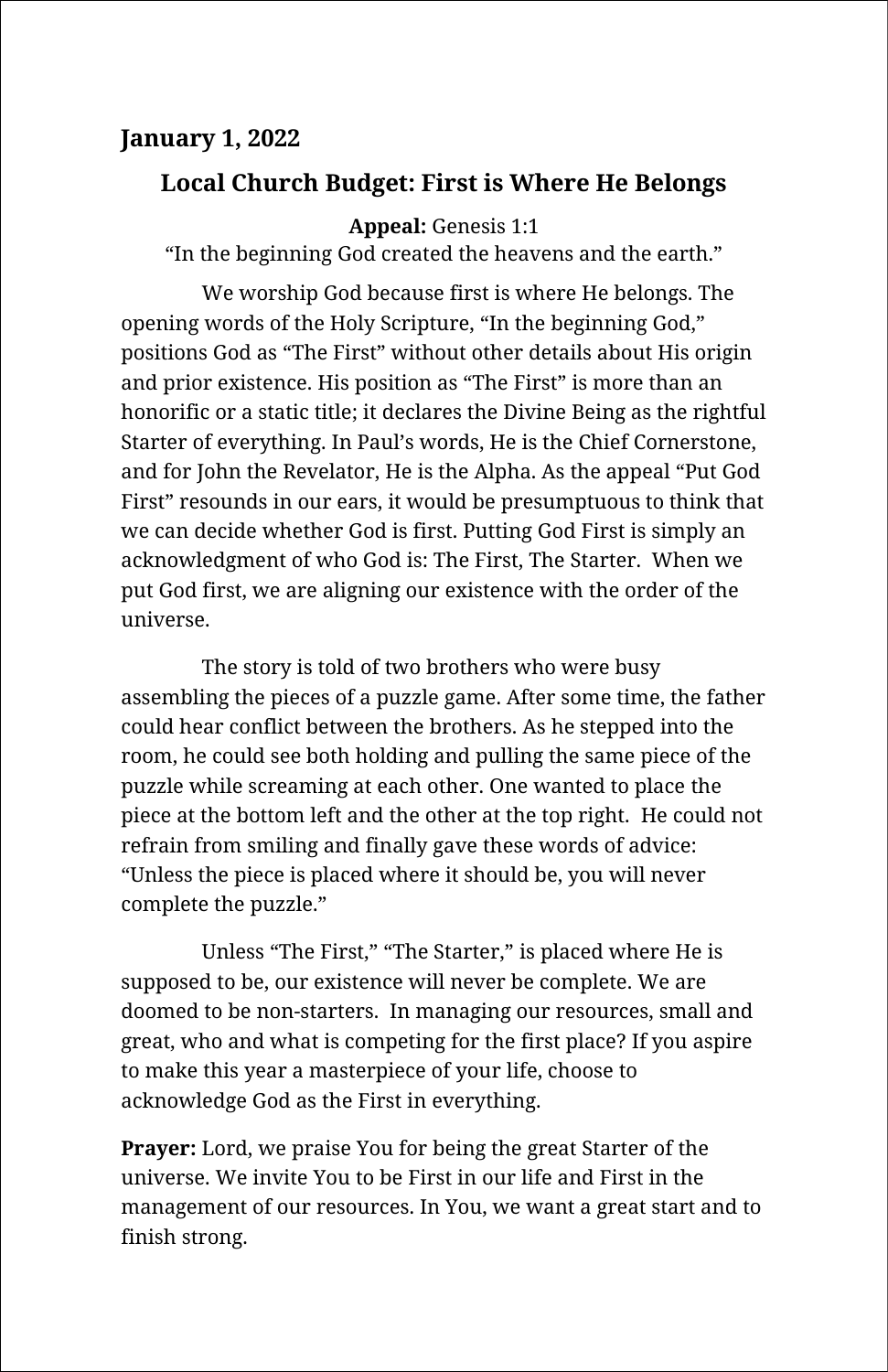**January 1, 2022**

## Local Church Budget: First is Where He Belongs

**Appeal:** Genesis 1:1
"In the beginning God created the heavens and the earth."

We worship God because first is where He belongs. The opening words of the Holy Scripture, "In the beginning God," positions God as "The First" without other details about His origin and prior existence. His position as "The First" is more than an honorific or a static title; it declares the Divine Being as the rightful Starter of everything. In Paul's words, He is the Chief Cornerstone, and for John the Revelator, He is the Alpha. As the appeal "Put God First" resounds in our ears, it would be presumptuous to think that we can decide whether God is first. Putting God First is simply an acknowledgment of who God is: The First, The Starter. When we put God first, we are aligning our existence with the order of the universe.

The story is told of two brothers who were busy assembling the pieces of a puzzle game. After some time, the father could hear conflict between the brothers. As he stepped into the room, he could see both holding and pulling the same piece of the puzzle while screaming at each other. One wanted to place the piece at the bottom left and the other at the top right. He could not refrain from smiling and finally gave these words of advice: "Unless the piece is placed where it should be, you will never complete the puzzle."

Unless "The First," "The Starter," is placed where He is supposed to be, our existence will never be complete. We are doomed to be non-starters. In managing our resources, small and great, who and what is competing for the first place? If you aspire to make this year a masterpiece of your life, choose to acknowledge God as the First in everything.

**Prayer:** Lord, we praise You for being the great Starter of the universe. We invite You to be First in our life and First in the management of our resources. In You, we want a great start and to finish strong.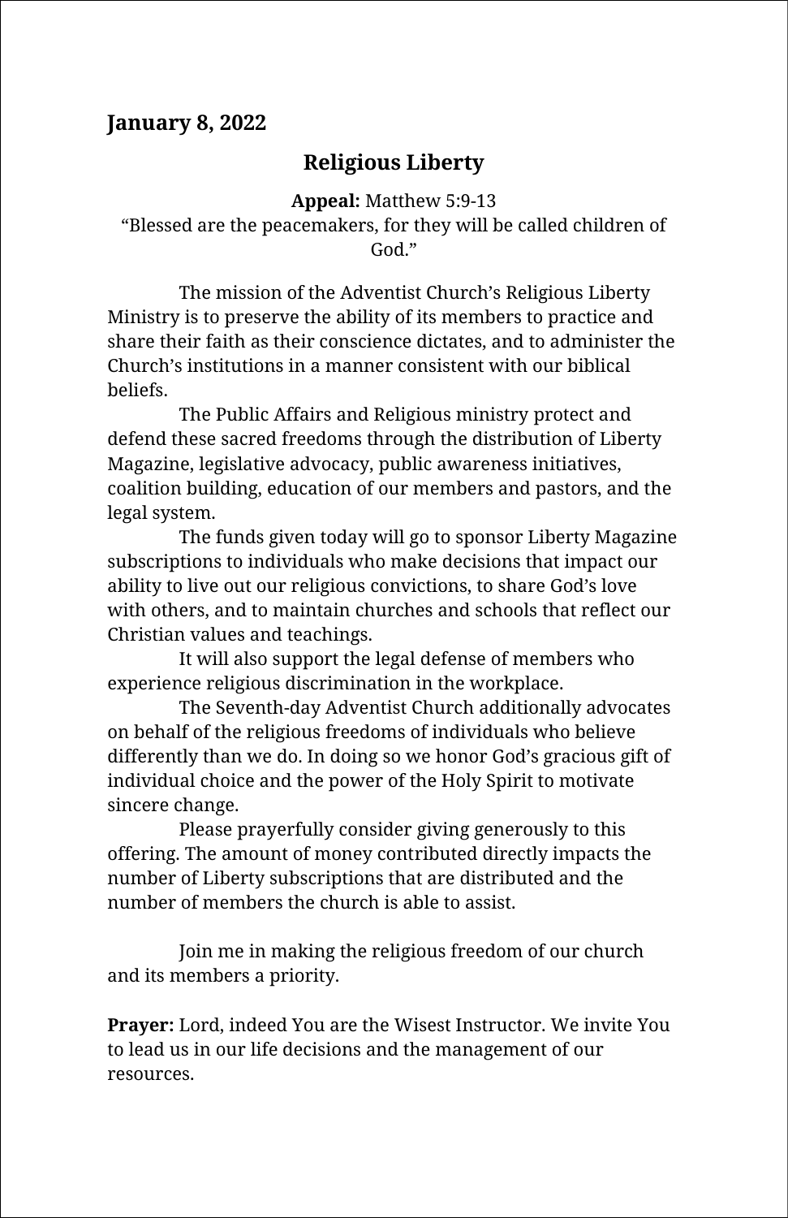**January 8, 2022**

## Religious Liberty

**Appeal:** Matthew 5:9-13
"Blessed are the peacemakers, for they will be called children of God."

The mission of the Adventist Church's Religious Liberty Ministry is to preserve the ability of its members to practice and share their faith as their conscience dictates, and to administer the Church's institutions in a manner consistent with our biblical beliefs.

The Public Affairs and Religious ministry protect and defend these sacred freedoms through the distribution of Liberty Magazine, legislative advocacy, public awareness initiatives, coalition building, education of our members and pastors, and the legal system.

The funds given today will go to sponsor Liberty Magazine subscriptions to individuals who make decisions that impact our ability to live out our religious convictions, to share God's love with others, and to maintain churches and schools that reflect our Christian values and teachings.

It will also support the legal defense of members who experience religious discrimination in the workplace.

The Seventh-day Adventist Church additionally advocates on behalf of the religious freedoms of individuals who believe differently than we do. In doing so we honor God's gracious gift of individual choice and the power of the Holy Spirit to motivate sincere change.

Please prayerfully consider giving generously to this offering. The amount of money contributed directly impacts the number of Liberty subscriptions that are distributed and the number of members the church is able to assist.

Join me in making the religious freedom of our church and its members a priority.

**Prayer:** Lord, indeed You are the Wisest Instructor. We invite You to lead us in our life decisions and the management of our resources.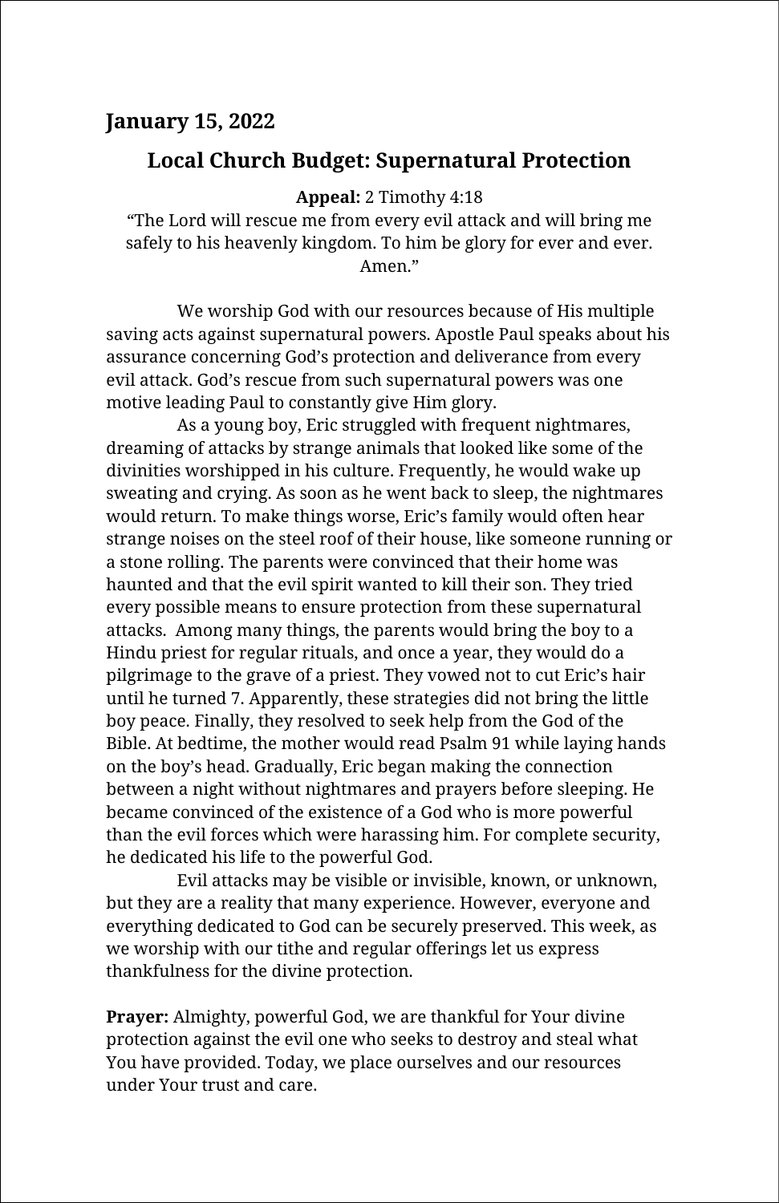**January 15, 2022**

## Local Church Budget: Supernatural Protection

**Appeal:** 2 Timothy 4:18
"The Lord will rescue me from every evil attack and will bring me safely to his heavenly kingdom. To him be glory for ever and ever. Amen."

We worship God with our resources because of His multiple saving acts against supernatural powers. Apostle Paul speaks about his assurance concerning God's protection and deliverance from every evil attack. God's rescue from such supernatural powers was one motive leading Paul to constantly give Him glory.

As a young boy, Eric struggled with frequent nightmares, dreaming of attacks by strange animals that looked like some of the divinities worshipped in his culture. Frequently, he would wake up sweating and crying. As soon as he went back to sleep, the nightmares would return. To make things worse, Eric's family would often hear strange noises on the steel roof of their house, like someone running or a stone rolling. The parents were convinced that their home was haunted and that the evil spirit wanted to kill their son. They tried every possible means to ensure protection from these supernatural attacks. Among many things, the parents would bring the boy to a Hindu priest for regular rituals, and once a year, they would do a pilgrimage to the grave of a priest. They vowed not to cut Eric's hair until he turned 7. Apparently, these strategies did not bring the little boy peace. Finally, they resolved to seek help from the God of the Bible. At bedtime, the mother would read Psalm 91 while laying hands on the boy's head. Gradually, Eric began making the connection between a night without nightmares and prayers before sleeping. He became convinced of the existence of a God who is more powerful than the evil forces which were harassing him. For complete security, he dedicated his life to the powerful God.

Evil attacks may be visible or invisible, known, or unknown, but they are a reality that many experience. However, everyone and everything dedicated to God can be securely preserved. This week, as we worship with our tithe and regular offerings let us express thankfulness for the divine protection.

**Prayer:** Almighty, powerful God, we are thankful for Your divine protection against the evil one who seeks to destroy and steal what You have provided. Today, we place ourselves and our resources under Your trust and care.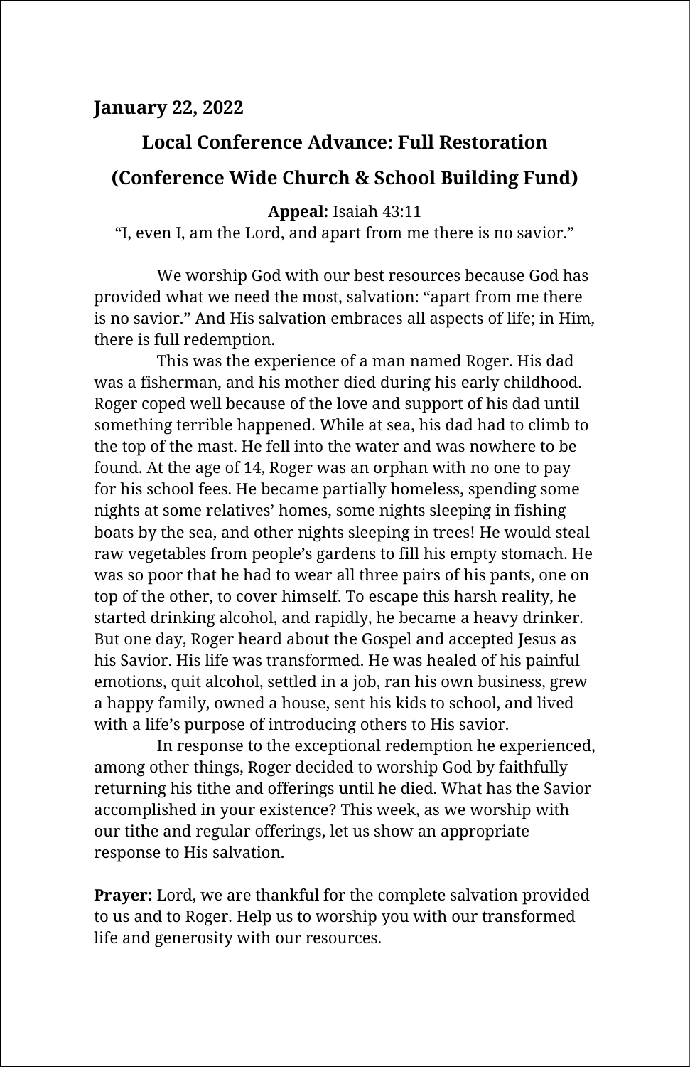**January 22, 2022**

## Local Conference Advance: Full Restoration

## (Conference Wide Church & School Building Fund)

**Appeal:** Isaiah 43:11
"I, even I, am the Lord, and apart from me there is no savior."

We worship God with our best resources because God has provided what we need the most, salvation: "apart from me there is no savior." And His salvation embraces all aspects of life; in Him, there is full redemption.

This was the experience of a man named Roger. His dad was a fisherman, and his mother died during his early childhood. Roger coped well because of the love and support of his dad until something terrible happened. While at sea, his dad had to climb to the top of the mast. He fell into the water and was nowhere to be found. At the age of 14, Roger was an orphan with no one to pay for his school fees. He became partially homeless, spending some nights at some relatives' homes, some nights sleeping in fishing boats by the sea, and other nights sleeping in trees! He would steal raw vegetables from people's gardens to fill his empty stomach. He was so poor that he had to wear all three pairs of his pants, one on top of the other, to cover himself. To escape this harsh reality, he started drinking alcohol, and rapidly, he became a heavy drinker. But one day, Roger heard about the Gospel and accepted Jesus as his Savior. His life was transformed. He was healed of his painful emotions, quit alcohol, settled in a job, ran his own business, grew a happy family, owned a house, sent his kids to school, and lived with a life's purpose of introducing others to His savior.

In response to the exceptional redemption he experienced, among other things, Roger decided to worship God by faithfully returning his tithe and offerings until he died. What has the Savior accomplished in your existence? This week, as we worship with our tithe and regular offerings, let us show an appropriate response to His salvation.

**Prayer:** Lord, we are thankful for the complete salvation provided to us and to Roger. Help us to worship you with our transformed life and generosity with our resources.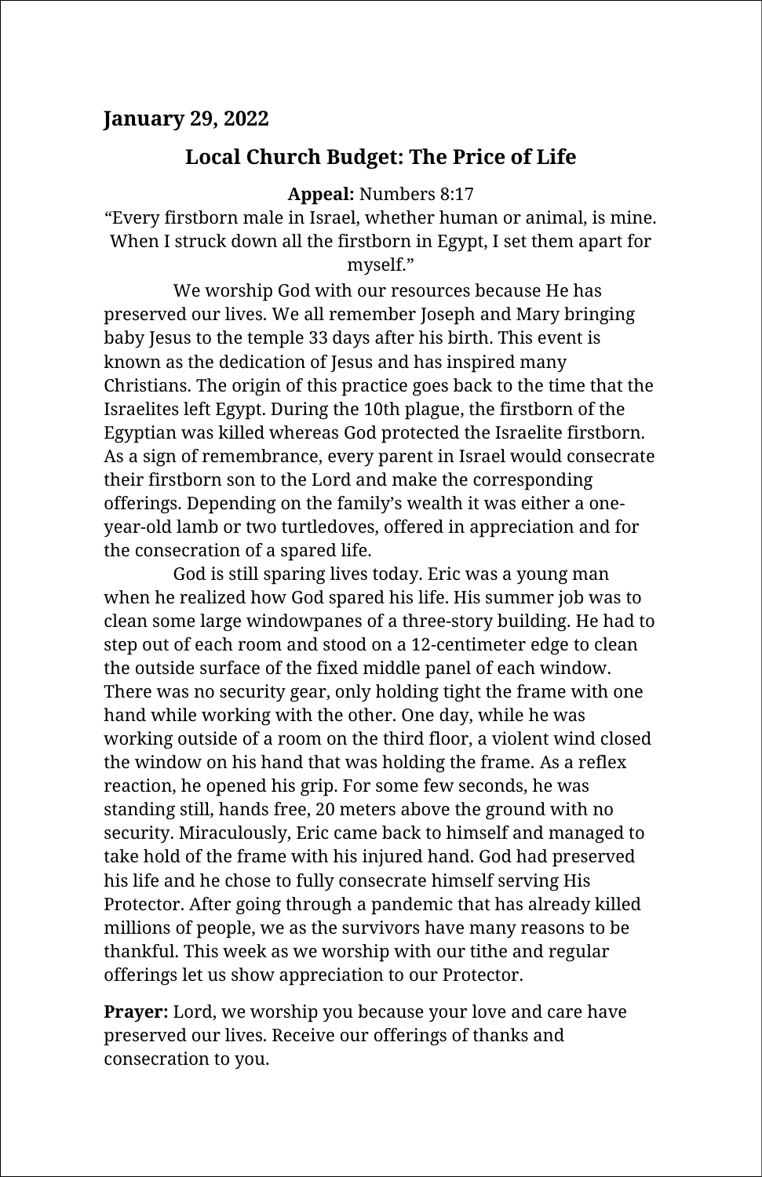**January 29, 2022**

## Local Church Budget: The Price of Life

**Appeal:** Numbers 8:17
"Every firstborn male in Israel, whether human or animal, is mine. When I struck down all the firstborn in Egypt, I set them apart for myself."

We worship God with our resources because He has preserved our lives. We all remember Joseph and Mary bringing baby Jesus to the temple 33 days after his birth. This event is known as the dedication of Jesus and has inspired many Christians. The origin of this practice goes back to the time that the Israelites left Egypt. During the 10th plague, the firstborn of the Egyptian was killed whereas God protected the Israelite firstborn. As a sign of remembrance, every parent in Israel would consecrate their firstborn son to the Lord and make the corresponding offerings. Depending on the family's wealth it was either a one-year-old lamb or two turtledoves, offered in appreciation and for the consecration of a spared life.

God is still sparing lives today. Eric was a young man when he realized how God spared his life. His summer job was to clean some large windowpanes of a three-story building. He had to step out of each room and stood on a 12-centimeter edge to clean the outside surface of the fixed middle panel of each window. There was no security gear, only holding tight the frame with one hand while working with the other. One day, while he was working outside of a room on the third floor, a violent wind closed the window on his hand that was holding the frame. As a reflex reaction, he opened his grip. For some few seconds, he was standing still, hands free, 20 meters above the ground with no security. Miraculously, Eric came back to himself and managed to take hold of the frame with his injured hand. God had preserved his life and he chose to fully consecrate himself serving His Protector. After going through a pandemic that has already killed millions of people, we as the survivors have many reasons to be thankful. This week as we worship with our tithe and regular offerings let us show appreciation to our Protector.

**Prayer:** Lord, we worship you because your love and care have preserved our lives. Receive our offerings of thanks and consecration to you.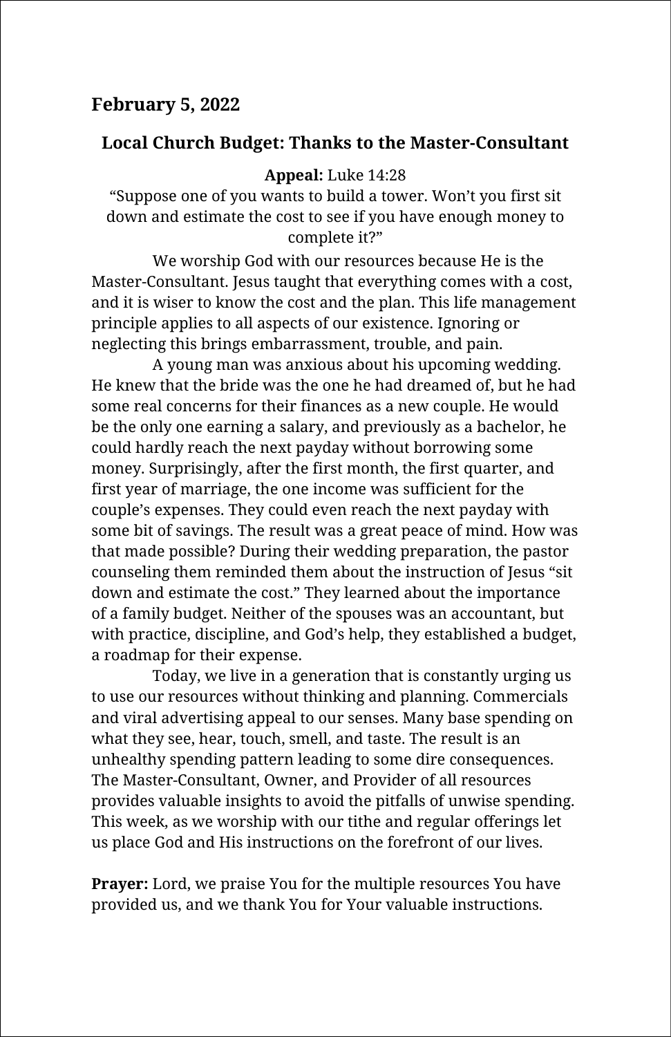## February 5, 2022

### Local Church Budget: Thanks to the Master-Consultant

**Appeal:** Luke 14:28
"Suppose one of you wants to build a tower. Won't you first sit down and estimate the cost to see if you have enough money to complete it?"

We worship God with our resources because He is the Master-Consultant. Jesus taught that everything comes with a cost, and it is wiser to know the cost and the plan. This life management principle applies to all aspects of our existence. Ignoring or neglecting this brings embarrassment, trouble, and pain.

A young man was anxious about his upcoming wedding. He knew that the bride was the one he had dreamed of, but he had some real concerns for their finances as a new couple. He would be the only one earning a salary, and previously as a bachelor, he could hardly reach the next payday without borrowing some money. Surprisingly, after the first month, the first quarter, and first year of marriage, the one income was sufficient for the couple's expenses. They could even reach the next payday with some bit of savings. The result was a great peace of mind. How was that made possible? During their wedding preparation, the pastor counseling them reminded them about the instruction of Jesus "sit down and estimate the cost." They learned about the importance of a family budget. Neither of the spouses was an accountant, but with practice, discipline, and God's help, they established a budget, a roadmap for their expense.

Today, we live in a generation that is constantly urging us to use our resources without thinking and planning. Commercials and viral advertising appeal to our senses. Many base spending on what they see, hear, touch, smell, and taste. The result is an unhealthy spending pattern leading to some dire consequences. The Master-Consultant, Owner, and Provider of all resources provides valuable insights to avoid the pitfalls of unwise spending. This week, as we worship with our tithe and regular offerings let us place God and His instructions on the forefront of our lives.

**Prayer:** Lord, we praise You for the multiple resources You have provided us, and we thank You for Your valuable instructions.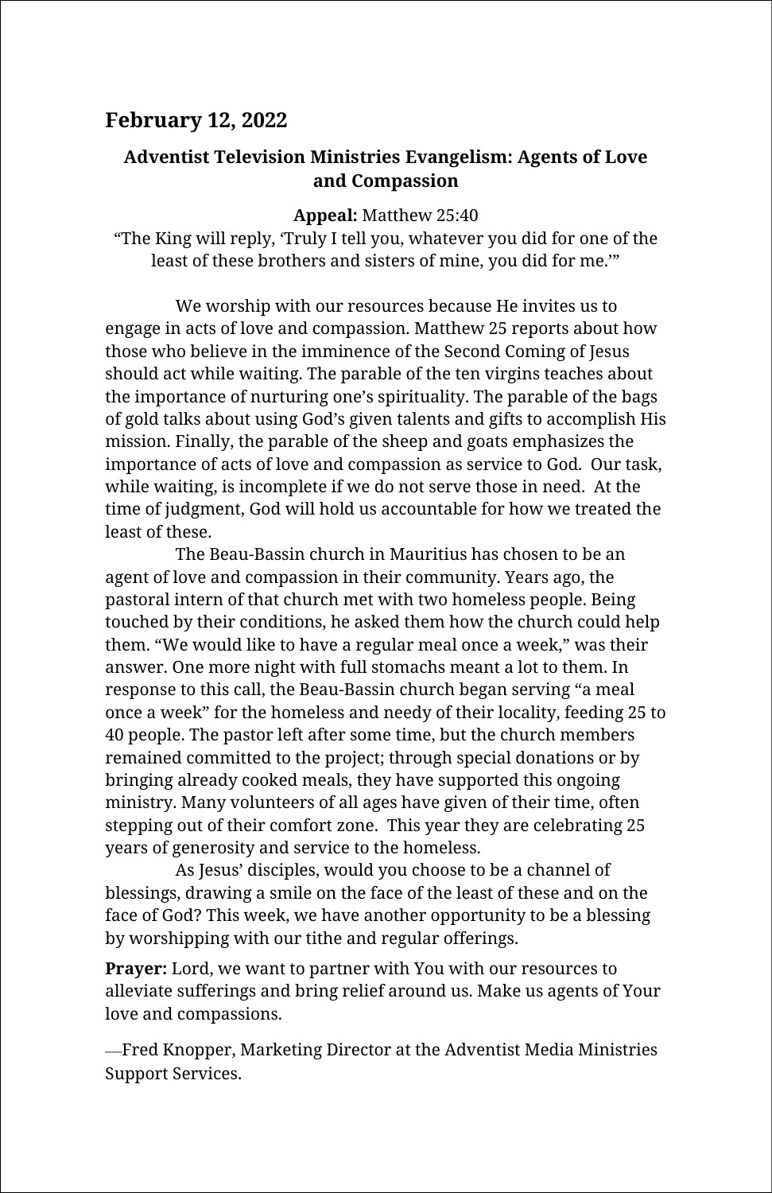## February 12, 2022

### Adventist Television Ministries Evangelism: Agents of Love and Compassion

**Appeal:** Matthew 25:40
"The King will reply, 'Truly I tell you, whatever you did for one of the least of these brothers and sisters of mine, you did for me.'"

We worship with our resources because He invites us to engage in acts of love and compassion. Matthew 25 reports about how those who believe in the imminence of the Second Coming of Jesus should act while waiting. The parable of the ten virgins teaches about the importance of nurturing one's spirituality. The parable of the bags of gold talks about using God's given talents and gifts to accomplish His mission. Finally, the parable of the sheep and goats emphasizes the importance of acts of love and compassion as service to God. Our task, while waiting, is incomplete if we do not serve those in need. At the time of judgment, God will hold us accountable for how we treated the least of these.

The Beau-Bassin church in Mauritius has chosen to be an agent of love and compassion in their community. Years ago, the pastoral intern of that church met with two homeless people. Being touched by their conditions, he asked them how the church could help them. "We would like to have a regular meal once a week," was their answer. One more night with full stomachs meant a lot to them. In response to this call, the Beau-Bassin church began serving "a meal once a week" for the homeless and needy of their locality, feeding 25 to 40 people. The pastor left after some time, but the church members remained committed to the project; through special donations or by bringing already cooked meals, they have supported this ongoing ministry. Many volunteers of all ages have given of their time, often stepping out of their comfort zone. This year they are celebrating 25 years of generosity and service to the homeless.

As Jesus' disciples, would you choose to be a channel of blessings, drawing a smile on the face of the least of these and on the face of God? This week, we have another opportunity to be a blessing by worshipping with our tithe and regular offerings.

**Prayer:** Lord, we want to partner with You with our resources to alleviate sufferings and bring relief around us. Make us agents of Your love and compassions.

—Fred Knopper, Marketing Director at the Adventist Media Ministries Support Services.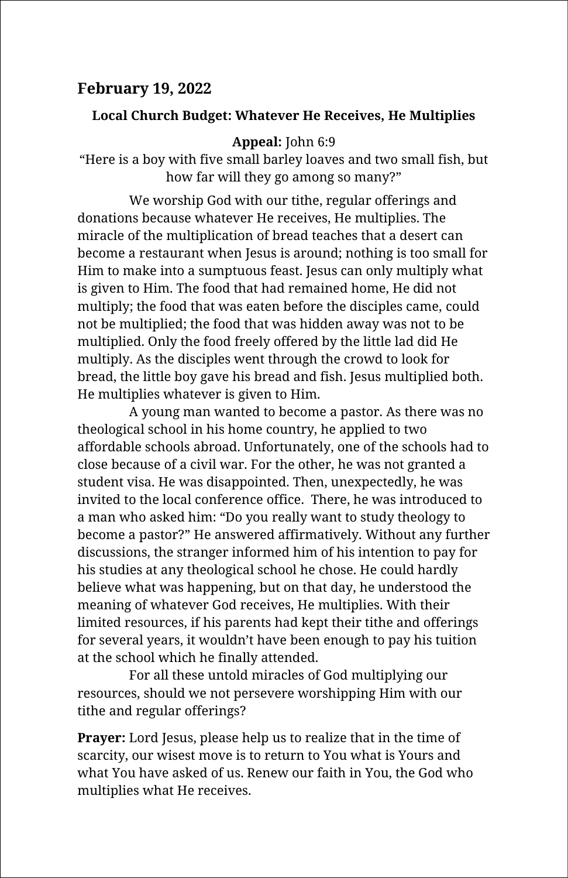## February 19, 2022

### Local Church Budget: Whatever He Receives, He Multiplies

**Appeal:** John 6:9
"Here is a boy with five small barley loaves and two small fish, but how far will they go among so many?"

We worship God with our tithe, regular offerings and donations because whatever He receives, He multiplies. The miracle of the multiplication of bread teaches that a desert can become a restaurant when Jesus is around; nothing is too small for Him to make into a sumptuous feast. Jesus can only multiply what is given to Him. The food that had remained home, He did not multiply; the food that was eaten before the disciples came, could not be multiplied; the food that was hidden away was not to be multiplied. Only the food freely offered by the little lad did He multiply. As the disciples went through the crowd to look for bread, the little boy gave his bread and fish. Jesus multiplied both. He multiplies whatever is given to Him.

A young man wanted to become a pastor. As there was no theological school in his home country, he applied to two affordable schools abroad. Unfortunately, one of the schools had to close because of a civil war. For the other, he was not granted a student visa. He was disappointed. Then, unexpectedly, he was invited to the local conference office. There, he was introduced to a man who asked him: "Do you really want to study theology to become a pastor?" He answered affirmatively. Without any further discussions, the stranger informed him of his intention to pay for his studies at any theological school he chose. He could hardly believe what was happening, but on that day, he understood the meaning of whatever God receives, He multiplies. With their limited resources, if his parents had kept their tithe and offerings for several years, it wouldn't have been enough to pay his tuition at the school which he finally attended.

For all these untold miracles of God multiplying our resources, should we not persevere worshipping Him with our tithe and regular offerings?

**Prayer:** Lord Jesus, please help us to realize that in the time of scarcity, our wisest move is to return to You what is Yours and what You have asked of us. Renew our faith in You, the God who multiplies what He receives.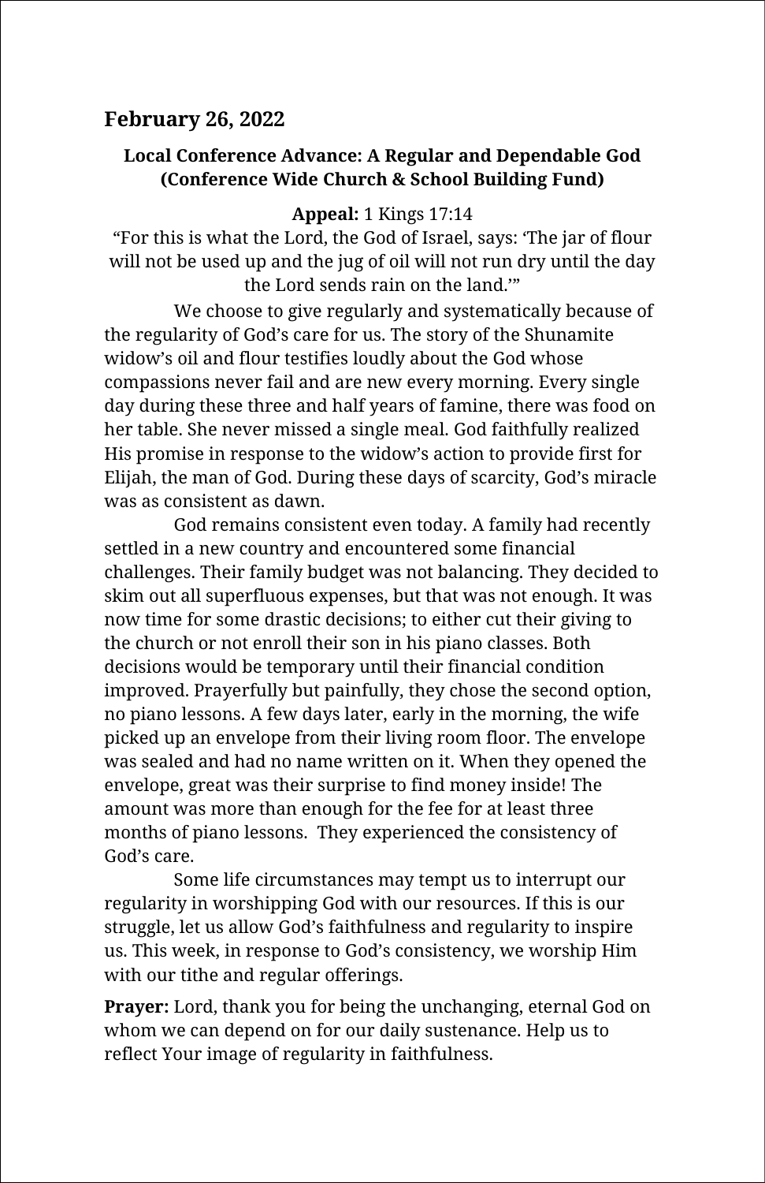## February 26, 2022

### Local Conference Advance: A Regular and Dependable God (Conference Wide Church & School Building Fund)

**Appeal:** 1 Kings 17:14
"For this is what the Lord, the God of Israel, says: 'The jar of flour will not be used up and the jug of oil will not run dry until the day the Lord sends rain on the land.'"

We choose to give regularly and systematically because of the regularity of God's care for us. The story of the Shunamite widow's oil and flour testifies loudly about the God whose compassions never fail and are new every morning. Every single day during these three and half years of famine, there was food on her table. She never missed a single meal. God faithfully realized His promise in response to the widow's action to provide first for Elijah, the man of God. During these days of scarcity, God's miracle was as consistent as dawn.

God remains consistent even today. A family had recently settled in a new country and encountered some financial challenges. Their family budget was not balancing. They decided to skim out all superfluous expenses, but that was not enough. It was now time for some drastic decisions; to either cut their giving to the church or not enroll their son in his piano classes. Both decisions would be temporary until their financial condition improved. Prayerfully but painfully, they chose the second option, no piano lessons. A few days later, early in the morning, the wife picked up an envelope from their living room floor. The envelope was sealed and had no name written on it. When they opened the envelope, great was their surprise to find money inside! The amount was more than enough for the fee for at least three months of piano lessons. They experienced the consistency of God's care.

Some life circumstances may tempt us to interrupt our regularity in worshipping God with our resources. If this is our struggle, let us allow God's faithfulness and regularity to inspire us. This week, in response to God's consistency, we worship Him with our tithe and regular offerings.

**Prayer:** Lord, thank you for being the unchanging, eternal God on whom we can depend on for our daily sustenance. Help us to reflect Your image of regularity in faithfulness.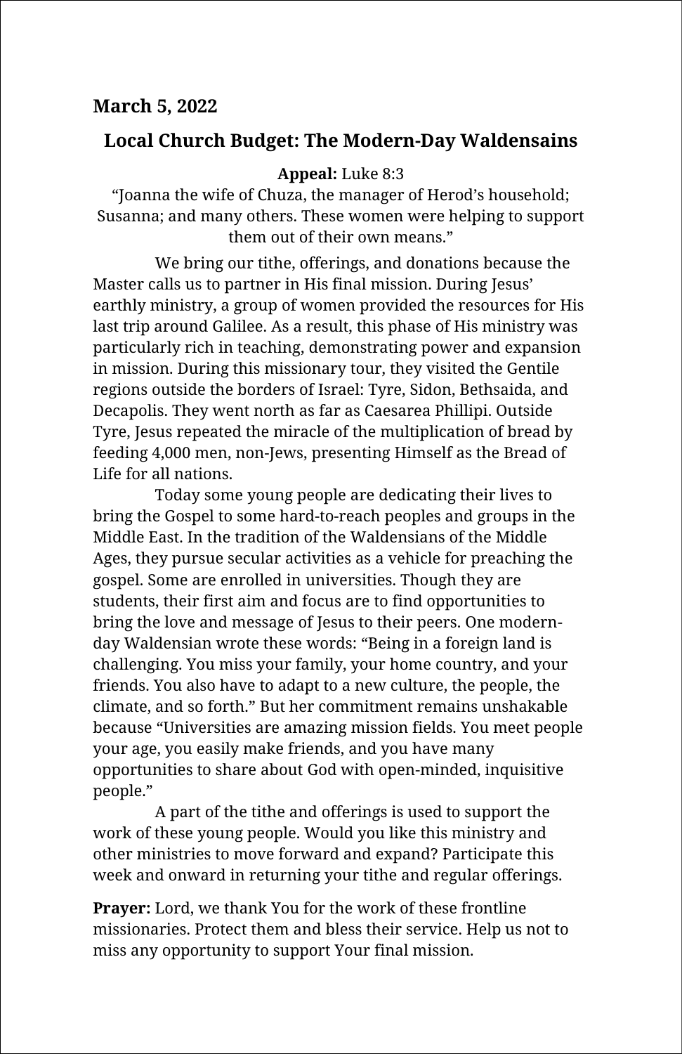**March 5, 2022**

## Local Church Budget: The Modern-Day Waldensains

**Appeal:** Luke 8:3

"Joanna the wife of Chuza, the manager of Herod's household; Susanna; and many others. These women were helping to support them out of their own means."

We bring our tithe, offerings, and donations because the Master calls us to partner in His final mission. During Jesus' earthly ministry, a group of women provided the resources for His last trip around Galilee. As a result, this phase of His ministry was particularly rich in teaching, demonstrating power and expansion in mission. During this missionary tour, they visited the Gentile regions outside the borders of Israel: Tyre, Sidon, Bethsaida, and Decapolis. They went north as far as Caesarea Phillipi. Outside Tyre, Jesus repeated the miracle of the multiplication of bread by feeding 4,000 men, non-Jews, presenting Himself as the Bread of Life for all nations.

Today some young people are dedicating their lives to bring the Gospel to some hard-to-reach peoples and groups in the Middle East. In the tradition of the Waldensians of the Middle Ages, they pursue secular activities as a vehicle for preaching the gospel. Some are enrolled in universities. Though they are students, their first aim and focus are to find opportunities to bring the love and message of Jesus to their peers. One modern-day Waldensian wrote these words: "Being in a foreign land is challenging. You miss your family, your home country, and your friends. You also have to adapt to a new culture, the people, the climate, and so forth." But her commitment remains unshakable because "Universities are amazing mission fields. You meet people your age, you easily make friends, and you have many opportunities to share about God with open-minded, inquisitive people."

A part of the tithe and offerings is used to support the work of these young people. Would you like this ministry and other ministries to move forward and expand? Participate this week and onward in returning your tithe and regular offerings.

**Prayer:** Lord, we thank You for the work of these frontline missionaries. Protect them and bless their service. Help us not to miss any opportunity to support Your final mission.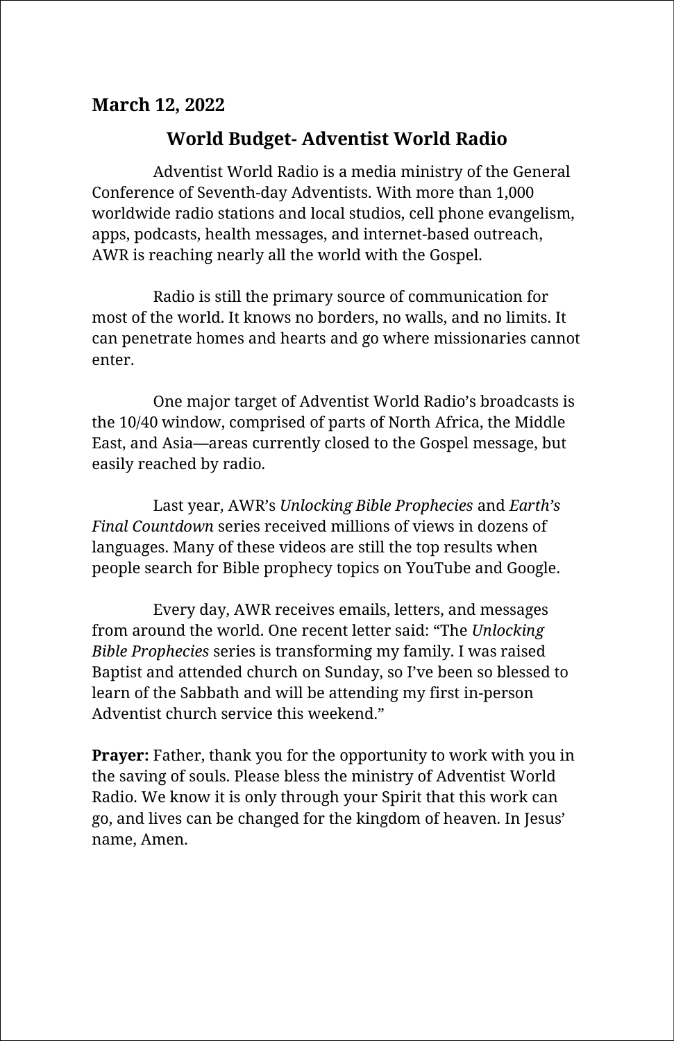**March 12, 2022**

## World Budget- Adventist World Radio

Adventist World Radio is a media ministry of the General Conference of Seventh-day Adventists. With more than 1,000 worldwide radio stations and local studios, cell phone evangelism, apps, podcasts, health messages, and internet-based outreach, AWR is reaching nearly all the world with the Gospel.

Radio is still the primary source of communication for most of the world. It knows no borders, no walls, and no limits. It can penetrate homes and hearts and go where missionaries cannot enter.

One major target of Adventist World Radio's broadcasts is the 10/40 window, comprised of parts of North Africa, the Middle East, and Asia—areas currently closed to the Gospel message, but easily reached by radio.

Last year, AWR's *Unlocking Bible Prophecies* and *Earth's Final Countdown* series received millions of views in dozens of languages. Many of these videos are still the top results when people search for Bible prophecy topics on YouTube and Google.

Every day, AWR receives emails, letters, and messages from around the world. One recent letter said: "The *Unlocking Bible Prophecies* series is transforming my family. I was raised Baptist and attended church on Sunday, so I've been so blessed to learn of the Sabbath and will be attending my first in-person Adventist church service this weekend."

**Prayer:** Father, thank you for the opportunity to work with you in the saving of souls. Please bless the ministry of Adventist World Radio. We know it is only through your Spirit that this work can go, and lives can be changed for the kingdom of heaven. In Jesus' name, Amen.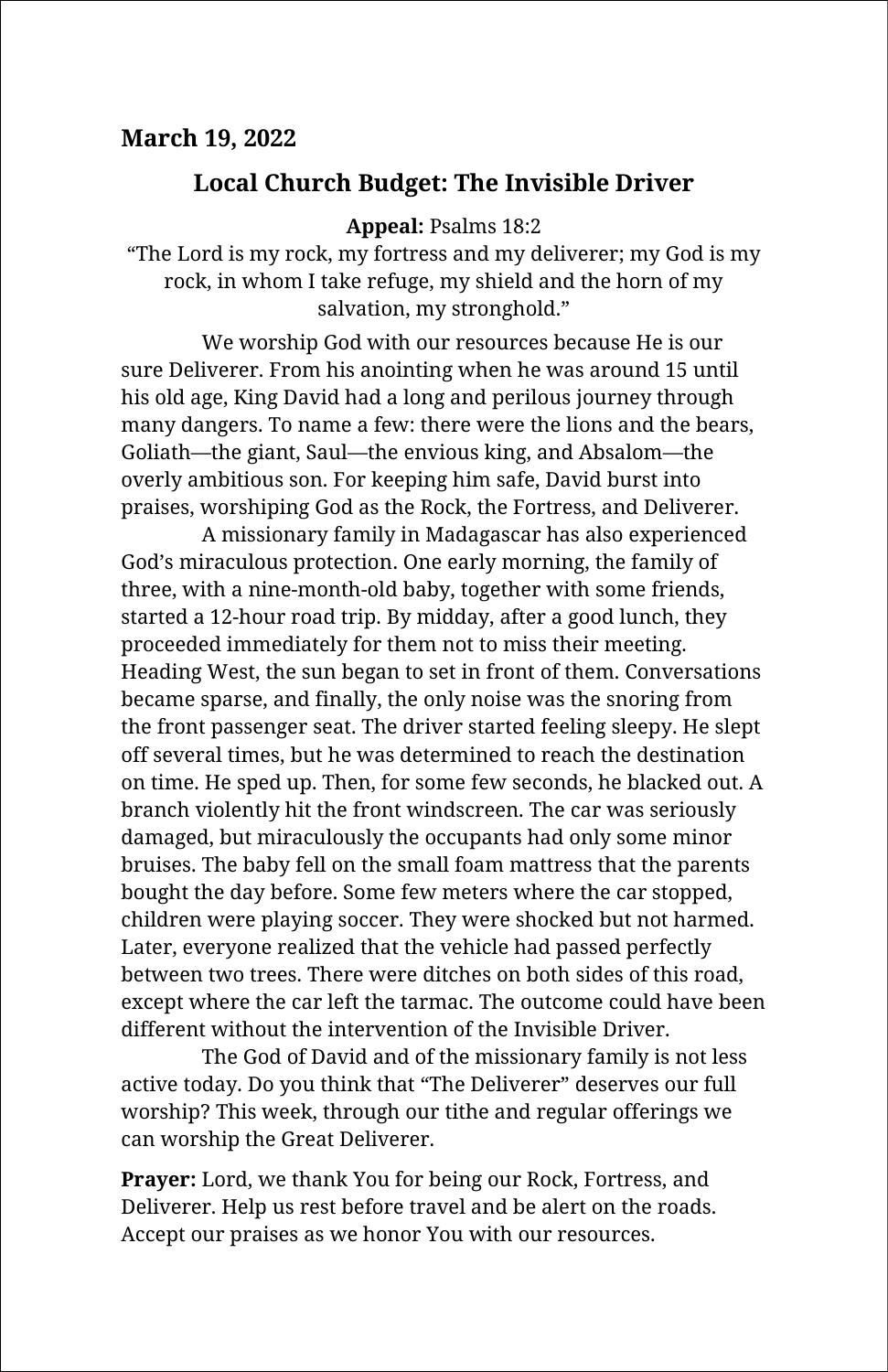**March 19, 2022**

## Local Church Budget: The Invisible Driver

**Appeal:** Psalms 18:2
"The Lord is my rock, my fortress and my deliverer; my God is my rock, in whom I take refuge, my shield and the horn of my salvation, my stronghold."

We worship God with our resources because He is our sure Deliverer. From his anointing when he was around 15 until his old age, King David had a long and perilous journey through many dangers. To name a few: there were the lions and the bears, Goliath—the giant, Saul—the envious king, and Absalom—the overly ambitious son. For keeping him safe, David burst into praises, worshiping God as the Rock, the Fortress, and Deliverer.

A missionary family in Madagascar has also experienced God's miraculous protection. One early morning, the family of three, with a nine-month-old baby, together with some friends, started a 12-hour road trip. By midday, after a good lunch, they proceeded immediately for them not to miss their meeting. Heading West, the sun began to set in front of them. Conversations became sparse, and finally, the only noise was the snoring from the front passenger seat. The driver started feeling sleepy. He slept off several times, but he was determined to reach the destination on time. He sped up. Then, for some few seconds, he blacked out. A branch violently hit the front windscreen. The car was seriously damaged, but miraculously the occupants had only some minor bruises. The baby fell on the small foam mattress that the parents bought the day before. Some few meters where the car stopped, children were playing soccer. They were shocked but not harmed. Later, everyone realized that the vehicle had passed perfectly between two trees. There were ditches on both sides of this road, except where the car left the tarmac. The outcome could have been different without the intervention of the Invisible Driver.

The God of David and of the missionary family is not less active today. Do you think that "The Deliverer" deserves our full worship? This week, through our tithe and regular offerings we can worship the Great Deliverer.

**Prayer:** Lord, we thank You for being our Rock, Fortress, and Deliverer. Help us rest before travel and be alert on the roads. Accept our praises as we honor You with our resources.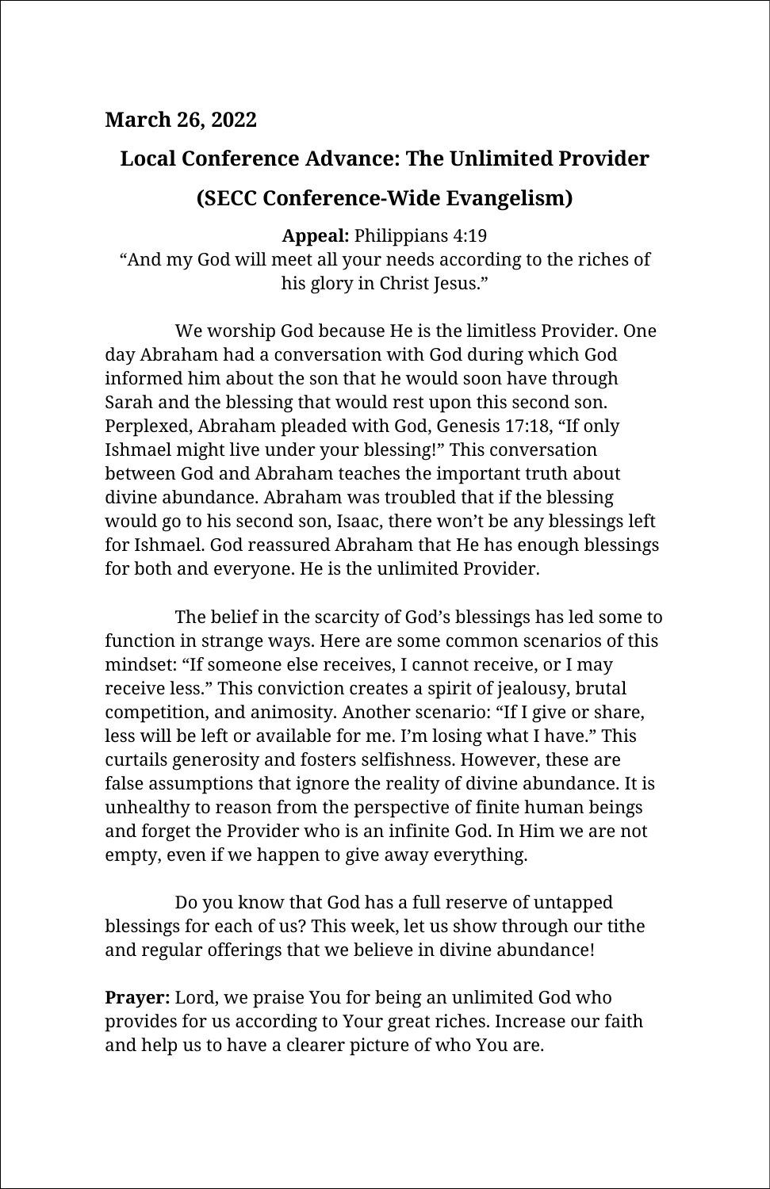**March 26, 2022**

## Local Conference Advance: The Unlimited Provider

## (SECC Conference-Wide Evangelism)

**Appeal:** Philippians 4:19
"And my God will meet all your needs according to the riches of his glory in Christ Jesus."

We worship God because He is the limitless Provider. One day Abraham had a conversation with God during which God informed him about the son that he would soon have through Sarah and the blessing that would rest upon this second son. Perplexed, Abraham pleaded with God, Genesis 17:18, "If only Ishmael might live under your blessing!" This conversation between God and Abraham teaches the important truth about divine abundance. Abraham was troubled that if the blessing would go to his second son, Isaac, there won't be any blessings left for Ishmael. God reassured Abraham that He has enough blessings for both and everyone. He is the unlimited Provider.

The belief in the scarcity of God's blessings has led some to function in strange ways. Here are some common scenarios of this mindset: "If someone else receives, I cannot receive, or I may receive less." This conviction creates a spirit of jealousy, brutal competition, and animosity. Another scenario: "If I give or share, less will be left or available for me. I'm losing what I have." This curtails generosity and fosters selfishness. However, these are false assumptions that ignore the reality of divine abundance. It is unhealthy to reason from the perspective of finite human beings and forget the Provider who is an infinite God. In Him we are not empty, even if we happen to give away everything.

Do you know that God has a full reserve of untapped blessings for each of us? This week, let us show through our tithe and regular offerings that we believe in divine abundance!

**Prayer:** Lord, we praise You for being an unlimited God who provides for us according to Your great riches. Increase our faith and help us to have a clearer picture of who You are.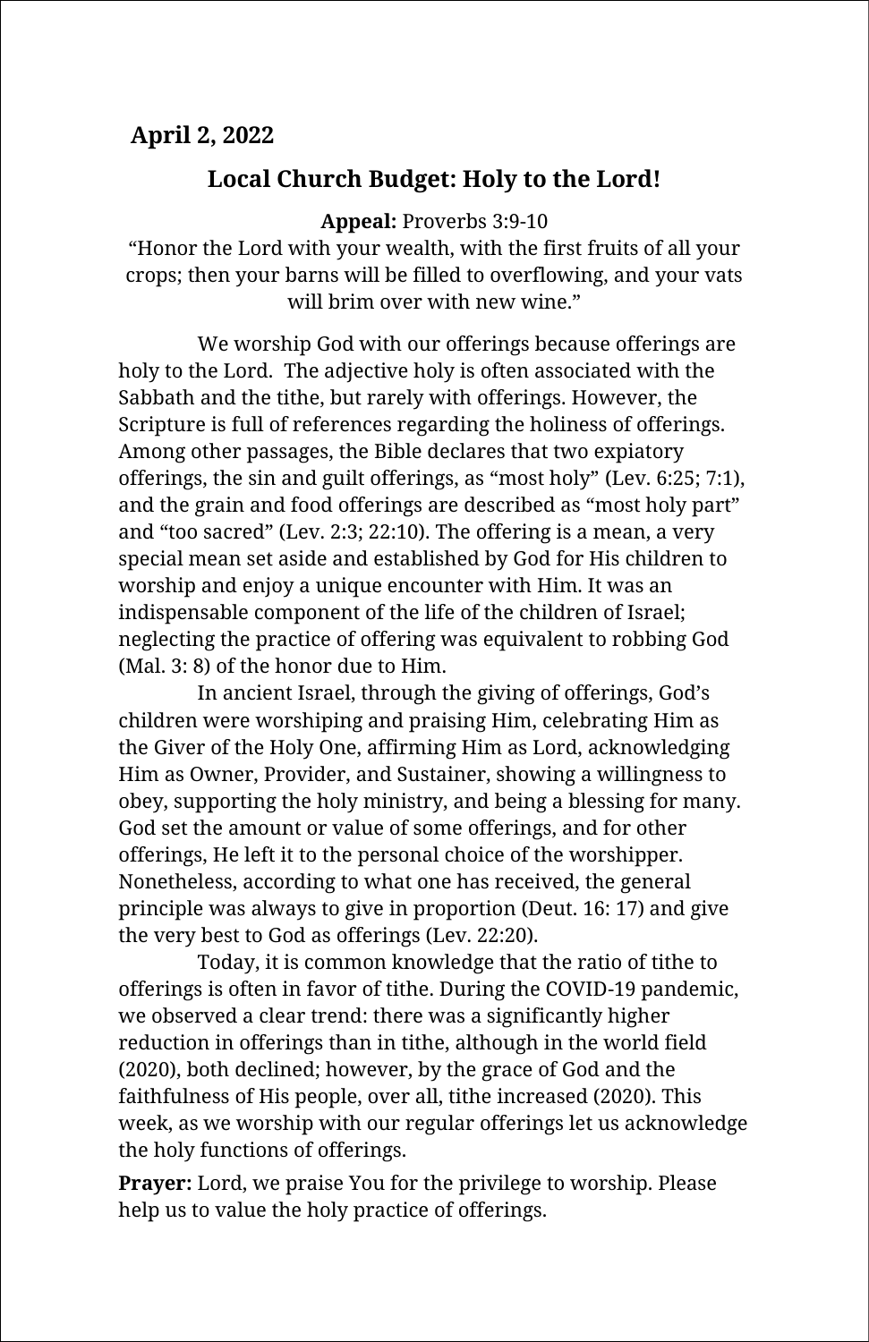**April 2, 2022**

## Local Church Budget: Holy to the Lord!

**Appeal:** Proverbs 3:9-10
"Honor the Lord with your wealth, with the first fruits of all your crops; then your barns will be filled to overflowing, and your vats will brim over with new wine."

We worship God with our offerings because offerings are holy to the Lord. The adjective holy is often associated with the Sabbath and the tithe, but rarely with offerings. However, the Scripture is full of references regarding the holiness of offerings. Among other passages, the Bible declares that two expiatory offerings, the sin and guilt offerings, as "most holy" (Lev. 6:25; 7:1), and the grain and food offerings are described as "most holy part" and "too sacred" (Lev. 2:3; 22:10). The offering is a mean, a very special mean set aside and established by God for His children to worship and enjoy a unique encounter with Him. It was an indispensable component of the life of the children of Israel; neglecting the practice of offering was equivalent to robbing God (Mal. 3: 8) of the honor due to Him.

In ancient Israel, through the giving of offerings, God's children were worshiping and praising Him, celebrating Him as the Giver of the Holy One, affirming Him as Lord, acknowledging Him as Owner, Provider, and Sustainer, showing a willingness to obey, supporting the holy ministry, and being a blessing for many. God set the amount or value of some offerings, and for other offerings, He left it to the personal choice of the worshipper. Nonetheless, according to what one has received, the general principle was always to give in proportion (Deut. 16: 17) and give the very best to God as offerings (Lev. 22:20).

Today, it is common knowledge that the ratio of tithe to offerings is often in favor of tithe. During the COVID-19 pandemic, we observed a clear trend: there was a significantly higher reduction in offerings than in tithe, although in the world field (2020), both declined; however, by the grace of God and the faithfulness of His people, over all, tithe increased (2020). This week, as we worship with our regular offerings let us acknowledge the holy functions of offerings.

**Prayer:** Lord, we praise You for the privilege to worship. Please help us to value the holy practice of offerings.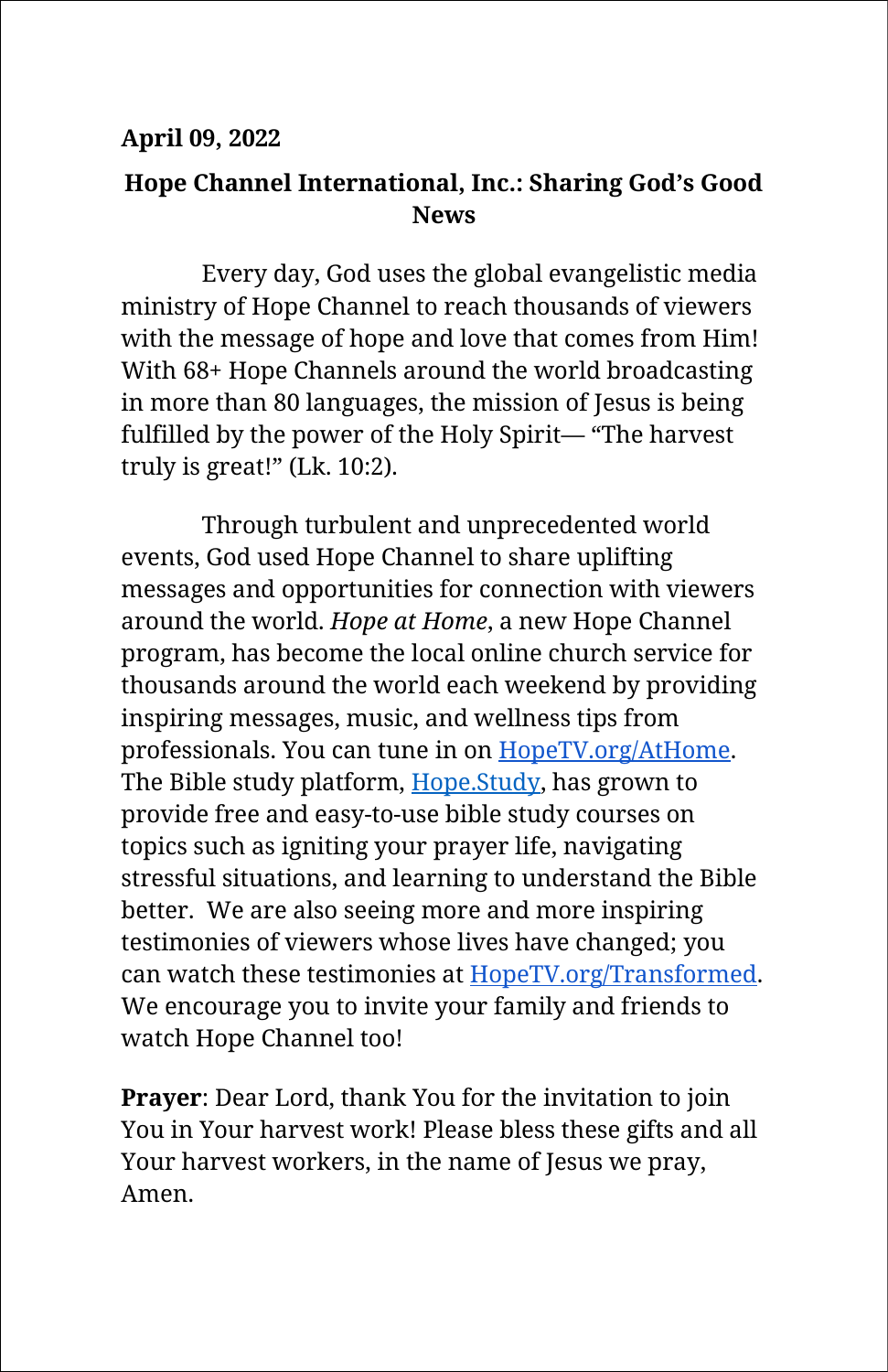**April 09, 2022**

## Hope Channel International, Inc.: Sharing God's Good News

Every day, God uses the global evangelistic media ministry of Hope Channel to reach thousands of viewers with the message of hope and love that comes from Him! With 68+ Hope Channels around the world broadcasting in more than 80 languages, the mission of Jesus is being fulfilled by the power of the Holy Spirit— "The harvest truly is great!" (Lk. 10:2).

Through turbulent and unprecedented world events, God used Hope Channel to share uplifting messages and opportunities for connection with viewers around the world. *Hope at Home*, a new Hope Channel program, has become the local online church service for thousands around the world each weekend by providing inspiring messages, music, and wellness tips from professionals. You can tune in on [HopeTV.org/AtHome](HopeTV.org/AtHome). The Bible study platform, [Hope.Study](Hope.Study), has grown to provide free and easy-to-use bible study courses on topics such as igniting your prayer life, navigating stressful situations, and learning to understand the Bible better. We are also seeing more and more inspiring testimonies of viewers whose lives have changed; you can watch these testimonies at [HopeTV.org/Transformed](HopeTV.org/Transformed). We encourage you to invite your family and friends to watch Hope Channel too!

**Prayer**: Dear Lord, thank You for the invitation to join You in Your harvest work! Please bless these gifts and all Your harvest workers, in the name of Jesus we pray, Amen.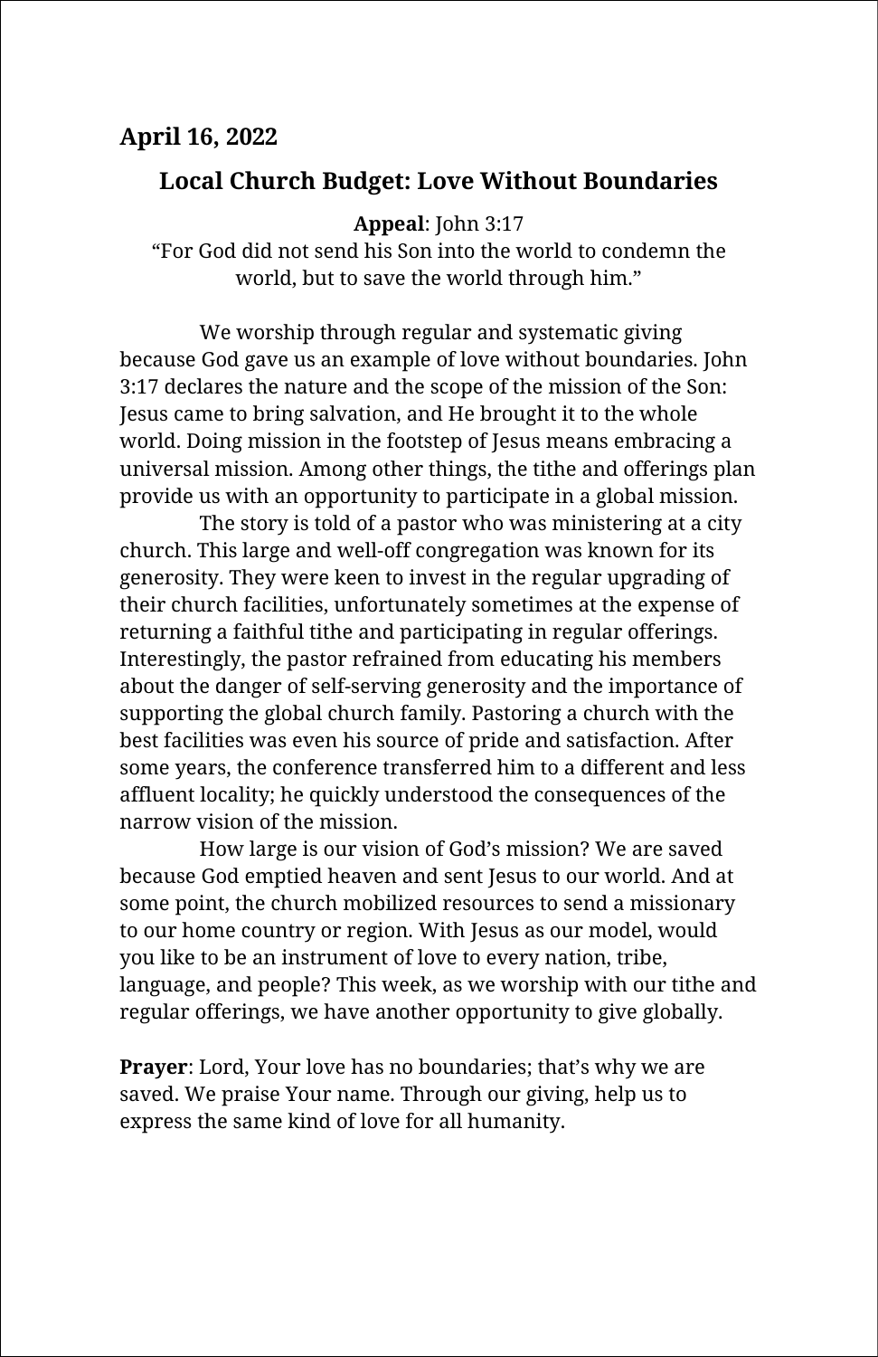**April 16, 2022**

## Local Church Budget: Love Without Boundaries

**Appeal**: John 3:17
"For God did not send his Son into the world to condemn the world, but to save the world through him."

We worship through regular and systematic giving because God gave us an example of love without boundaries. John 3:17 declares the nature and the scope of the mission of the Son: Jesus came to bring salvation, and He brought it to the whole world. Doing mission in the footstep of Jesus means embracing a universal mission. Among other things, the tithe and offerings plan provide us with an opportunity to participate in a global mission.

The story is told of a pastor who was ministering at a city church. This large and well-off congregation was known for its generosity. They were keen to invest in the regular upgrading of their church facilities, unfortunately sometimes at the expense of returning a faithful tithe and participating in regular offerings. Interestingly, the pastor refrained from educating his members about the danger of self-serving generosity and the importance of supporting the global church family. Pastoring a church with the best facilities was even his source of pride and satisfaction. After some years, the conference transferred him to a different and less affluent locality; he quickly understood the consequences of the narrow vision of the mission.

How large is our vision of God's mission? We are saved because God emptied heaven and sent Jesus to our world. And at some point, the church mobilized resources to send a missionary to our home country or region. With Jesus as our model, would you like to be an instrument of love to every nation, tribe, language, and people? This week, as we worship with our tithe and regular offerings, we have another opportunity to give globally.

**Prayer**: Lord, Your love has no boundaries; that's why we are saved. We praise Your name. Through our giving, help us to express the same kind of love for all humanity.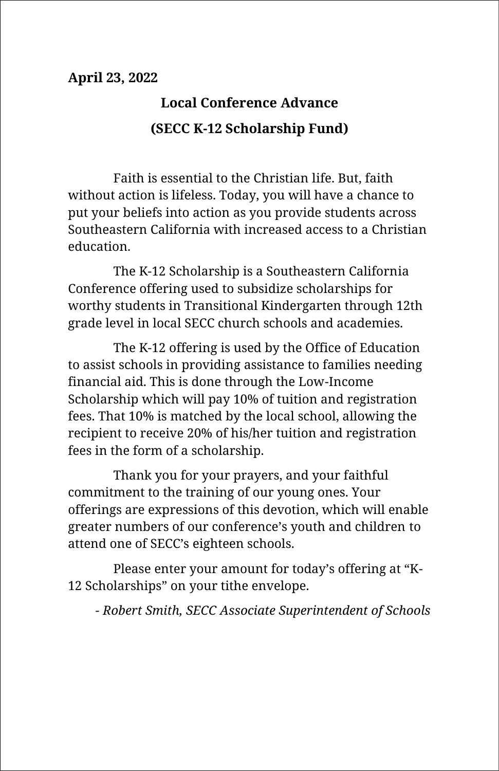**April 23, 2022**

## Local Conference Advance

## (SECC K-12 Scholarship Fund)

Faith is essential to the Christian life. But, faith without action is lifeless. Today, you will have a chance to put your beliefs into action as you provide students across Southeastern California with increased access to a Christian education.

The K-12 Scholarship is a Southeastern California Conference offering used to subsidize scholarships for worthy students in Transitional Kindergarten through 12th grade level in local SECC church schools and academies.

The K-12 offering is used by the Office of Education to assist schools in providing assistance to families needing financial aid. This is done through the Low-Income Scholarship which will pay 10% of tuition and registration fees. That 10% is matched by the local school, allowing the recipient to receive 20% of his/her tuition and registration fees in the form of a scholarship.

Thank you for your prayers, and your faithful commitment to the training of our young ones. Your offerings are expressions of this devotion, which will enable greater numbers of our conference's youth and children to attend one of SECC's eighteen schools.

Please enter your amount for today's offering at "K-12 Scholarships" on your tithe envelope.

*- Robert Smith, SECC Associate Superintendent of Schools*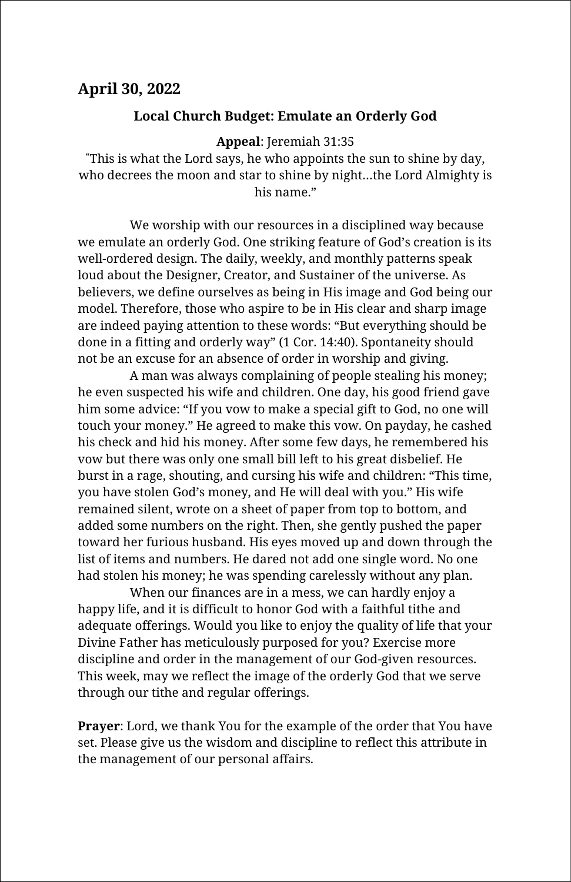## April 30, 2022

### Local Church Budget: Emulate an Orderly God

**Appeal**: Jeremiah 31:35
"This is what the Lord says, he who appoints the sun to shine by day, who decrees the moon and star to shine by night…the Lord Almighty is his name."

We worship with our resources in a disciplined way because we emulate an orderly God. One striking feature of God's creation is its well-ordered design. The daily, weekly, and monthly patterns speak loud about the Designer, Creator, and Sustainer of the universe. As believers, we define ourselves as being in His image and God being our model. Therefore, those who aspire to be in His clear and sharp image are indeed paying attention to these words: "But everything should be done in a fitting and orderly way" (1 Cor. 14:40). Spontaneity should not be an excuse for an absence of order in worship and giving.

A man was always complaining of people stealing his money; he even suspected his wife and children. One day, his good friend gave him some advice: "If you vow to make a special gift to God, no one will touch your money." He agreed to make this vow. On payday, he cashed his check and hid his money. After some few days, he remembered his vow but there was only one small bill left to his great disbelief. He burst in a rage, shouting, and cursing his wife and children: "This time, you have stolen God's money, and He will deal with you." His wife remained silent, wrote on a sheet of paper from top to bottom, and added some numbers on the right. Then, she gently pushed the paper toward her furious husband. His eyes moved up and down through the list of items and numbers. He dared not add one single word. No one had stolen his money; he was spending carelessly without any plan.

When our finances are in a mess, we can hardly enjoy a happy life, and it is difficult to honor God with a faithful tithe and adequate offerings. Would you like to enjoy the quality of life that your Divine Father has meticulously purposed for you? Exercise more discipline and order in the management of our God-given resources. This week, may we reflect the image of the orderly God that we serve through our tithe and regular offerings.

**Prayer**: Lord, we thank You for the example of the order that You have set. Please give us the wisdom and discipline to reflect this attribute in the management of our personal affairs.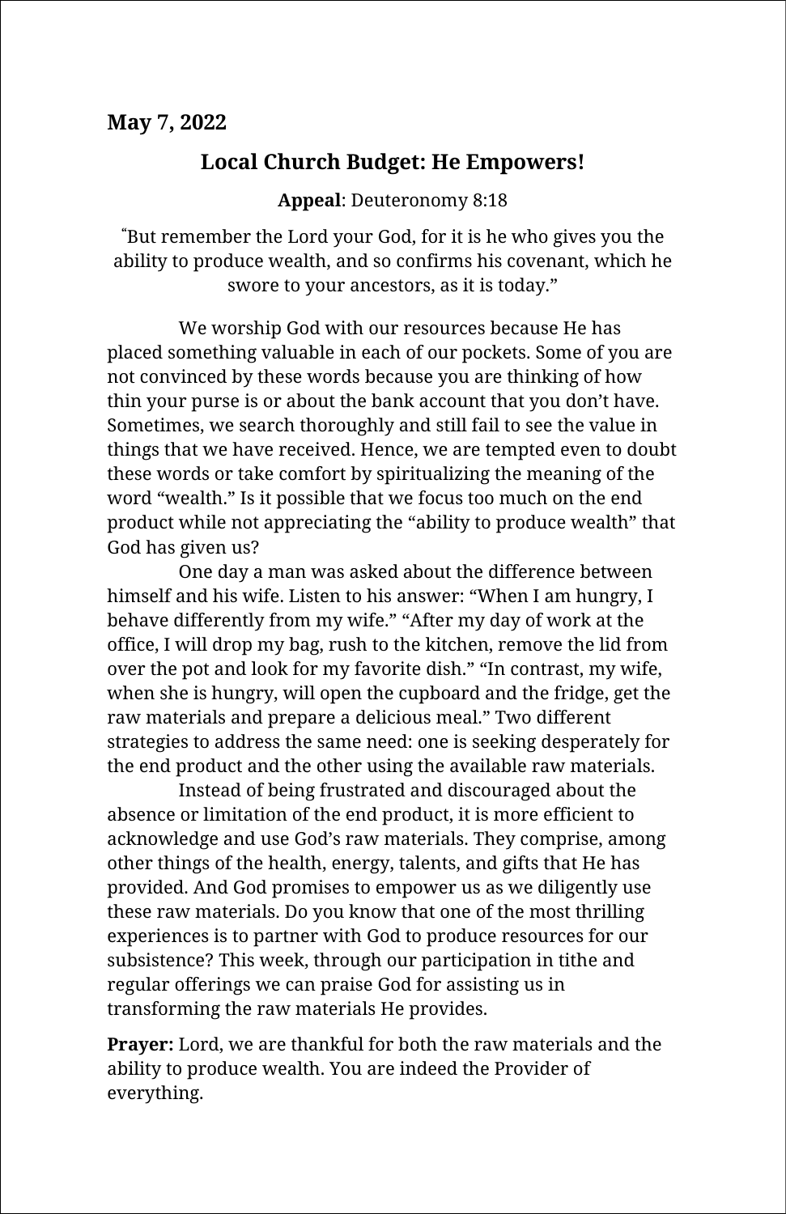**May 7, 2022**

## Local Church Budget: He Empowers!

**Appeal**: Deuteronomy 8:18

"But remember the Lord your God, for it is he who gives you the ability to produce wealth, and so confirms his covenant, which he swore to your ancestors, as it is today."

We worship God with our resources because He has placed something valuable in each of our pockets. Some of you are not convinced by these words because you are thinking of how thin your purse is or about the bank account that you don't have. Sometimes, we search thoroughly and still fail to see the value in things that we have received. Hence, we are tempted even to doubt these words or take comfort by spiritualizing the meaning of the word "wealth." Is it possible that we focus too much on the end product while not appreciating the "ability to produce wealth" that God has given us?

One day a man was asked about the difference between himself and his wife. Listen to his answer: "When I am hungry, I behave differently from my wife." "After my day of work at the office, I will drop my bag, rush to the kitchen, remove the lid from over the pot and look for my favorite dish." "In contrast, my wife, when she is hungry, will open the cupboard and the fridge, get the raw materials and prepare a delicious meal." Two different strategies to address the same need: one is seeking desperately for the end product and the other using the available raw materials.

Instead of being frustrated and discouraged about the absence or limitation of the end product, it is more efficient to acknowledge and use God's raw materials. They comprise, among other things of the health, energy, talents, and gifts that He has provided. And God promises to empower us as we diligently use these raw materials. Do you know that one of the most thrilling experiences is to partner with God to produce resources for our subsistence? This week, through our participation in tithe and regular offerings we can praise God for assisting us in transforming the raw materials He provides.

**Prayer:** Lord, we are thankful for both the raw materials and the ability to produce wealth. You are indeed the Provider of everything.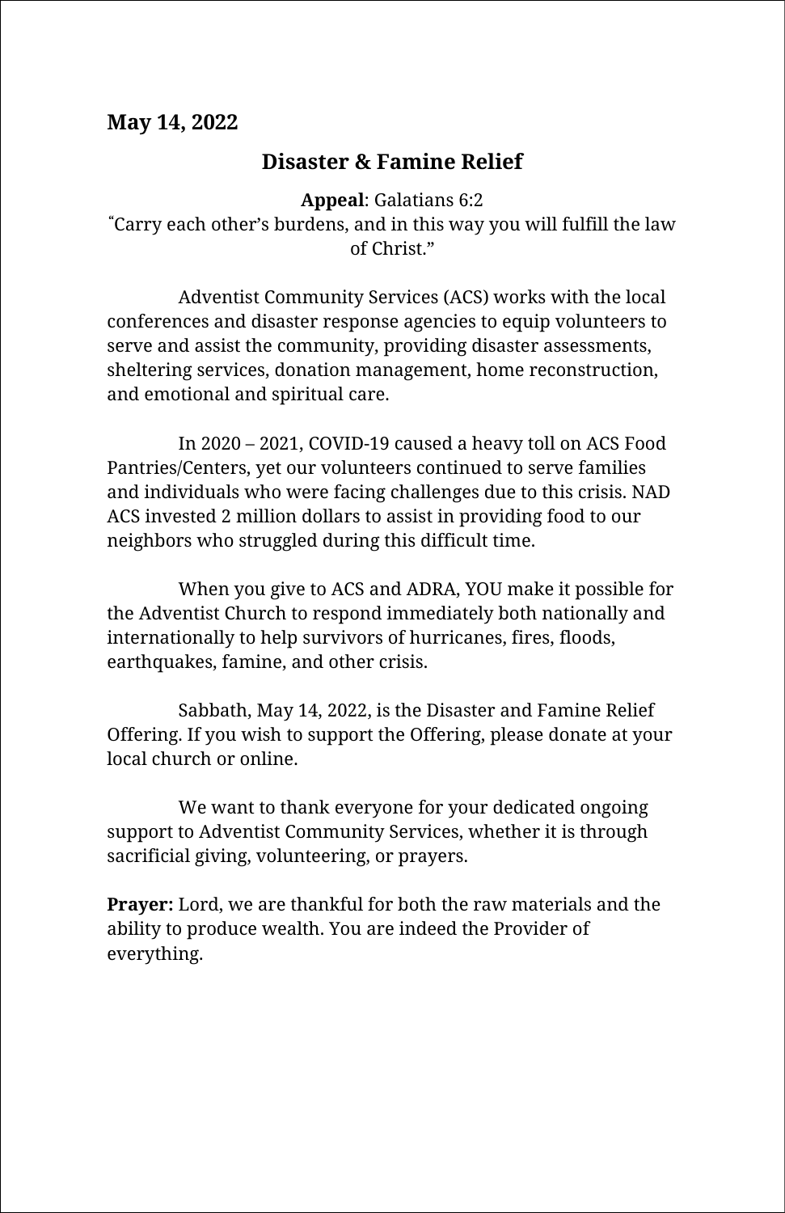**May 14, 2022**

## Disaster & Famine Relief

**Appeal**: Galatians 6:2
"Carry each other's burdens, and in this way you will fulfill the law of Christ."

Adventist Community Services (ACS) works with the local conferences and disaster response agencies to equip volunteers to serve and assist the community, providing disaster assessments, sheltering services, donation management, home reconstruction, and emotional and spiritual care.

In 2020 – 2021, COVID-19 caused a heavy toll on ACS Food Pantries/Centers, yet our volunteers continued to serve families and individuals who were facing challenges due to this crisis. NAD ACS invested 2 million dollars to assist in providing food to our neighbors who struggled during this difficult time.

When you give to ACS and ADRA, YOU make it possible for the Adventist Church to respond immediately both nationally and internationally to help survivors of hurricanes, fires, floods, earthquakes, famine, and other crisis.

Sabbath, May 14, 2022, is the Disaster and Famine Relief Offering. If you wish to support the Offering, please donate at your local church or online.

We want to thank everyone for your dedicated ongoing support to Adventist Community Services, whether it is through sacrificial giving, volunteering, or prayers.

**Prayer:** Lord, we are thankful for both the raw materials and the ability to produce wealth. You are indeed the Provider of everything.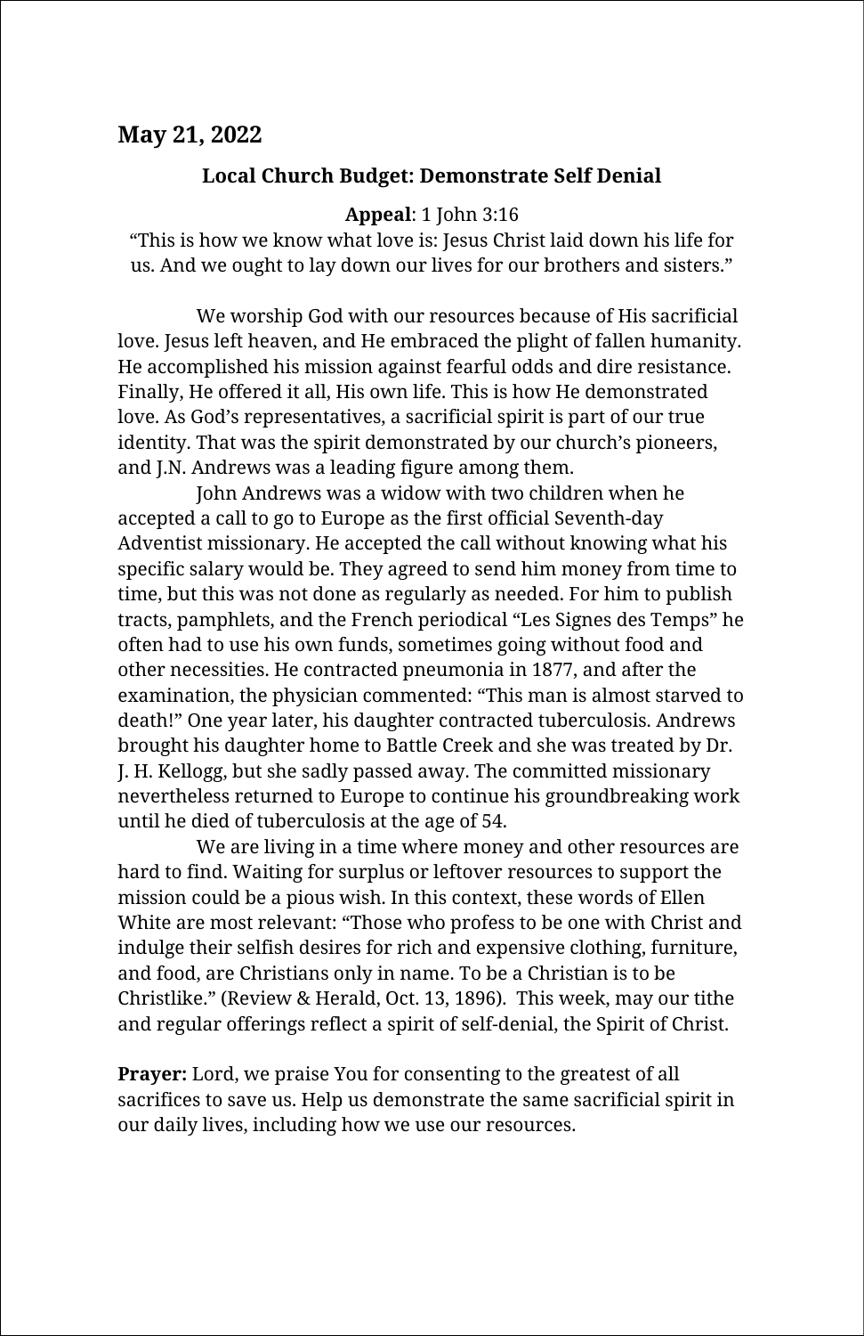## May 21, 2022

### Local Church Budget: Demonstrate Self Denial

**Appeal**: 1 John 3:16

"This is how we know what love is: Jesus Christ laid down his life for us. And we ought to lay down our lives for our brothers and sisters."

We worship God with our resources because of His sacrificial love. Jesus left heaven, and He embraced the plight of fallen humanity. He accomplished his mission against fearful odds and dire resistance. Finally, He offered it all, His own life. This is how He demonstrated love. As God's representatives, a sacrificial spirit is part of our true identity. That was the spirit demonstrated by our church's pioneers, and J.N. Andrews was a leading figure among them.

John Andrews was a widow with two children when he accepted a call to go to Europe as the first official Seventh-day Adventist missionary. He accepted the call without knowing what his specific salary would be. They agreed to send him money from time to time, but this was not done as regularly as needed. For him to publish tracts, pamphlets, and the French periodical "Les Signes des Temps" he often had to use his own funds, sometimes going without food and other necessities. He contracted pneumonia in 1877, and after the examination, the physician commented: "This man is almost starved to death!" One year later, his daughter contracted tuberculosis. Andrews brought his daughter home to Battle Creek and she was treated by Dr. J. H. Kellogg, but she sadly passed away. The committed missionary nevertheless returned to Europe to continue his groundbreaking work until he died of tuberculosis at the age of 54.

We are living in a time where money and other resources are hard to find. Waiting for surplus or leftover resources to support the mission could be a pious wish. In this context, these words of Ellen White are most relevant: "Those who profess to be one with Christ and indulge their selfish desires for rich and expensive clothing, furniture, and food, are Christians only in name. To be a Christian is to be Christlike." (Review & Herald, Oct. 13, 1896). This week, may our tithe and regular offerings reflect a spirit of self-denial, the Spirit of Christ.

**Prayer:** Lord, we praise You for consenting to the greatest of all sacrifices to save us. Help us demonstrate the same sacrificial spirit in our daily lives, including how we use our resources.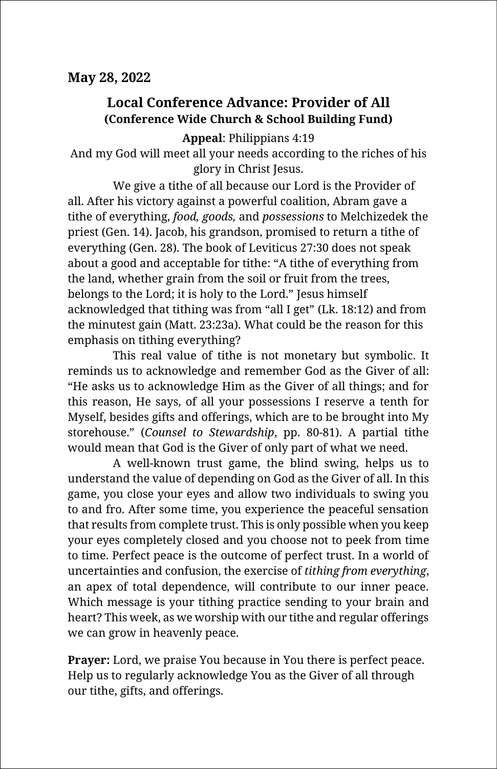**May 28, 2022**

## Local Conference Advance: Provider of All

### (Conference Wide Church & School Building Fund)

**Appeal**: Philippians 4:19

And my God will meet all your needs according to the riches of his glory in Christ Jesus.

We give a tithe of all because our Lord is the Provider of all. After his victory against a powerful coalition, Abram gave a tithe of everything, *food, goods,* and *possessions* to Melchizedek the priest (Gen. 14). Jacob, his grandson, promised to return a tithe of everything (Gen. 28). The book of Leviticus 27:30 does not speak about a good and acceptable for tithe: “A tithe of everything from the land, whether grain from the soil or fruit from the trees, belongs to the Lord; it is holy to the Lord.” Jesus himself acknowledged that tithing was from “all I get” (Lk. 18:12) and from the minutest gain (Matt. 23:23a). What could be the reason for this emphasis on tithing everything?

This real value of tithe is not monetary but symbolic. It reminds us to acknowledge and remember God as the Giver of all: “He asks us to acknowledge Him as the Giver of all things; and for this reason, He says, of all your possessions I reserve a tenth for Myself, besides gifts and offerings, which are to be brought into My storehouse.” (*Counsel to Stewardship*, pp. 80-81). A partial tithe would mean that God is the Giver of only part of what we need.

A well-known trust game, the blind swing, helps us to understand the value of depending on God as the Giver of all. In this game, you close your eyes and allow two individuals to swing you to and fro. After some time, you experience the peaceful sensation that results from complete trust. This is only possible when you keep your eyes completely closed and you choose not to peek from time to time. Perfect peace is the outcome of perfect trust. In a world of uncertainties and confusion, the exercise of *tithing from everything*, an apex of total dependence, will contribute to our inner peace. Which message is your tithing practice sending to your brain and heart? This week, as we worship with our tithe and regular offerings we can grow in heavenly peace.

**Prayer:** Lord, we praise You because in You there is perfect peace. Help us to regularly acknowledge You as the Giver of all through our tithe, gifts, and offerings.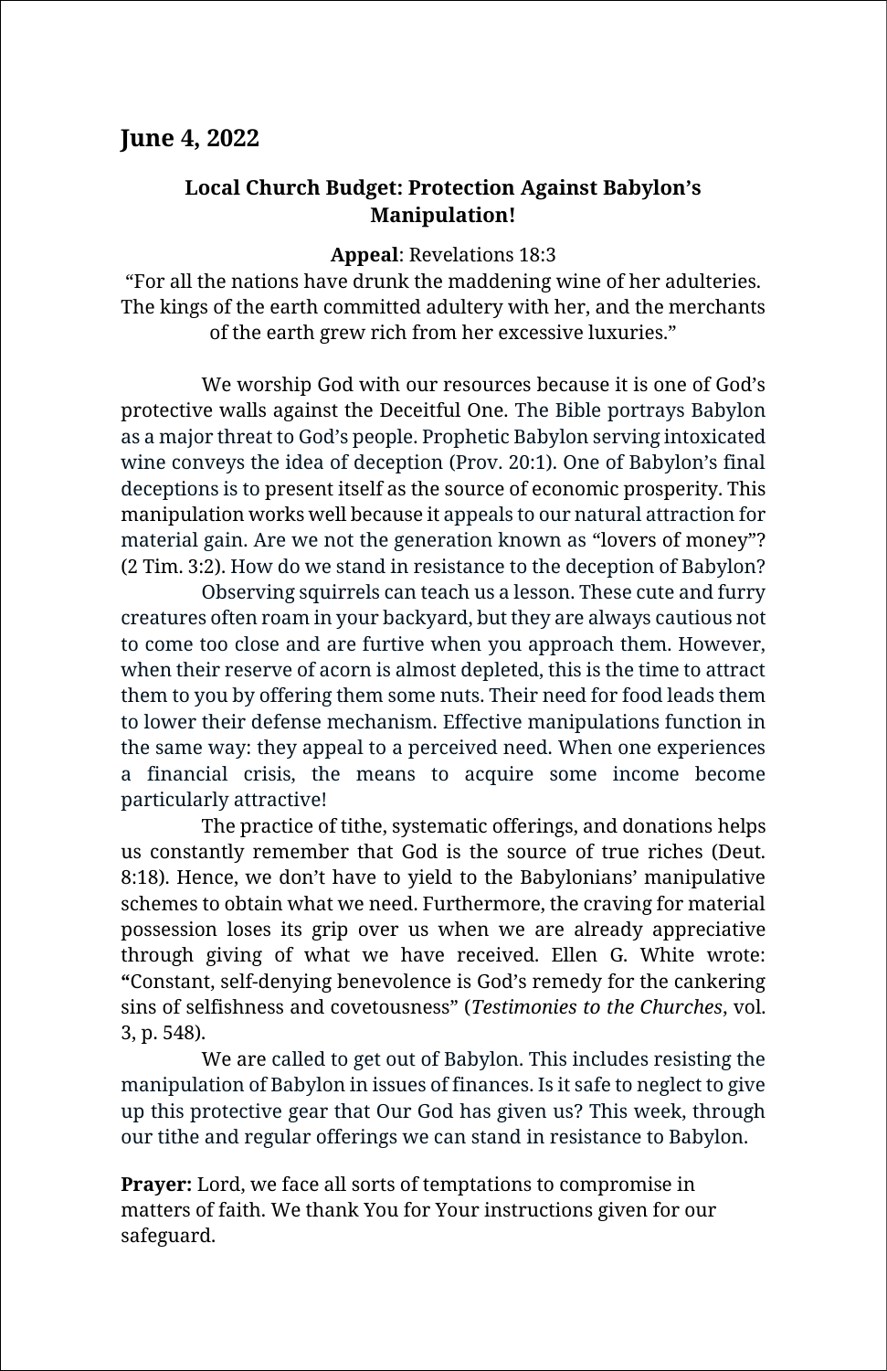**June 4, 2022**

### Local Church Budget: Protection Against Babylon's Manipulation!

**Appeal**: Revelations 18:3

"For all the nations have drunk the maddening wine of her adulteries. The kings of the earth committed adultery with her, and the merchants of the earth grew rich from her excessive luxuries."

We worship God with our resources because it is one of God's protective walls against the Deceitful One. The Bible portrays Babylon as a major threat to God's people. Prophetic Babylon serving intoxicated wine conveys the idea of deception (Prov. 20:1). One of Babylon's final deceptions is to present itself as the source of economic prosperity. This manipulation works well because it appeals to our natural attraction for material gain. Are we not the generation known as "lovers of money"? (2 Tim. 3:2). How do we stand in resistance to the deception of Babylon?

Observing squirrels can teach us a lesson. These cute and furry creatures often roam in your backyard, but they are always cautious not to come too close and are furtive when you approach them. However, when their reserve of acorn is almost depleted, this is the time to attract them to you by offering them some nuts. Their need for food leads them to lower their defense mechanism. Effective manipulations function in the same way: they appeal to a perceived need. When one experiences a financial crisis, the means to acquire some income become particularly attractive!

The practice of tithe, systematic offerings, and donations helps us constantly remember that God is the source of true riches (Deut. 8:18). Hence, we don't have to yield to the Babylonians' manipulative schemes to obtain what we need. Furthermore, the craving for material possession loses its grip over us when we are already appreciative through giving of what we have received. Ellen G. White wrote: "Constant, self-denying benevolence is God's remedy for the cankering sins of selfishness and covetousness" (*Testimonies to the Churches*, vol. 3, p. 548).

We are called to get out of Babylon. This includes resisting the manipulation of Babylon in issues of finances. Is it safe to neglect to give up this protective gear that Our God has given us? This week, through our tithe and regular offerings we can stand in resistance to Babylon.

**Prayer:** Lord, we face all sorts of temptations to compromise in matters of faith. We thank You for Your instructions given for our safeguard.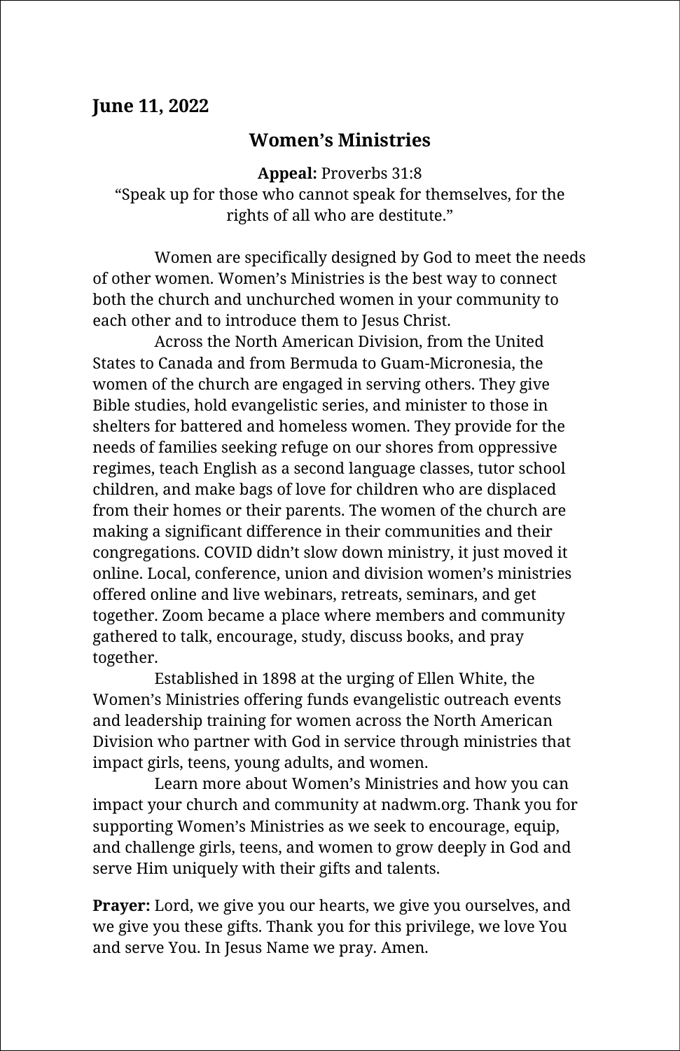**June 11, 2022**

## Women's Ministries

**Appeal:** Proverbs 31:8
"Speak up for those who cannot speak for themselves, for the rights of all who are destitute."

Women are specifically designed by God to meet the needs of other women. Women's Ministries is the best way to connect both the church and unchurched women in your community to each other and to introduce them to Jesus Christ.

Across the North American Division, from the United States to Canada and from Bermuda to Guam-Micronesia, the women of the church are engaged in serving others. They give Bible studies, hold evangelistic series, and minister to those in shelters for battered and homeless women. They provide for the needs of families seeking refuge on our shores from oppressive regimes, teach English as a second language classes, tutor school children, and make bags of love for children who are displaced from their homes or their parents. The women of the church are making a significant difference in their communities and their congregations. COVID didn't slow down ministry, it just moved it online. Local, conference, union and division women's ministries offered online and live webinars, retreats, seminars, and get together. Zoom became a place where members and community gathered to talk, encourage, study, discuss books, and pray together.

Established in 1898 at the urging of Ellen White, the Women's Ministries offering funds evangelistic outreach events and leadership training for women across the North American Division who partner with God in service through ministries that impact girls, teens, young adults, and women.

Learn more about Women's Ministries and how you can impact your church and community at nadwm.org. Thank you for supporting Women's Ministries as we seek to encourage, equip, and challenge girls, teens, and women to grow deeply in God and serve Him uniquely with their gifts and talents.

**Prayer:** Lord, we give you our hearts, we give you ourselves, and we give you these gifts. Thank you for this privilege, we love You and serve You. In Jesus Name we pray. Amen.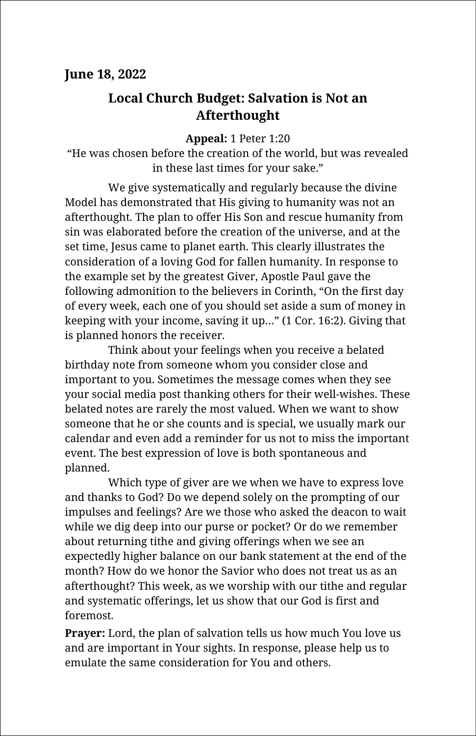**June 18, 2022**

## Local Church Budget: Salvation is Not an Afterthought

**Appeal:** 1 Peter 1:20
"He was chosen before the creation of the world, but was revealed in these last times for your sake."

We give systematically and regularly because the divine Model has demonstrated that His giving to humanity was not an afterthought. The plan to offer His Son and rescue humanity from sin was elaborated before the creation of the universe, and at the set time, Jesus came to planet earth. This clearly illustrates the consideration of a loving God for fallen humanity. In response to the example set by the greatest Giver, Apostle Paul gave the following admonition to the believers in Corinth, "On the first day of every week, each one of you should set aside a sum of money in keeping with your income, saving it up…" (1 Cor. 16:2). Giving that is planned honors the receiver.

Think about your feelings when you receive a belated birthday note from someone whom you consider close and important to you. Sometimes the message comes when they see your social media post thanking others for their well-wishes. These belated notes are rarely the most valued. When we want to show someone that he or she counts and is special, we usually mark our calendar and even add a reminder for us not to miss the important event. The best expression of love is both spontaneous and planned.

Which type of giver are we when we have to express love and thanks to God? Do we depend solely on the prompting of our impulses and feelings? Are we those who asked the deacon to wait while we dig deep into our purse or pocket? Or do we remember about returning tithe and giving offerings when we see an expectedly higher balance on our bank statement at the end of the month? How do we honor the Savior who does not treat us as an afterthought? This week, as we worship with our tithe and regular and systematic offerings, let us show that our God is first and foremost.

**Prayer:** Lord, the plan of salvation tells us how much You love us and are important in Your sights. In response, please help us to emulate the same consideration for You and others.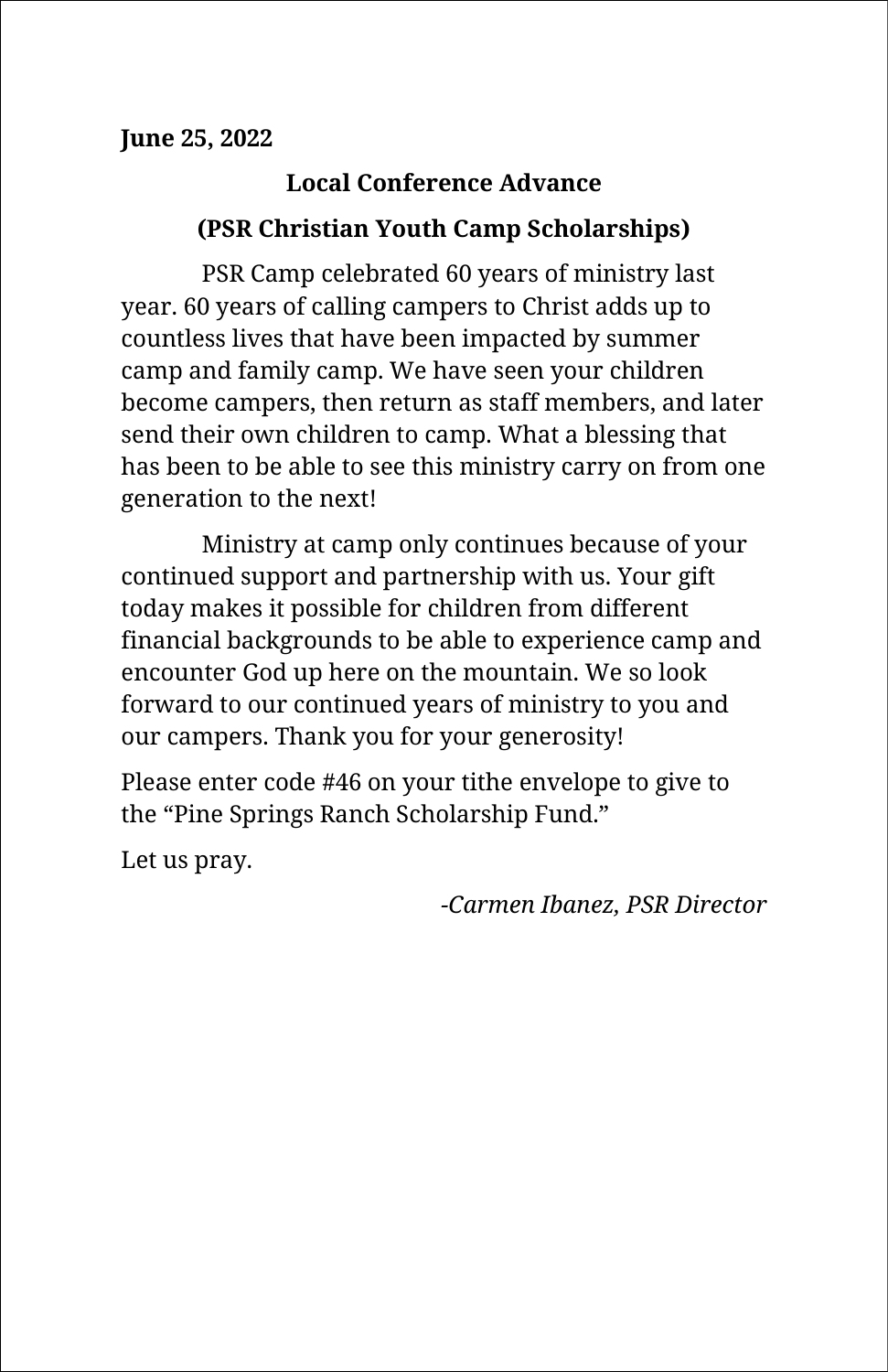**June 25, 2022**

## Local Conference Advance

## (PSR Christian Youth Camp Scholarships)

PSR Camp celebrated 60 years of ministry last year. 60 years of calling campers to Christ adds up to countless lives that have been impacted by summer camp and family camp. We have seen your children become campers, then return as staff members, and later send their own children to camp. What a blessing that has been to be able to see this ministry carry on from one generation to the next!

Ministry at camp only continues because of your continued support and partnership with us. Your gift today makes it possible for children from different financial backgrounds to be able to experience camp and encounter God up here on the mountain. We so look forward to our continued years of ministry to you and our campers. Thank you for your generosity!

Please enter code #46 on your tithe envelope to give to the "Pine Springs Ranch Scholarship Fund."

Let us pray.

*-Carmen Ibanez, PSR Director*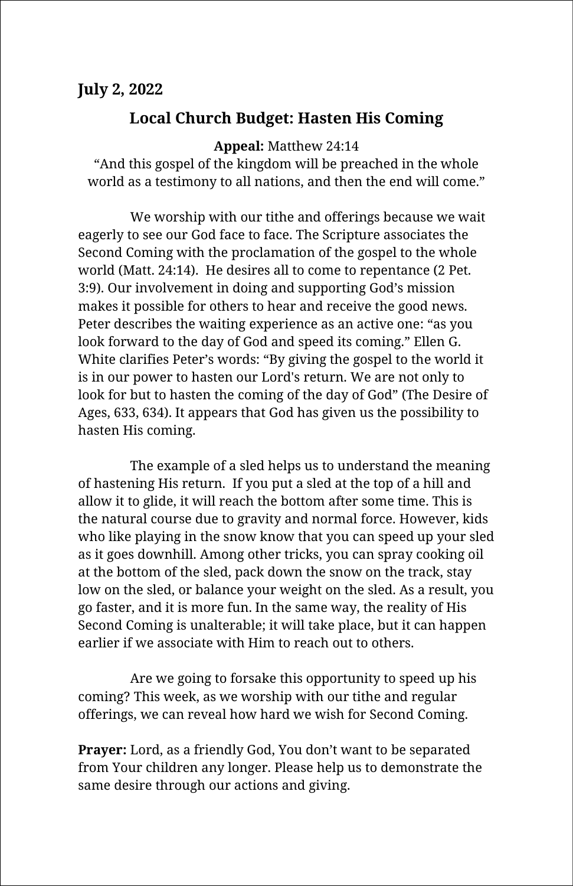**July 2, 2022**

## Local Church Budget: Hasten His Coming

**Appeal:** Matthew 24:14
"And this gospel of the kingdom will be preached in the whole world as a testimony to all nations, and then the end will come."

We worship with our tithe and offerings because we wait eagerly to see our God face to face. The Scripture associates the Second Coming with the proclamation of the gospel to the whole world (Matt. 24:14). He desires all to come to repentance (2 Pet. 3:9). Our involvement in doing and supporting God's mission makes it possible for others to hear and receive the good news. Peter describes the waiting experience as an active one: "as you look forward to the day of God and speed its coming." Ellen G. White clarifies Peter's words: "By giving the gospel to the world it is in our power to hasten our Lord's return. We are not only to look for but to hasten the coming of the day of God" (The Desire of Ages, 633, 634). It appears that God has given us the possibility to hasten His coming.

The example of a sled helps us to understand the meaning of hastening His return. If you put a sled at the top of a hill and allow it to glide, it will reach the bottom after some time. This is the natural course due to gravity and normal force. However, kids who like playing in the snow know that you can speed up your sled as it goes downhill. Among other tricks, you can spray cooking oil at the bottom of the sled, pack down the snow on the track, stay low on the sled, or balance your weight on the sled. As a result, you go faster, and it is more fun. In the same way, the reality of His Second Coming is unalterable; it will take place, but it can happen earlier if we associate with Him to reach out to others.

Are we going to forsake this opportunity to speed up his coming? This week, as we worship with our tithe and regular offerings, we can reveal how hard we wish for Second Coming.

**Prayer:** Lord, as a friendly God, You don't want to be separated from Your children any longer. Please help us to demonstrate the same desire through our actions and giving.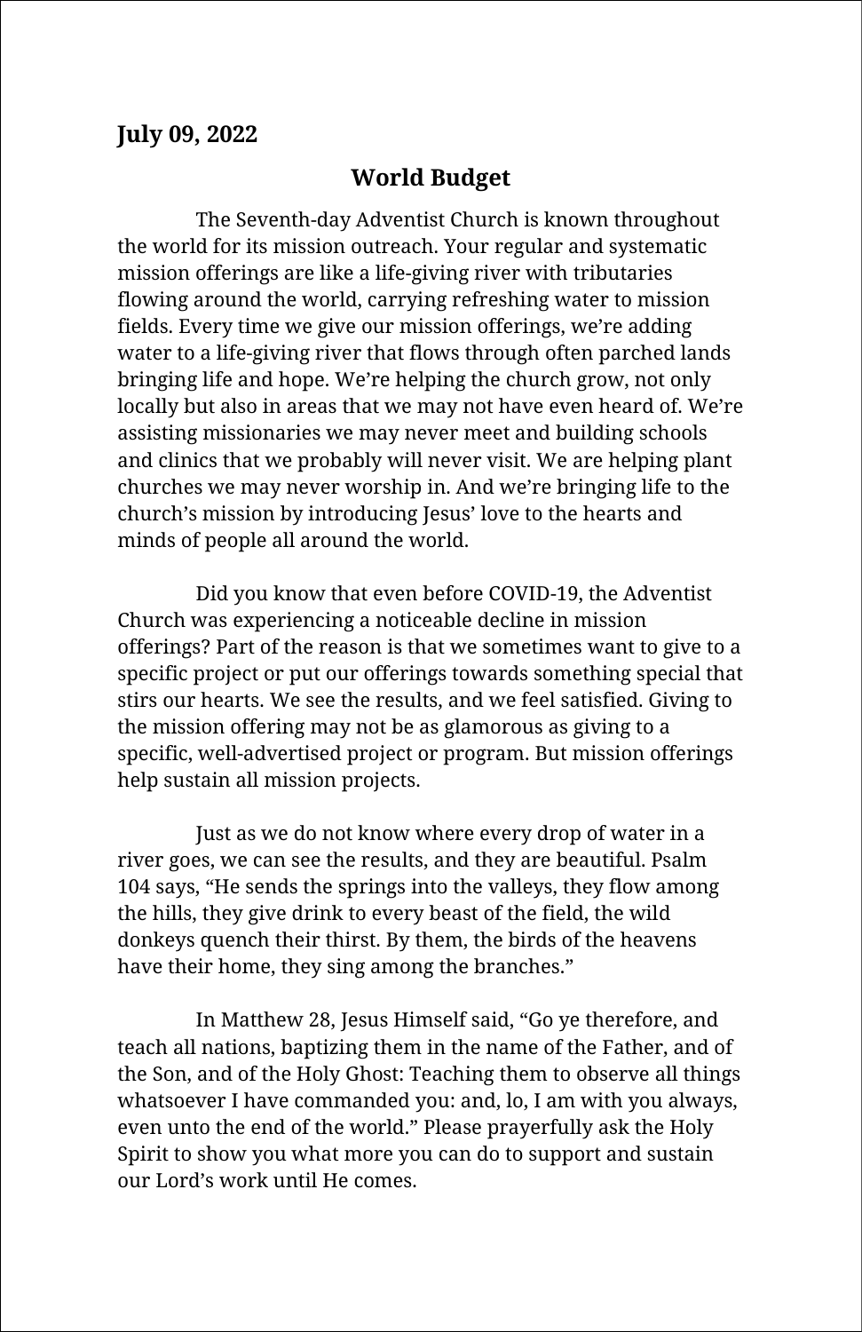**July 09, 2022**

## World Budget

The Seventh-day Adventist Church is known throughout the world for its mission outreach. Your regular and systematic mission offerings are like a life-giving river with tributaries flowing around the world, carrying refreshing water to mission fields. Every time we give our mission offerings, we're adding water to a life-giving river that flows through often parched lands bringing life and hope. We're helping the church grow, not only locally but also in areas that we may not have even heard of. We're assisting missionaries we may never meet and building schools and clinics that we probably will never visit. We are helping plant churches we may never worship in. And we're bringing life to the church's mission by introducing Jesus' love to the hearts and minds of people all around the world.

Did you know that even before COVID-19, the Adventist Church was experiencing a noticeable decline in mission offerings? Part of the reason is that we sometimes want to give to a specific project or put our offerings towards something special that stirs our hearts. We see the results, and we feel satisfied. Giving to the mission offering may not be as glamorous as giving to a specific, well-advertised project or program. But mission offerings help sustain all mission projects.

Just as we do not know where every drop of water in a river goes, we can see the results, and they are beautiful. Psalm 104 says, "He sends the springs into the valleys, they flow among the hills, they give drink to every beast of the field, the wild donkeys quench their thirst. By them, the birds of the heavens have their home, they sing among the branches."

In Matthew 28, Jesus Himself said, "Go ye therefore, and teach all nations, baptizing them in the name of the Father, and of the Son, and of the Holy Ghost: Teaching them to observe all things whatsoever I have commanded you: and, lo, I am with you always, even unto the end of the world." Please prayerfully ask the Holy Spirit to show you what more you can do to support and sustain our Lord's work until He comes.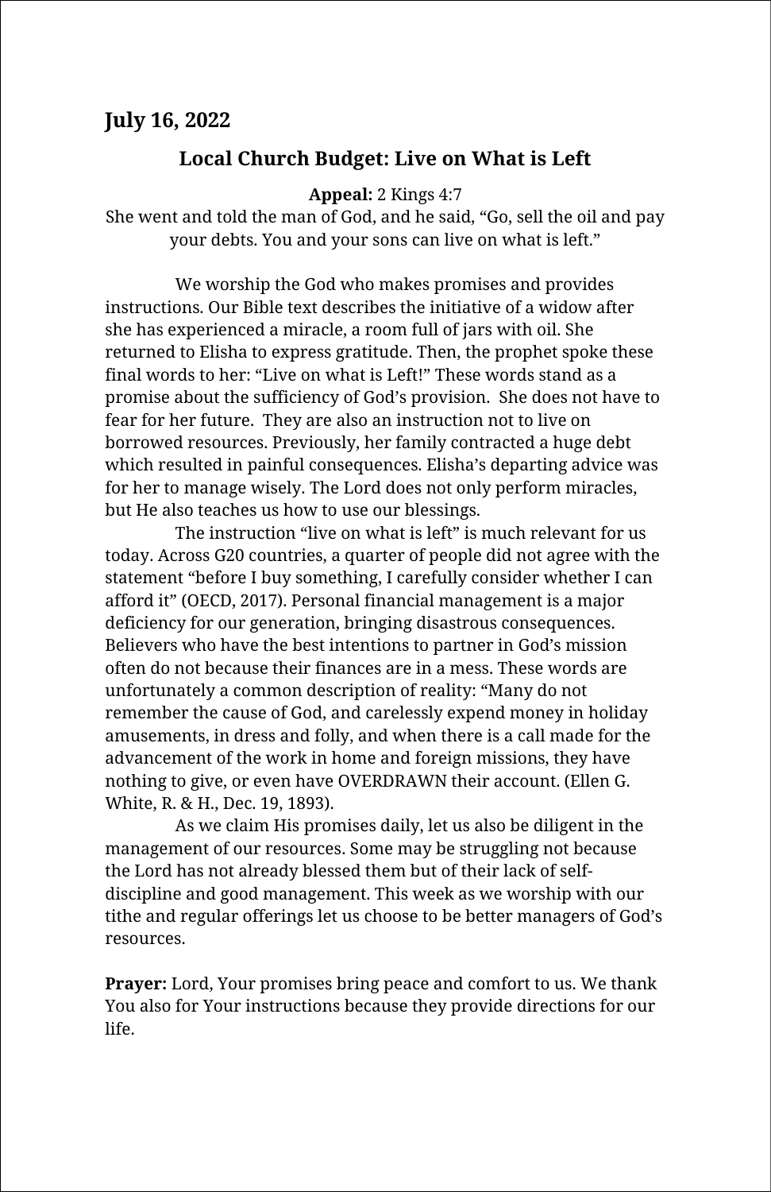**July 16, 2022**

## Local Church Budget: Live on What is Left

**Appeal:** 2 Kings 4:7
She went and told the man of God, and he said, "Go, sell the oil and pay your debts. You and your sons can live on what is left."

We worship the God who makes promises and provides instructions. Our Bible text describes the initiative of a widow after she has experienced a miracle, a room full of jars with oil. She returned to Elisha to express gratitude. Then, the prophet spoke these final words to her: "Live on what is Left!" These words stand as a promise about the sufficiency of God's provision. She does not have to fear for her future. They are also an instruction not to live on borrowed resources. Previously, her family contracted a huge debt which resulted in painful consequences. Elisha's departing advice was for her to manage wisely. The Lord does not only perform miracles, but He also teaches us how to use our blessings.

The instruction "live on what is left" is much relevant for us today. Across G20 countries, a quarter of people did not agree with the statement "before I buy something, I carefully consider whether I can afford it" (OECD, 2017). Personal financial management is a major deficiency for our generation, bringing disastrous consequences. Believers who have the best intentions to partner in God's mission often do not because their finances are in a mess. These words are unfortunately a common description of reality: "Many do not remember the cause of God, and carelessly expend money in holiday amusements, in dress and folly, and when there is a call made for the advancement of the work in home and foreign missions, they have nothing to give, or even have OVERDRAWN their account. (Ellen G. White, R. & H., Dec. 19, 1893).

As we claim His promises daily, let us also be diligent in the management of our resources. Some may be struggling not because the Lord has not already blessed them but of their lack of self-discipline and good management. This week as we worship with our tithe and regular offerings let us choose to be better managers of God's resources.

**Prayer:** Lord, Your promises bring peace and comfort to us. We thank You also for Your instructions because they provide directions for our life.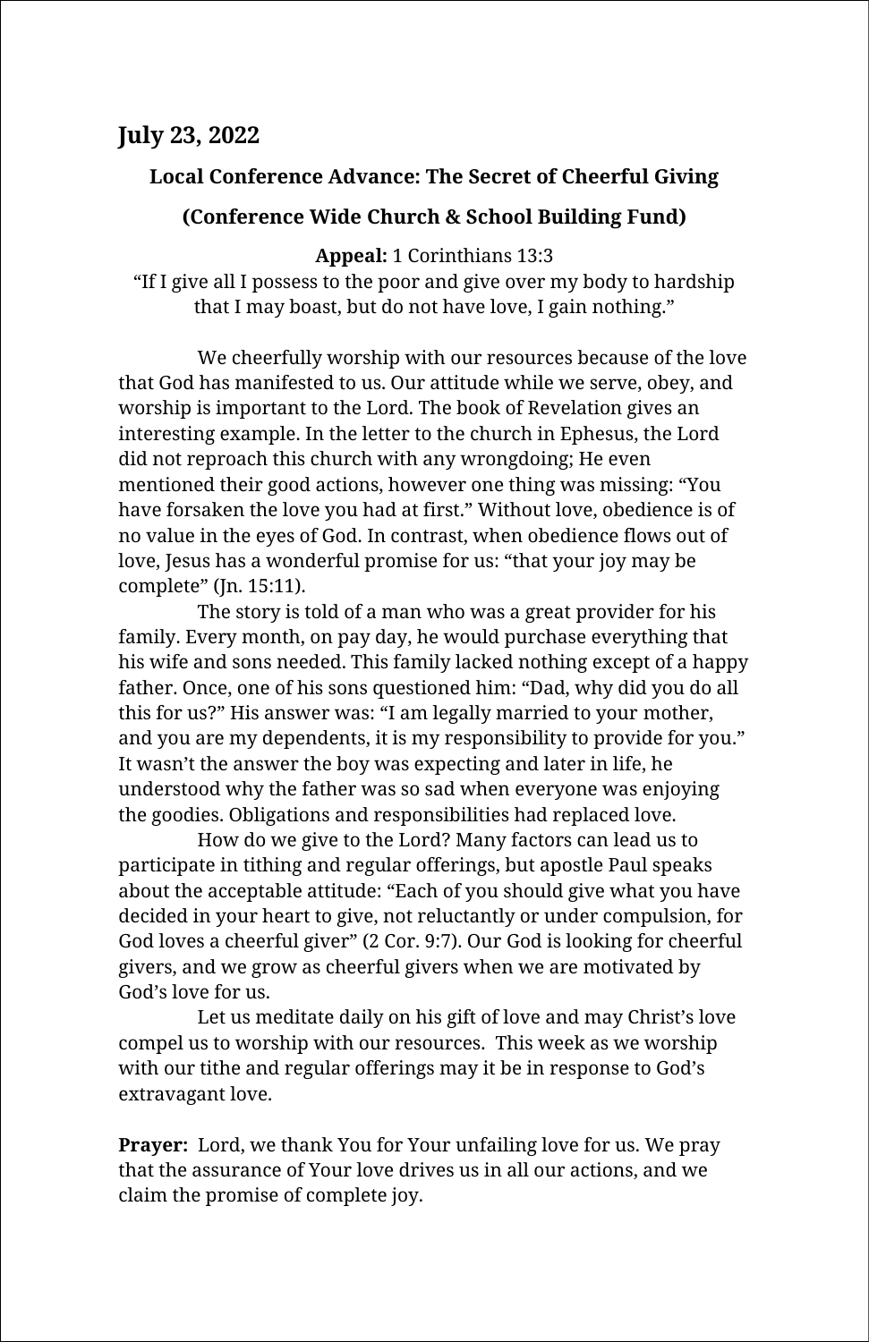## July 23, 2022

### Local Conference Advance: The Secret of Cheerful Giving

### (Conference Wide Church & School Building Fund)

**Appeal:** 1 Corinthians 13:3
"If I give all I possess to the poor and give over my body to hardship that I may boast, but do not have love, I gain nothing."

We cheerfully worship with our resources because of the love that God has manifested to us. Our attitude while we serve, obey, and worship is important to the Lord. The book of Revelation gives an interesting example. In the letter to the church in Ephesus, the Lord did not reproach this church with any wrongdoing; He even mentioned their good actions, however one thing was missing: "You have forsaken the love you had at first." Without love, obedience is of no value in the eyes of God. In contrast, when obedience flows out of love, Jesus has a wonderful promise for us: "that your joy may be complete" (Jn. 15:11).

The story is told of a man who was a great provider for his family. Every month, on pay day, he would purchase everything that his wife and sons needed. This family lacked nothing except of a happy father. Once, one of his sons questioned him: "Dad, why did you do all this for us?" His answer was: "I am legally married to your mother, and you are my dependents, it is my responsibility to provide for you." It wasn't the answer the boy was expecting and later in life, he understood why the father was so sad when everyone was enjoying the goodies. Obligations and responsibilities had replaced love.

How do we give to the Lord? Many factors can lead us to participate in tithing and regular offerings, but apostle Paul speaks about the acceptable attitude: "Each of you should give what you have decided in your heart to give, not reluctantly or under compulsion, for God loves a cheerful giver" (2 Cor. 9:7). Our God is looking for cheerful givers, and we grow as cheerful givers when we are motivated by God's love for us.

Let us meditate daily on his gift of love and may Christ's love compel us to worship with our resources. This week as we worship with our tithe and regular offerings may it be in response to God's extravagant love.

**Prayer:** Lord, we thank You for Your unfailing love for us. We pray that the assurance of Your love drives us in all our actions, and we claim the promise of complete joy.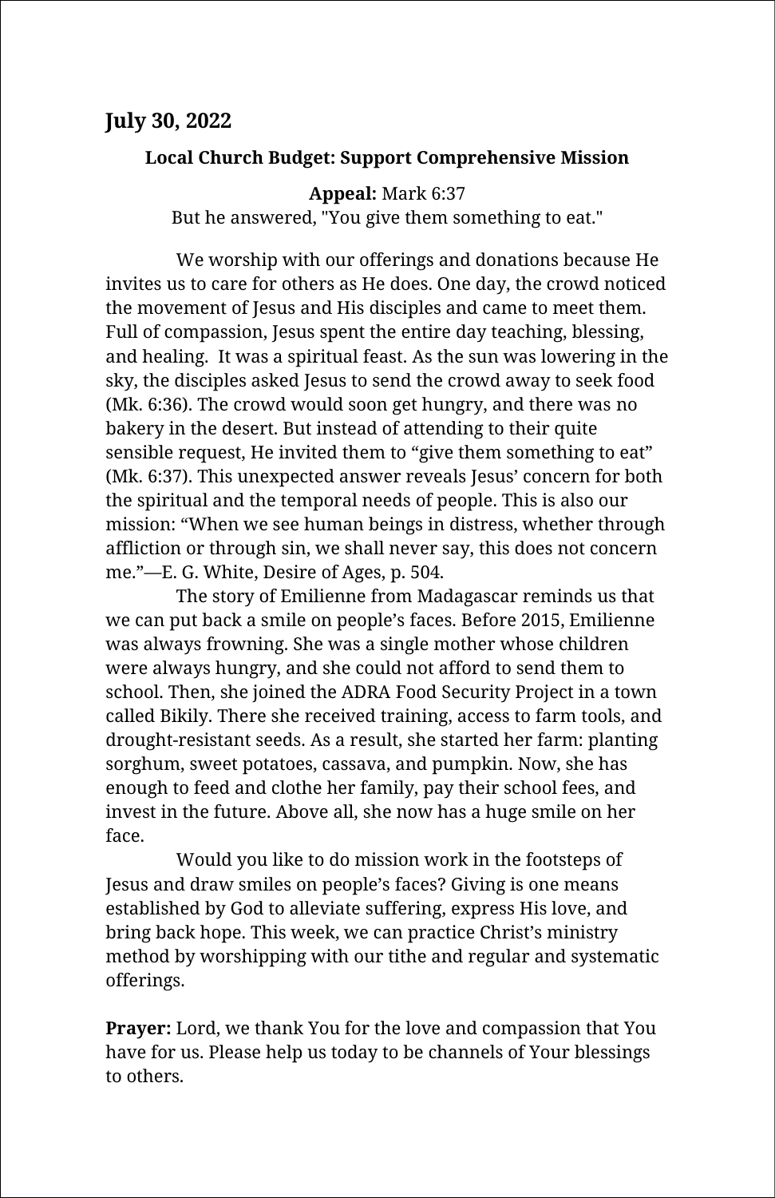**July 30, 2022**

**Local Church Budget: Support Comprehensive Mission**

**Appeal:** Mark 6:37
But he answered, "You give them something to eat."

We worship with our offerings and donations because He invites us to care for others as He does. One day, the crowd noticed the movement of Jesus and His disciples and came to meet them. Full of compassion, Jesus spent the entire day teaching, blessing, and healing. It was a spiritual feast. As the sun was lowering in the sky, the disciples asked Jesus to send the crowd away to seek food (Mk. 6:36). The crowd would soon get hungry, and there was no bakery in the desert. But instead of attending to their quite sensible request, He invited them to “give them something to eat” (Mk. 6:37). This unexpected answer reveals Jesus’ concern for both the spiritual and the temporal needs of people. This is also our mission: “When we see human beings in distress, whether through affliction or through sin, we shall never say, this does not concern me.”—E. G. White, Desire of Ages, p. 504.

The story of Emilienne from Madagascar reminds us that we can put back a smile on people’s faces. Before 2015, Emilienne was always frowning. She was a single mother whose children were always hungry, and she could not afford to send them to school. Then, she joined the ADRA Food Security Project in a town called Bikily. There she received training, access to farm tools, and drought-resistant seeds. As a result, she started her farm: planting sorghum, sweet potatoes, cassava, and pumpkin. Now, she has enough to feed and clothe her family, pay their school fees, and invest in the future. Above all, she now has a huge smile on her face.

Would you like to do mission work in the footsteps of Jesus and draw smiles on people’s faces? Giving is one means established by God to alleviate suffering, express His love, and bring back hope. This week, we can practice Christ’s ministry method by worshipping with our tithe and regular and systematic offerings.

**Prayer:** Lord, we thank You for the love and compassion that You have for us. Please help us today to be channels of Your blessings to others.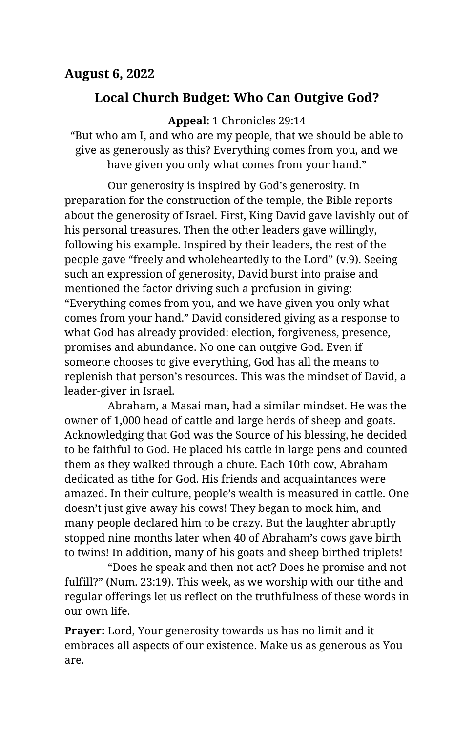**August 6, 2022**

## Local Church Budget: Who Can Outgive God?

**Appeal:** 1 Chronicles 29:14
"But who am I, and who are my people, that we should be able to give as generously as this? Everything comes from you, and we have given you only what comes from your hand."

Our generosity is inspired by God's generosity. In preparation for the construction of the temple, the Bible reports about the generosity of Israel. First, King David gave lavishly out of his personal treasures. Then the other leaders gave willingly, following his example. Inspired by their leaders, the rest of the people gave "freely and wholeheartedly to the Lord" (v.9). Seeing such an expression of generosity, David burst into praise and mentioned the factor driving such a profusion in giving: "Everything comes from you, and we have given you only what comes from your hand." David considered giving as a response to what God has already provided: election, forgiveness, presence, promises and abundance. No one can outgive God. Even if someone chooses to give everything, God has all the means to replenish that person's resources. This was the mindset of David, a leader-giver in Israel.

Abraham, a Masai man, had a similar mindset. He was the owner of 1,000 head of cattle and large herds of sheep and goats. Acknowledging that God was the Source of his blessing, he decided to be faithful to God. He placed his cattle in large pens and counted them as they walked through a chute. Each 10th cow, Abraham dedicated as tithe for God. His friends and acquaintances were amazed. In their culture, people's wealth is measured in cattle. One doesn't just give away his cows! They began to mock him, and many people declared him to be crazy. But the laughter abruptly stopped nine months later when 40 of Abraham's cows gave birth to twins! In addition, many of his goats and sheep birthed triplets!

"Does he speak and then not act? Does he promise and not fulfill?" (Num. 23:19). This week, as we worship with our tithe and regular offerings let us reflect on the truthfulness of these words in our own life.

**Prayer:** Lord, Your generosity towards us has no limit and it embraces all aspects of our existence. Make us as generous as You are.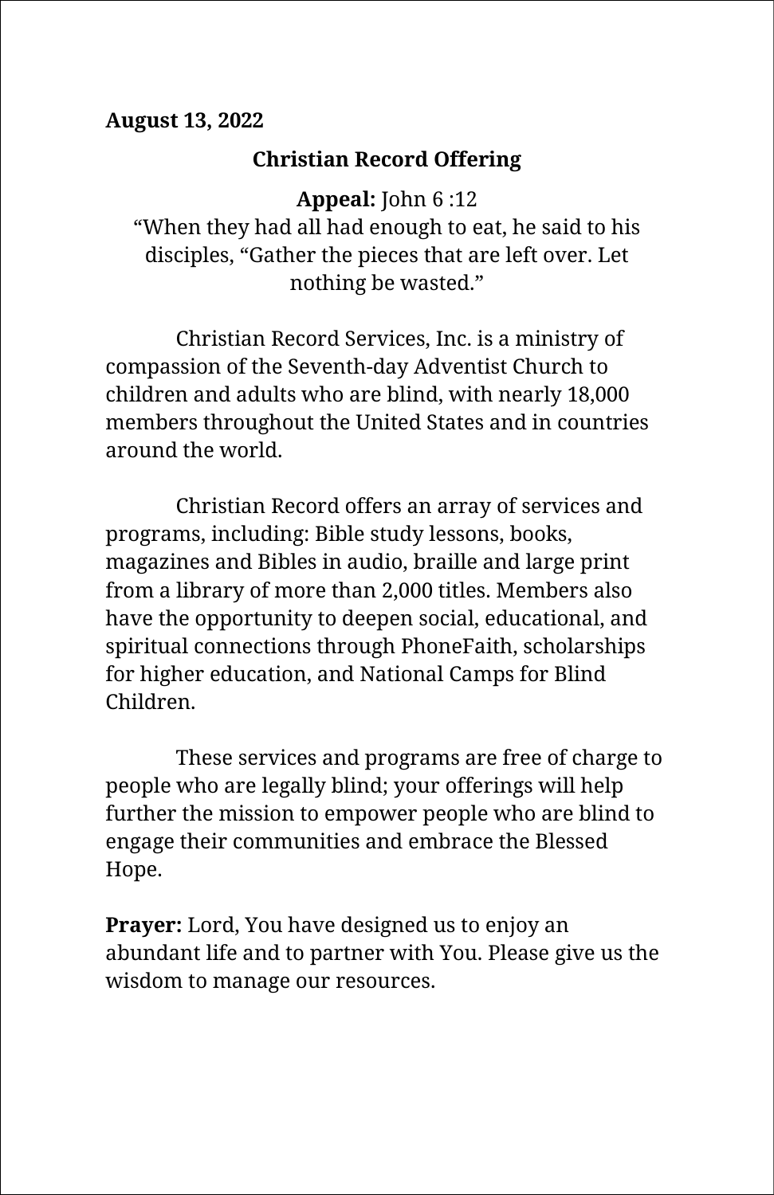**August 13, 2022**

## Christian Record Offering

**Appeal:** John 6 :12
"When they had all had enough to eat, he said to his disciples, "Gather the pieces that are left over. Let nothing be wasted."

Christian Record Services, Inc. is a ministry of compassion of the Seventh-day Adventist Church to children and adults who are blind, with nearly 18,000 members throughout the United States and in countries around the world.

Christian Record offers an array of services and programs, including: Bible study lessons, books, magazines and Bibles in audio, braille and large print from a library of more than 2,000 titles. Members also have the opportunity to deepen social, educational, and spiritual connections through PhoneFaith, scholarships for higher education, and National Camps for Blind Children.

These services and programs are free of charge to people who are legally blind; your offerings will help further the mission to empower people who are blind to engage their communities and embrace the Blessed Hope.

**Prayer:** Lord, You have designed us to enjoy an abundant life and to partner with You. Please give us the wisdom to manage our resources.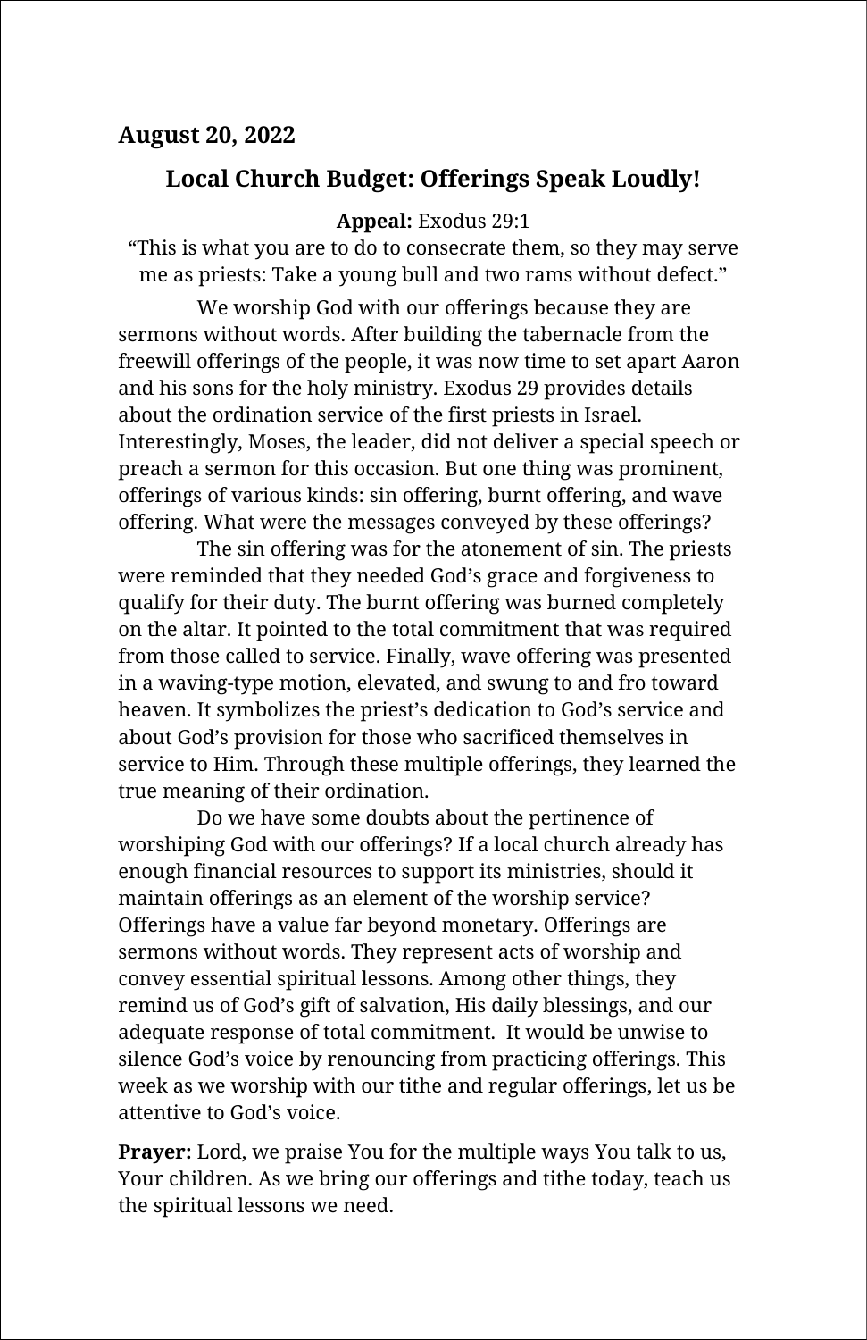**August 20, 2022**

## Local Church Budget: Offerings Speak Loudly!

**Appeal:** Exodus 29:1
"This is what you are to do to consecrate them, so they may serve me as priests: Take a young bull and two rams without defect."

We worship God with our offerings because they are sermons without words. After building the tabernacle from the freewill offerings of the people, it was now time to set apart Aaron and his sons for the holy ministry. Exodus 29 provides details about the ordination service of the first priests in Israel. Interestingly, Moses, the leader, did not deliver a special speech or preach a sermon for this occasion. But one thing was prominent, offerings of various kinds: sin offering, burnt offering, and wave offering. What were the messages conveyed by these offerings?

The sin offering was for the atonement of sin. The priests were reminded that they needed God's grace and forgiveness to qualify for their duty. The burnt offering was burned completely on the altar. It pointed to the total commitment that was required from those called to service. Finally, wave offering was presented in a waving-type motion, elevated, and swung to and fro toward heaven. It symbolizes the priest's dedication to God's service and about God's provision for those who sacrificed themselves in service to Him. Through these multiple offerings, they learned the true meaning of their ordination.

Do we have some doubts about the pertinence of worshiping God with our offerings? If a local church already has enough financial resources to support its ministries, should it maintain offerings as an element of the worship service? Offerings have a value far beyond monetary. Offerings are sermons without words. They represent acts of worship and convey essential spiritual lessons. Among other things, they remind us of God's gift of salvation, His daily blessings, and our adequate response of total commitment. It would be unwise to silence God's voice by renouncing from practicing offerings. This week as we worship with our tithe and regular offerings, let us be attentive to God's voice.

**Prayer:** Lord, we praise You for the multiple ways You talk to us, Your children. As we bring our offerings and tithe today, teach us the spiritual lessons we need.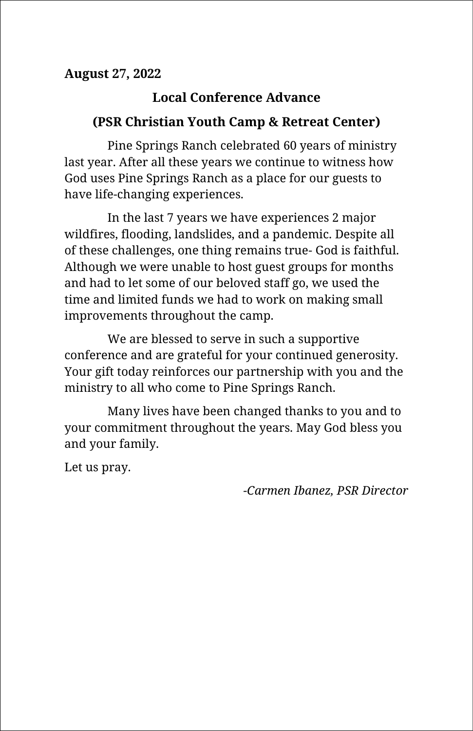**August 27, 2022**

## Local Conference Advance

## (PSR Christian Youth Camp & Retreat Center)

Pine Springs Ranch celebrated 60 years of ministry last year. After all these years we continue to witness how God uses Pine Springs Ranch as a place for our guests to have life-changing experiences.

In the last 7 years we have experiences 2 major wildfires, flooding, landslides, and a pandemic. Despite all of these challenges, one thing remains true- God is faithful. Although we were unable to host guest groups for months and had to let some of our beloved staff go, we used the time and limited funds we had to work on making small improvements throughout the camp.

We are blessed to serve in such a supportive conference and are grateful for your continued generosity. Your gift today reinforces our partnership with you and the ministry to all who come to Pine Springs Ranch.

Many lives have been changed thanks to you and to your commitment throughout the years. May God bless you and your family.

Let us pray.

*-Carmen Ibanez, PSR Director*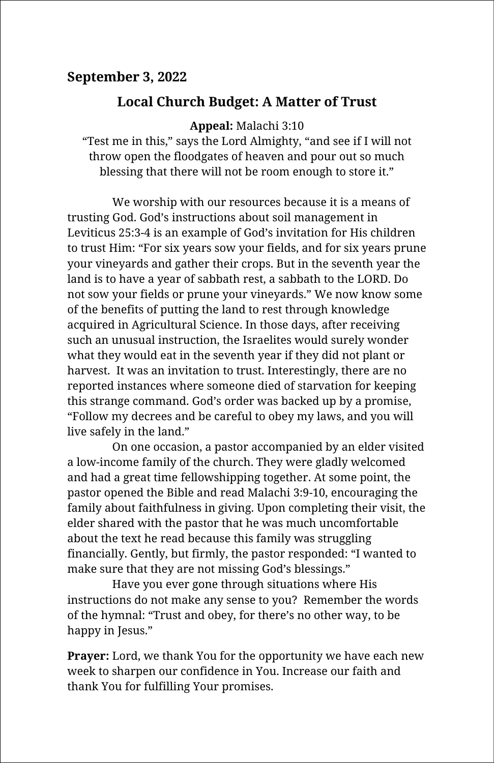**September 3, 2022**

## Local Church Budget: A Matter of Trust

**Appeal:** Malachi 3:10
"Test me in this," says the Lord Almighty, "and see if I will not throw open the floodgates of heaven and pour out so much blessing that there will not be room enough to store it."

We worship with our resources because it is a means of trusting God. God's instructions about soil management in Leviticus 25:3-4 is an example of God's invitation for His children to trust Him: "For six years sow your fields, and for six years prune your vineyards and gather their crops. But in the seventh year the land is to have a year of sabbath rest, a sabbath to the LORD. Do not sow your fields or prune your vineyards." We now know some of the benefits of putting the land to rest through knowledge acquired in Agricultural Science. In those days, after receiving such an unusual instruction, the Israelites would surely wonder what they would eat in the seventh year if they did not plant or harvest. It was an invitation to trust. Interestingly, there are no reported instances where someone died of starvation for keeping this strange command. God's order was backed up by a promise, "Follow my decrees and be careful to obey my laws, and you will live safely in the land."

On one occasion, a pastor accompanied by an elder visited a low-income family of the church. They were gladly welcomed and had a great time fellowshipping together. At some point, the pastor opened the Bible and read Malachi 3:9-10, encouraging the family about faithfulness in giving. Upon completing their visit, the elder shared with the pastor that he was much uncomfortable about the text he read because this family was struggling financially. Gently, but firmly, the pastor responded: "I wanted to make sure that they are not missing God's blessings."

Have you ever gone through situations where His instructions do not make any sense to you? Remember the words of the hymnal: "Trust and obey, for there's no other way, to be happy in Jesus."

**Prayer:** Lord, we thank You for the opportunity we have each new week to sharpen our confidence in You. Increase our faith and thank You for fulfilling Your promises.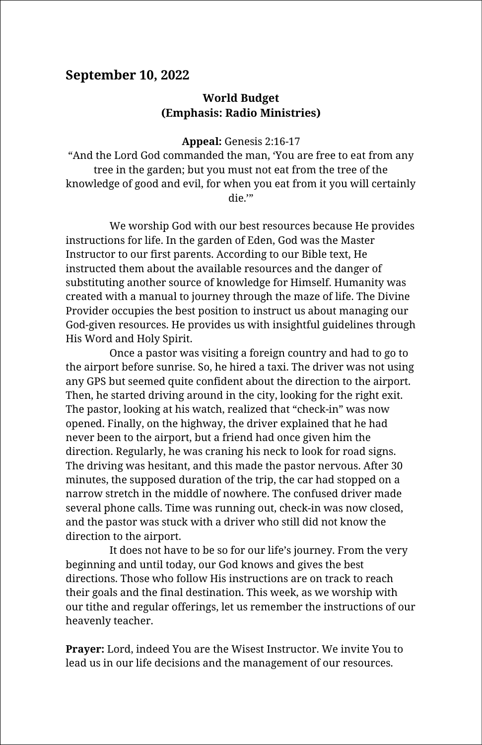## September 10, 2022

### World Budget
### (Emphasis: Radio Ministries)

**Appeal:** Genesis 2:16-17

"And the Lord God commanded the man, 'You are free to eat from any tree in the garden; but you must not eat from the tree of the knowledge of good and evil, for when you eat from it you will certainly die.'"

We worship God with our best resources because He provides instructions for life. In the garden of Eden, God was the Master Instructor to our first parents. According to our Bible text, He instructed them about the available resources and the danger of substituting another source of knowledge for Himself. Humanity was created with a manual to journey through the maze of life. The Divine Provider occupies the best position to instruct us about managing our God-given resources. He provides us with insightful guidelines through His Word and Holy Spirit.

Once a pastor was visiting a foreign country and had to go to the airport before sunrise. So, he hired a taxi. The driver was not using any GPS but seemed quite confident about the direction to the airport. Then, he started driving around in the city, looking for the right exit. The pastor, looking at his watch, realized that "check-in" was now opened. Finally, on the highway, the driver explained that he had never been to the airport, but a friend had once given him the direction. Regularly, he was craning his neck to look for road signs. The driving was hesitant, and this made the pastor nervous. After 30 minutes, the supposed duration of the trip, the car had stopped on a narrow stretch in the middle of nowhere. The confused driver made several phone calls. Time was running out, check-in was now closed, and the pastor was stuck with a driver who still did not know the direction to the airport.

It does not have to be so for our life's journey. From the very beginning and until today, our God knows and gives the best directions. Those who follow His instructions are on track to reach their goals and the final destination. This week, as we worship with our tithe and regular offerings, let us remember the instructions of our heavenly teacher.

**Prayer:** Lord, indeed You are the Wisest Instructor. We invite You to lead us in our life decisions and the management of our resources.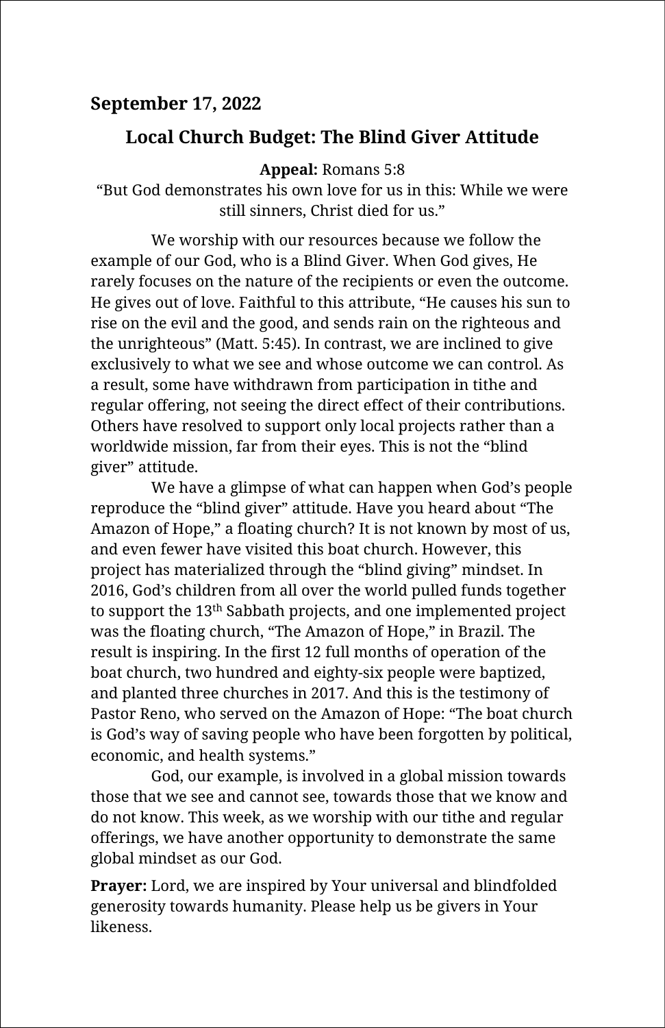**September 17, 2022**

## Local Church Budget: The Blind Giver Attitude

**Appeal:** Romans 5:8
"But God demonstrates his own love for us in this: While we were still sinners, Christ died for us."

We worship with our resources because we follow the example of our God, who is a Blind Giver. When God gives, He rarely focuses on the nature of the recipients or even the outcome. He gives out of love. Faithful to this attribute, "He causes his sun to rise on the evil and the good, and sends rain on the righteous and the unrighteous" (Matt. 5:45). In contrast, we are inclined to give exclusively to what we see and whose outcome we can control. As a result, some have withdrawn from participation in tithe and regular offering, not seeing the direct effect of their contributions. Others have resolved to support only local projects rather than a worldwide mission, far from their eyes. This is not the "blind giver" attitude.

We have a glimpse of what can happen when God's people reproduce the "blind giver" attitude. Have you heard about "The Amazon of Hope," a floating church? It is not known by most of us, and even fewer have visited this boat church. However, this project has materialized through the "blind giving" mindset. In 2016, God's children from all over the world pulled funds together to support the 13th Sabbath projects, and one implemented project was the floating church, "The Amazon of Hope," in Brazil. The result is inspiring. In the first 12 full months of operation of the boat church, two hundred and eighty-six people were baptized, and planted three churches in 2017. And this is the testimony of Pastor Reno, who served on the Amazon of Hope: "The boat church is God's way of saving people who have been forgotten by political, economic, and health systems."

God, our example, is involved in a global mission towards those that we see and cannot see, towards those that we know and do not know. This week, as we worship with our tithe and regular offerings, we have another opportunity to demonstrate the same global mindset as our God.

**Prayer:** Lord, we are inspired by Your universal and blindfolded generosity towards humanity. Please help us be givers in Your likeness.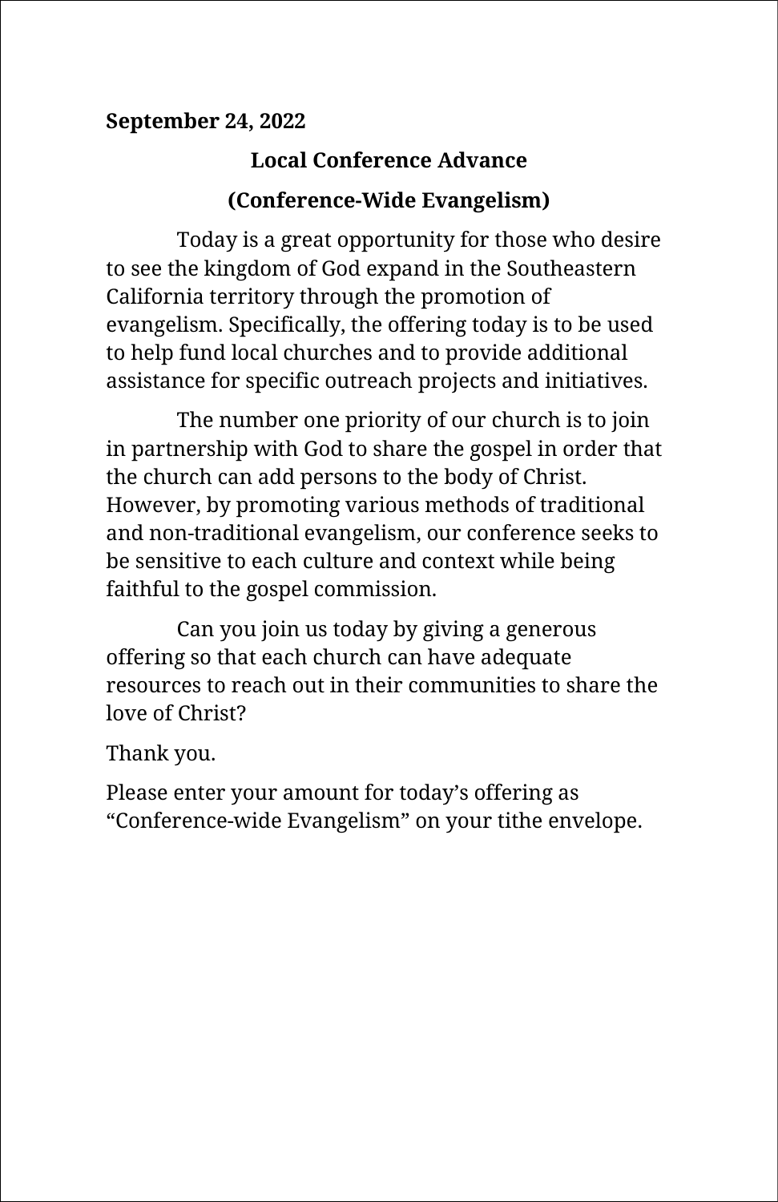**September 24, 2022**

## Local Conference Advance

## (Conference-Wide Evangelism)

Today is a great opportunity for those who desire to see the kingdom of God expand in the Southeastern California territory through the promotion of evangelism. Specifically, the offering today is to be used to help fund local churches and to provide additional assistance for specific outreach projects and initiatives.

The number one priority of our church is to join in partnership with God to share the gospel in order that the church can add persons to the body of Christ. However, by promoting various methods of traditional and non-traditional evangelism, our conference seeks to be sensitive to each culture and context while being faithful to the gospel commission.

Can you join us today by giving a generous offering so that each church can have adequate resources to reach out in their communities to share the love of Christ?

Thank you.

Please enter your amount for today's offering as "Conference-wide Evangelism" on your tithe envelope.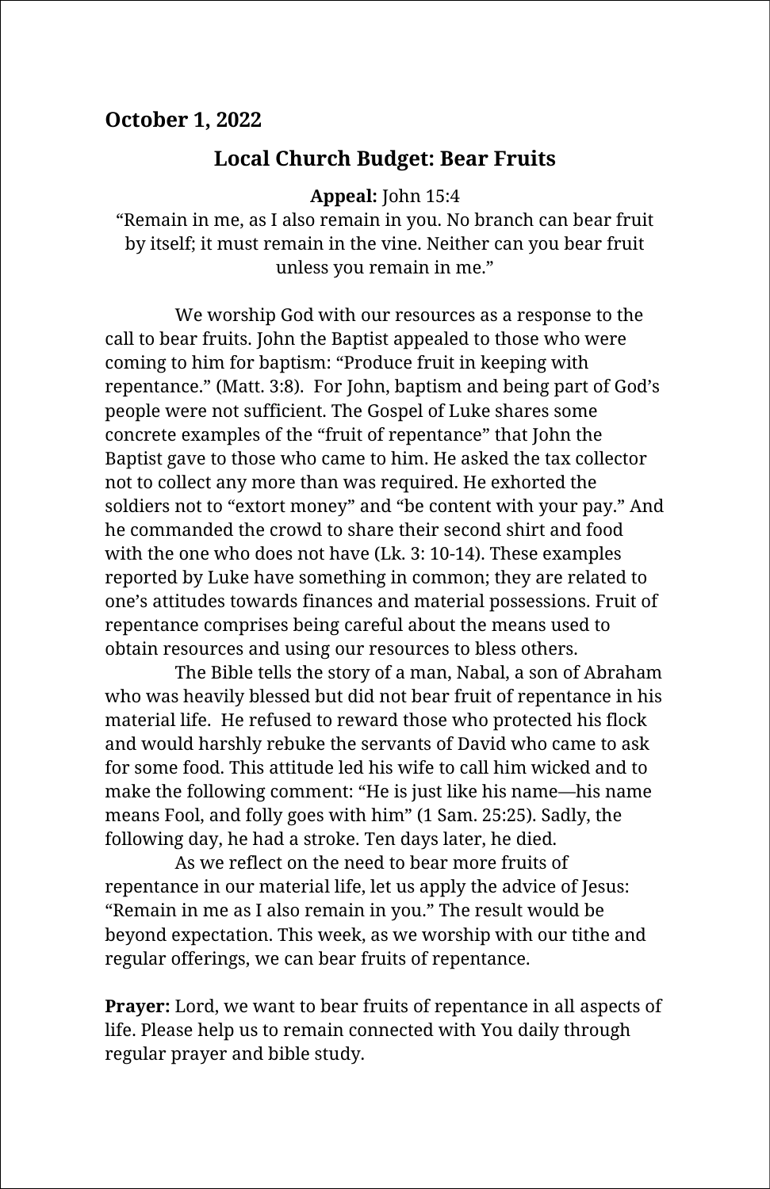**October 1, 2022**

## Local Church Budget: Bear Fruits

**Appeal:** John 15:4
"Remain in me, as I also remain in you. No branch can bear fruit by itself; it must remain in the vine. Neither can you bear fruit unless you remain in me."

We worship God with our resources as a response to the call to bear fruits. John the Baptist appealed to those who were coming to him for baptism: "Produce fruit in keeping with repentance." (Matt. 3:8). For John, baptism and being part of God's people were not sufficient. The Gospel of Luke shares some concrete examples of the "fruit of repentance" that John the Baptist gave to those who came to him. He asked the tax collector not to collect any more than was required. He exhorted the soldiers not to "extort money" and "be content with your pay." And he commanded the crowd to share their second shirt and food with the one who does not have (Lk. 3: 10-14). These examples reported by Luke have something in common; they are related to one's attitudes towards finances and material possessions. Fruit of repentance comprises being careful about the means used to obtain resources and using our resources to bless others.

The Bible tells the story of a man, Nabal, a son of Abraham who was heavily blessed but did not bear fruit of repentance in his material life. He refused to reward those who protected his flock and would harshly rebuke the servants of David who came to ask for some food. This attitude led his wife to call him wicked and to make the following comment: "He is just like his name—his name means Fool, and folly goes with him" (1 Sam. 25:25). Sadly, the following day, he had a stroke. Ten days later, he died.

As we reflect on the need to bear more fruits of repentance in our material life, let us apply the advice of Jesus: "Remain in me as I also remain in you." The result would be beyond expectation. This week, as we worship with our tithe and regular offerings, we can bear fruits of repentance.

**Prayer:** Lord, we want to bear fruits of repentance in all aspects of life. Please help us to remain connected with You daily through regular prayer and bible study.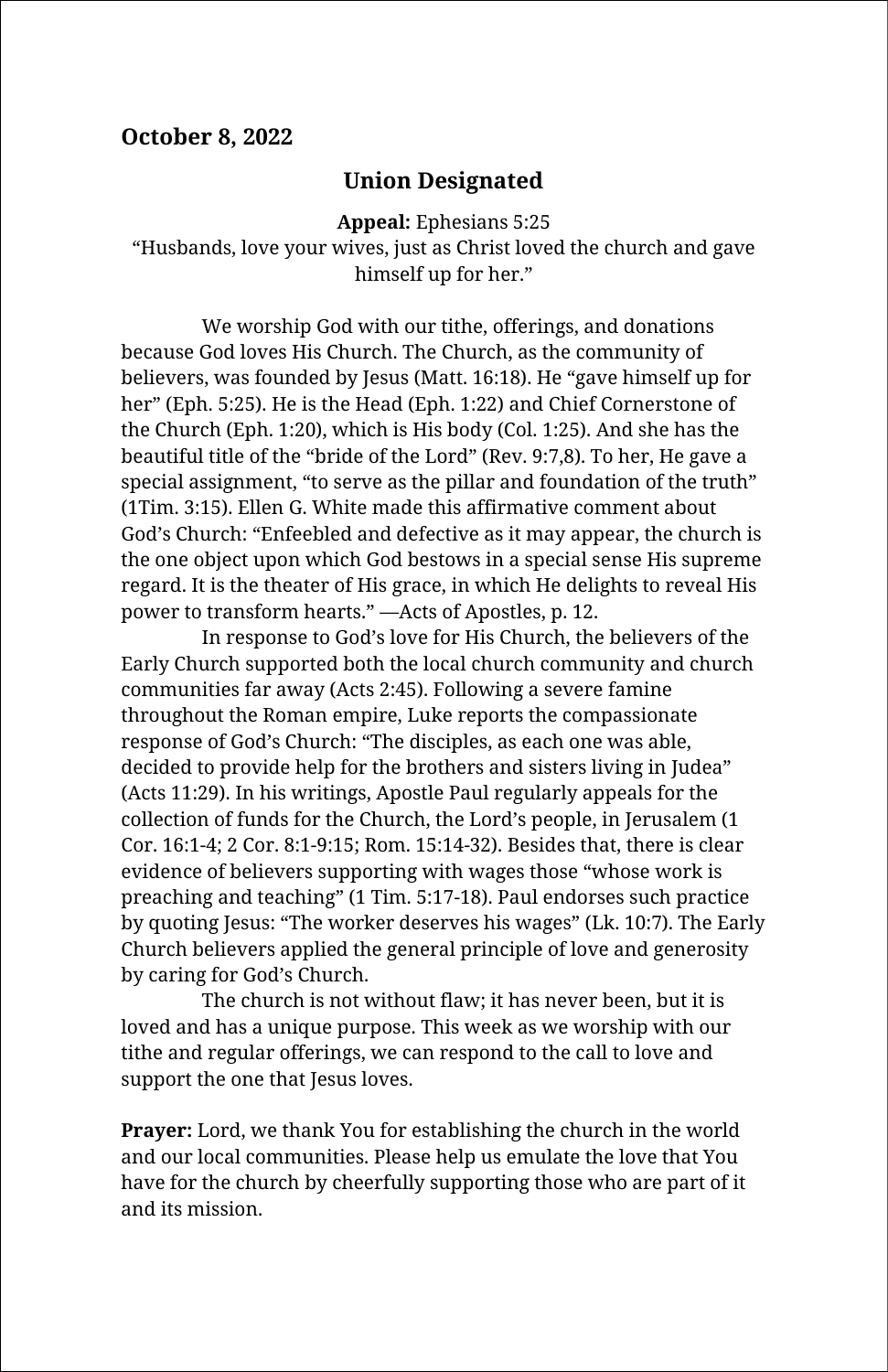**October 8, 2022**

## Union Designated

**Appeal:** Ephesians 5:25
"Husbands, love your wives, just as Christ loved the church and gave himself up for her."

We worship God with our tithe, offerings, and donations because God loves His Church. The Church, as the community of believers, was founded by Jesus (Matt. 16:18). He "gave himself up for her" (Eph. 5:25). He is the Head (Eph. 1:22) and Chief Cornerstone of the Church (Eph. 1:20), which is His body (Col. 1:25). And she has the beautiful title of the "bride of the Lord" (Rev. 9:7,8). To her, He gave a special assignment, "to serve as the pillar and foundation of the truth" (1Tim. 3:15). Ellen G. White made this affirmative comment about God's Church: "Enfeebled and defective as it may appear, the church is the one object upon which God bestows in a special sense His supreme regard. It is the theater of His grace, in which He delights to reveal His power to transform hearts." —Acts of Apostles, p. 12.

In response to God's love for His Church, the believers of the Early Church supported both the local church community and church communities far away (Acts 2:45). Following a severe famine throughout the Roman empire, Luke reports the compassionate response of God's Church: "The disciples, as each one was able, decided to provide help for the brothers and sisters living in Judea" (Acts 11:29). In his writings, Apostle Paul regularly appeals for the collection of funds for the Church, the Lord's people, in Jerusalem (1 Cor. 16:1-4; 2 Cor. 8:1-9:15; Rom. 15:14-32). Besides that, there is clear evidence of believers supporting with wages those "whose work is preaching and teaching" (1 Tim. 5:17-18). Paul endorses such practice by quoting Jesus: "The worker deserves his wages" (Lk. 10:7). The Early Church believers applied the general principle of love and generosity by caring for God's Church.

The church is not without flaw; it has never been, but it is loved and has a unique purpose. This week as we worship with our tithe and regular offerings, we can respond to the call to love and support the one that Jesus loves.

**Prayer:** Lord, we thank You for establishing the church in the world and our local communities. Please help us emulate the love that You have for the church by cheerfully supporting those who are part of it and its mission.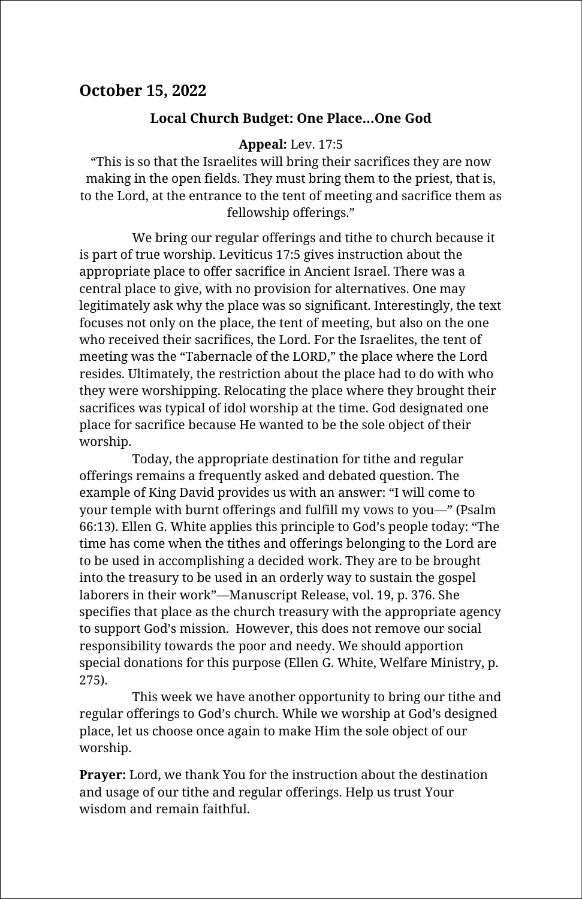## October 15, 2022

### Local Church Budget: One Place…One God

**Appeal:** Lev. 17:5
"This is so that the Israelites will bring their sacrifices they are now making in the open fields. They must bring them to the priest, that is, to the Lord, at the entrance to the tent of meeting and sacrifice them as fellowship offerings."

We bring our regular offerings and tithe to church because it is part of true worship. Leviticus 17:5 gives instruction about the appropriate place to offer sacrifice in Ancient Israel. There was a central place to give, with no provision for alternatives. One may legitimately ask why the place was so significant. Interestingly, the text focuses not only on the place, the tent of meeting, but also on the one who received their sacrifices, the Lord. For the Israelites, the tent of meeting was the "Tabernacle of the LORD," the place where the Lord resides. Ultimately, the restriction about the place had to do with who they were worshipping. Relocating the place where they brought their sacrifices was typical of idol worship at the time. God designated one place for sacrifice because He wanted to be the sole object of their worship.

Today, the appropriate destination for tithe and regular offerings remains a frequently asked and debated question. The example of King David provides us with an answer: "I will come to your temple with burnt offerings and fulfill my vows to you—" (Psalm 66:13). Ellen G. White applies this principle to God's people today: "The time has come when the tithes and offerings belonging to the Lord are to be used in accomplishing a decided work. They are to be brought into the treasury to be used in an orderly way to sustain the gospel laborers in their work"—Manuscript Release, vol. 19, p. 376. She specifies that place as the church treasury with the appropriate agency to support God's mission. However, this does not remove our social responsibility towards the poor and needy. We should apportion special donations for this purpose (Ellen G. White, Welfare Ministry, p. 275).

This week we have another opportunity to bring our tithe and regular offerings to God's church. While we worship at God's designed place, let us choose once again to make Him the sole object of our worship.

**Prayer:** Lord, we thank You for the instruction about the destination and usage of our tithe and regular offerings. Help us trust Your wisdom and remain faithful.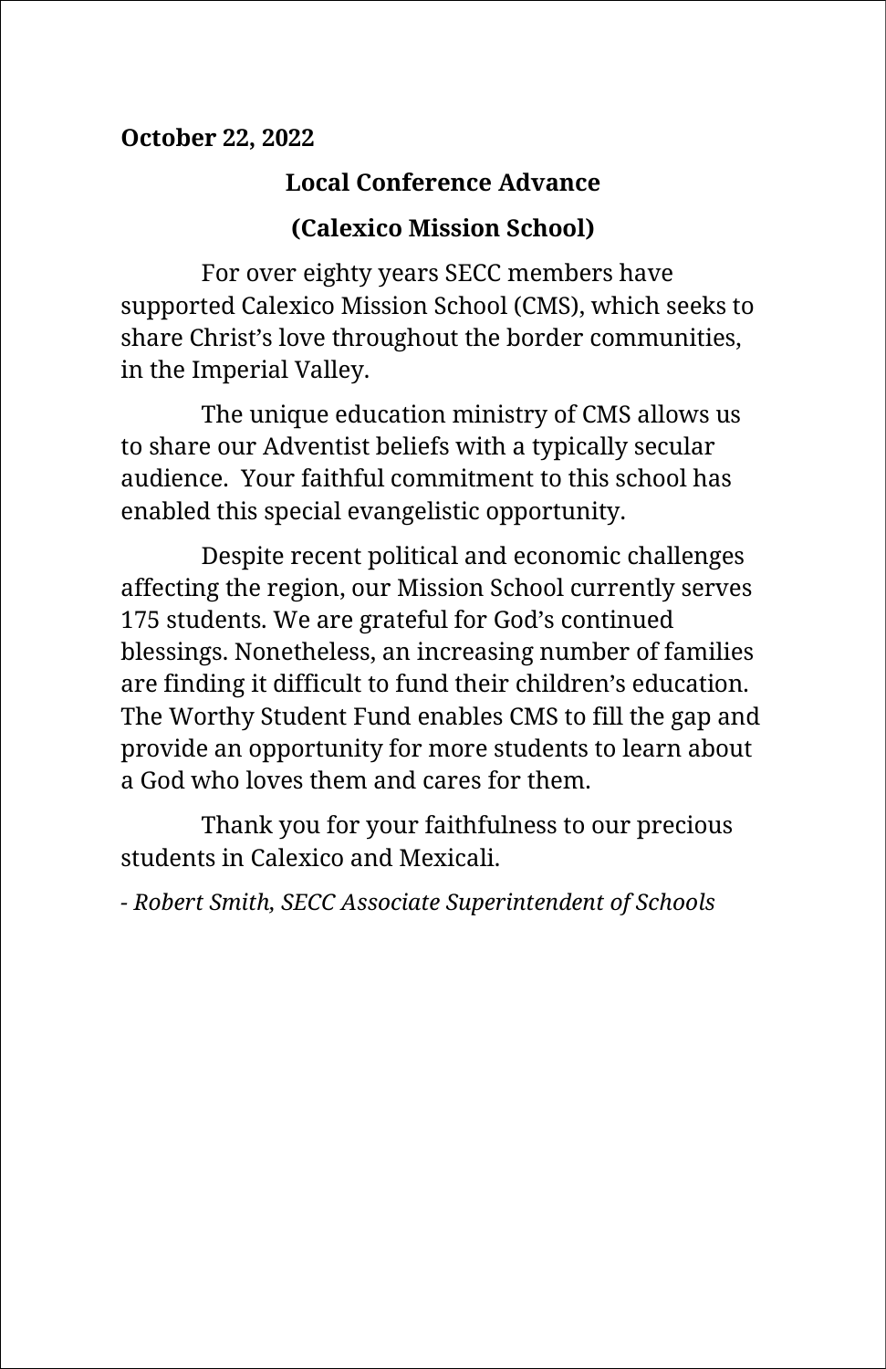**October 22, 2022**

## Local Conference Advance

## (Calexico Mission School)

For over eighty years SECC members have supported Calexico Mission School (CMS), which seeks to share Christ's love throughout the border communities, in the Imperial Valley.

The unique education ministry of CMS allows us to share our Adventist beliefs with a typically secular audience. Your faithful commitment to this school has enabled this special evangelistic opportunity.

Despite recent political and economic challenges affecting the region, our Mission School currently serves 175 students. We are grateful for God's continued blessings. Nonetheless, an increasing number of families are finding it difficult to fund their children's education. The Worthy Student Fund enables CMS to fill the gap and provide an opportunity for more students to learn about a God who loves them and cares for them.

Thank you for your faithfulness to our precious students in Calexico and Mexicali.

- *Robert Smith, SECC Associate Superintendent of Schools*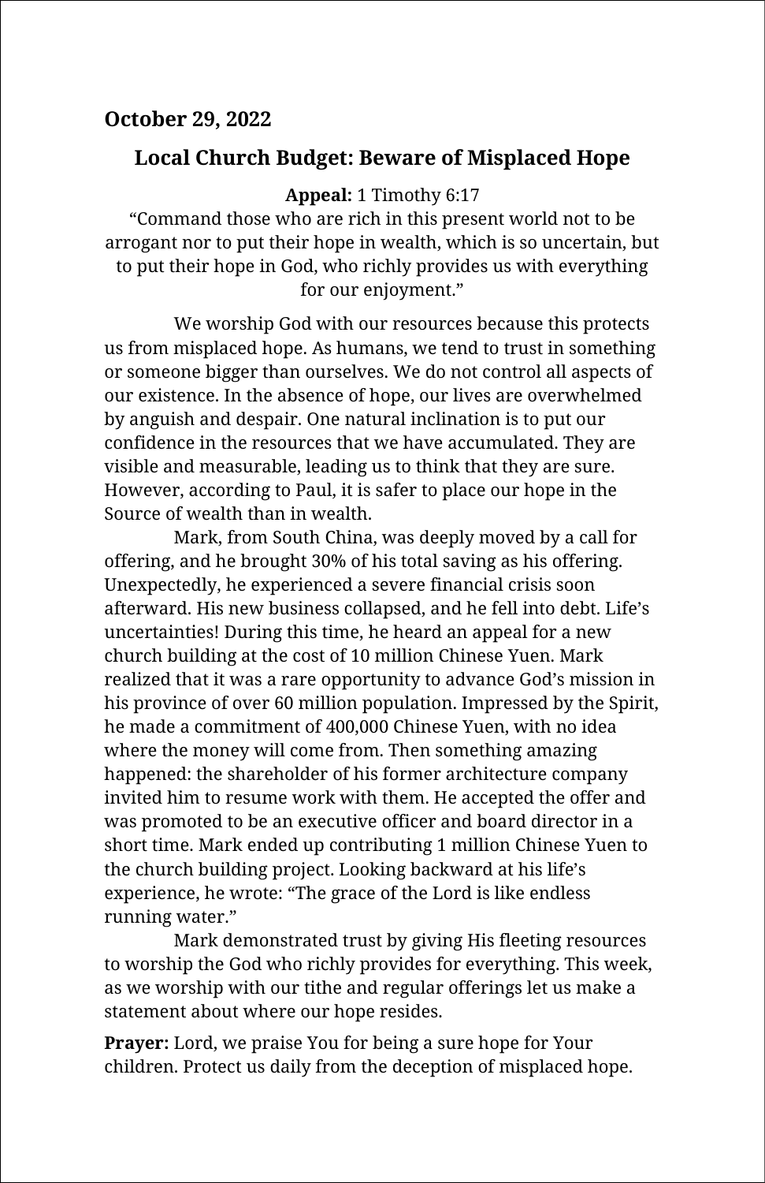**October 29, 2022**

## Local Church Budget: Beware of Misplaced Hope

**Appeal:** 1 Timothy 6:17
"Command those who are rich in this present world not to be arrogant nor to put their hope in wealth, which is so uncertain, but to put their hope in God, who richly provides us with everything for our enjoyment."

We worship God with our resources because this protects us from misplaced hope. As humans, we tend to trust in something or someone bigger than ourselves. We do not control all aspects of our existence. In the absence of hope, our lives are overwhelmed by anguish and despair. One natural inclination is to put our confidence in the resources that we have accumulated. They are visible and measurable, leading us to think that they are sure. However, according to Paul, it is safer to place our hope in the Source of wealth than in wealth.

Mark, from South China, was deeply moved by a call for offering, and he brought 30% of his total saving as his offering. Unexpectedly, he experienced a severe financial crisis soon afterward. His new business collapsed, and he fell into debt. Life's uncertainties! During this time, he heard an appeal for a new church building at the cost of 10 million Chinese Yuen. Mark realized that it was a rare opportunity to advance God's mission in his province of over 60 million population. Impressed by the Spirit, he made a commitment of 400,000 Chinese Yuen, with no idea where the money will come from. Then something amazing happened: the shareholder of his former architecture company invited him to resume work with them. He accepted the offer and was promoted to be an executive officer and board director in a short time. Mark ended up contributing 1 million Chinese Yuen to the church building project. Looking backward at his life's experience, he wrote: "The grace of the Lord is like endless running water."

Mark demonstrated trust by giving His fleeting resources to worship the God who richly provides for everything. This week, as we worship with our tithe and regular offerings let us make a statement about where our hope resides.

**Prayer:** Lord, we praise You for being a sure hope for Your children. Protect us daily from the deception of misplaced hope.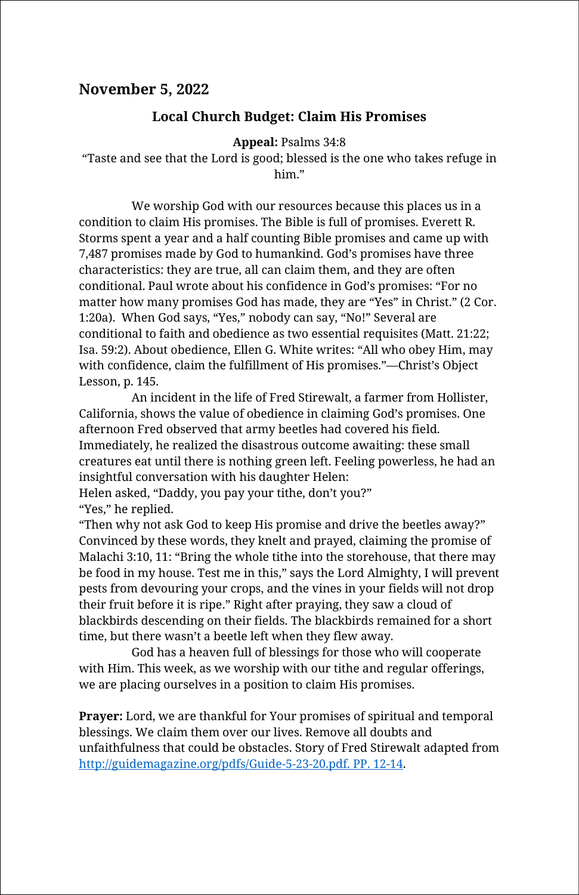## November 5, 2022

### Local Church Budget: Claim His Promises

**Appeal:** Psalms 34:8
"Taste and see that the Lord is good; blessed is the one who takes refuge in him."

We worship God with our resources because this places us in a condition to claim His promises. The Bible is full of promises. Everett R. Storms spent a year and a half counting Bible promises and came up with 7,487 promises made by God to humankind. God's promises have three characteristics: they are true, all can claim them, and they are often conditional. Paul wrote about his confidence in God's promises: "For no matter how many promises God has made, they are "Yes" in Christ." (2 Cor. 1:20a). When God says, "Yes," nobody can say, "No!" Several are conditional to faith and obedience as two essential requisites (Matt. 21:22; Isa. 59:2). About obedience, Ellen G. White writes: "All who obey Him, may with confidence, claim the fulfillment of His promises."—Christ's Object Lesson, p. 145.

An incident in the life of Fred Stirewalt, a farmer from Hollister, California, shows the value of obedience in claiming God's promises. One afternoon Fred observed that army beetles had covered his field. Immediately, he realized the disastrous outcome awaiting: these small creatures eat until there is nothing green left. Feeling powerless, he had an insightful conversation with his daughter Helen:
Helen asked, "Daddy, you pay your tithe, don't you?"
"Yes," he replied.
"Then why not ask God to keep His promise and drive the beetles away?"
Convinced by these words, they knelt and prayed, claiming the promise of Malachi 3:10, 11: "Bring the whole tithe into the storehouse, that there may be food in my house. Test me in this," says the Lord Almighty, I will prevent pests from devouring your crops, and the vines in your fields will not drop their fruit before it is ripe." Right after praying, they saw a cloud of blackbirds descending on their fields. The blackbirds remained for a short time, but there wasn't a beetle left when they flew away.

God has a heaven full of blessings for those who will cooperate with Him. This week, as we worship with our tithe and regular offerings, we are placing ourselves in a position to claim His promises.

**Prayer:** Lord, we are thankful for Your promises of spiritual and temporal blessings. We claim them over our lives. Remove all doubts and unfaithfulness that could be obstacles. Story of Fred Stirewalt adapted from [http://guidemagazine.org/pdfs/Guide-5-23-20.pdf. PP. 12-14](http://guidemagazine.org/pdfs/Guide-5-23-20.pdf).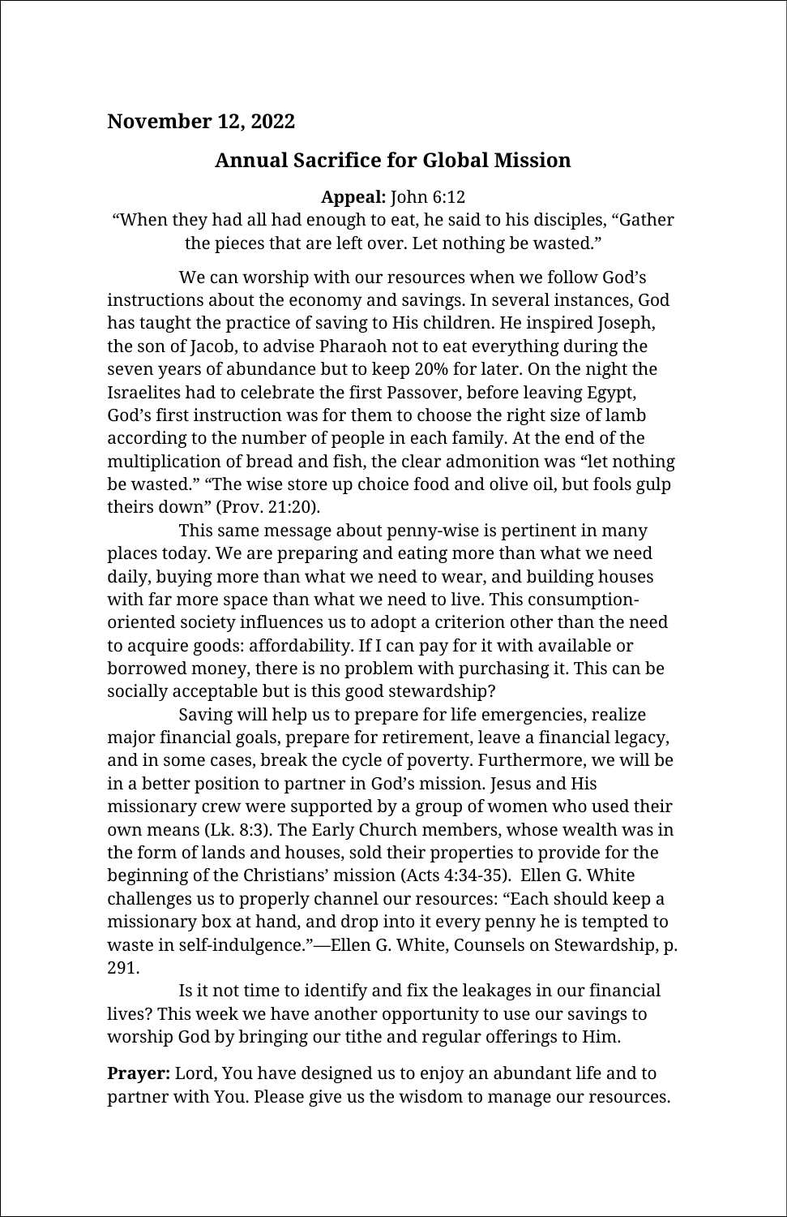**November 12, 2022**

## Annual Sacrifice for Global Mission

**Appeal:** John 6:12

"When they had all had enough to eat, he said to his disciples, "Gather the pieces that are left over. Let nothing be wasted."

We can worship with our resources when we follow God's instructions about the economy and savings. In several instances, God has taught the practice of saving to His children. He inspired Joseph, the son of Jacob, to advise Pharaoh not to eat everything during the seven years of abundance but to keep 20% for later. On the night the Israelites had to celebrate the first Passover, before leaving Egypt, God's first instruction was for them to choose the right size of lamb according to the number of people in each family. At the end of the multiplication of bread and fish, the clear admonition was "let nothing be wasted." "The wise store up choice food and olive oil, but fools gulp theirs down" (Prov. 21:20).

This same message about penny-wise is pertinent in many places today. We are preparing and eating more than what we need daily, buying more than what we need to wear, and building houses with far more space than what we need to live. This consumption-oriented society influences us to adopt a criterion other than the need to acquire goods: affordability. If I can pay for it with available or borrowed money, there is no problem with purchasing it. This can be socially acceptable but is this good stewardship?

Saving will help us to prepare for life emergencies, realize major financial goals, prepare for retirement, leave a financial legacy, and in some cases, break the cycle of poverty. Furthermore, we will be in a better position to partner in God's mission. Jesus and His missionary crew were supported by a group of women who used their own means (Lk. 8:3). The Early Church members, whose wealth was in the form of lands and houses, sold their properties to provide for the beginning of the Christians' mission (Acts 4:34-35). Ellen G. White challenges us to properly channel our resources: "Each should keep a missionary box at hand, and drop into it every penny he is tempted to waste in self-indulgence."—Ellen G. White, Counsels on Stewardship, p. 291.

Is it not time to identify and fix the leakages in our financial lives? This week we have another opportunity to use our savings to worship God by bringing our tithe and regular offerings to Him.

**Prayer:** Lord, You have designed us to enjoy an abundant life and to partner with You. Please give us the wisdom to manage our resources.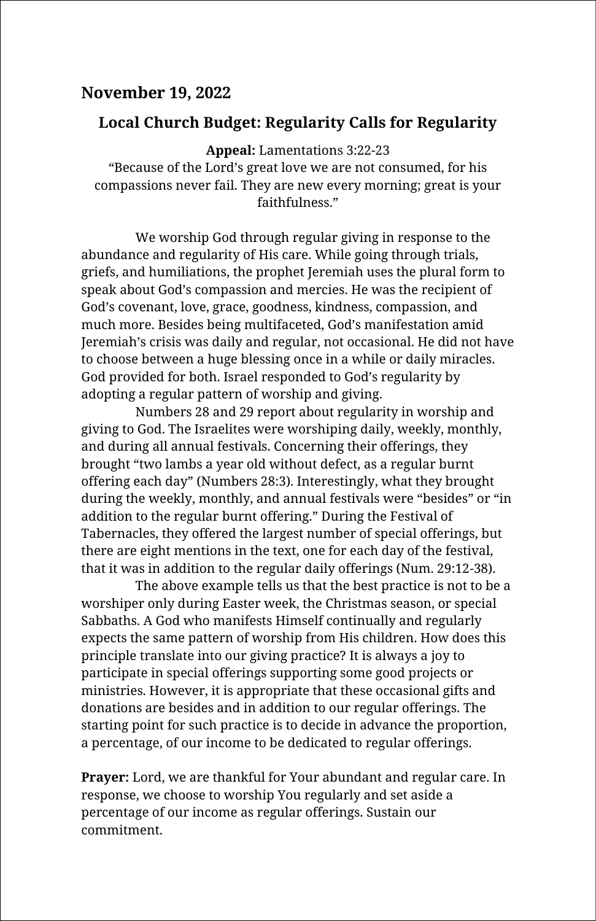**November 19, 2022**

## Local Church Budget: Regularity Calls for Regularity

**Appeal:** Lamentations 3:22-23
"Because of the Lord's great love we are not consumed, for his compassions never fail. They are new every morning; great is your faithfulness."

We worship God through regular giving in response to the abundance and regularity of His care. While going through trials, griefs, and humiliations, the prophet Jeremiah uses the plural form to speak about God's compassion and mercies. He was the recipient of God's covenant, love, grace, goodness, kindness, compassion, and much more. Besides being multifaceted, God's manifestation amid Jeremiah's crisis was daily and regular, not occasional. He did not have to choose between a huge blessing once in a while or daily miracles. God provided for both. Israel responded to God's regularity by adopting a regular pattern of worship and giving.

Numbers 28 and 29 report about regularity in worship and giving to God. The Israelites were worshiping daily, weekly, monthly, and during all annual festivals. Concerning their offerings, they brought "two lambs a year old without defect, as a regular burnt offering each day" (Numbers 28:3). Interestingly, what they brought during the weekly, monthly, and annual festivals were "besides" or "in addition to the regular burnt offering." During the Festival of Tabernacles, they offered the largest number of special offerings, but there are eight mentions in the text, one for each day of the festival, that it was in addition to the regular daily offerings (Num. 29:12-38).

The above example tells us that the best practice is not to be a worshiper only during Easter week, the Christmas season, or special Sabbaths. A God who manifests Himself continually and regularly expects the same pattern of worship from His children. How does this principle translate into our giving practice? It is always a joy to participate in special offerings supporting some good projects or ministries. However, it is appropriate that these occasional gifts and donations are besides and in addition to our regular offerings. The starting point for such practice is to decide in advance the proportion, a percentage, of our income to be dedicated to regular offerings.

**Prayer:** Lord, we are thankful for Your abundant and regular care. In response, we choose to worship You regularly and set aside a percentage of our income as regular offerings. Sustain our commitment.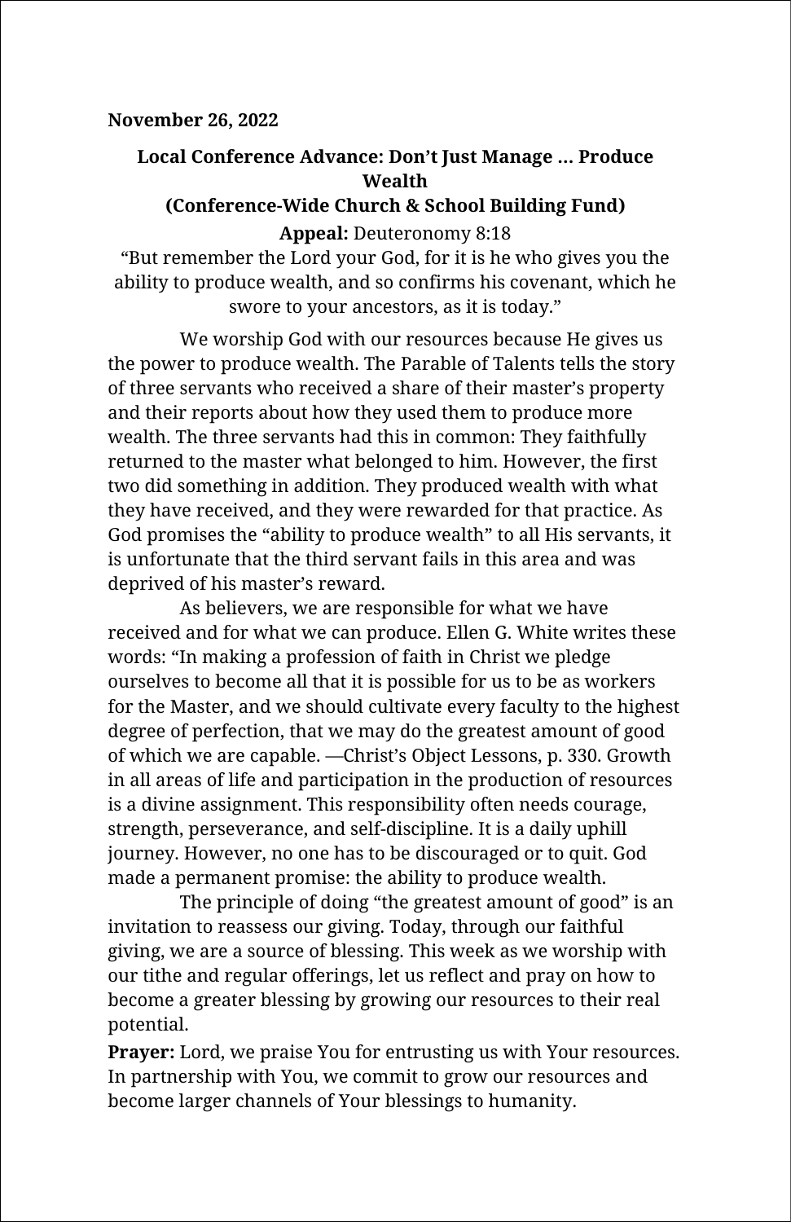**November 26, 2022**

## Local Conference Advance: Don't Just Manage … Produce Wealth

### (Conference-Wide Church & School Building Fund)

**Appeal:** Deuteronomy 8:18

"But remember the Lord your God, for it is he who gives you the ability to produce wealth, and so confirms his covenant, which he swore to your ancestors, as it is today."

We worship God with our resources because He gives us the power to produce wealth. The Parable of Talents tells the story of three servants who received a share of their master's property and their reports about how they used them to produce more wealth. The three servants had this in common: They faithfully returned to the master what belonged to him. However, the first two did something in addition. They produced wealth with what they have received, and they were rewarded for that practice. As God promises the "ability to produce wealth" to all His servants, it is unfortunate that the third servant fails in this area and was deprived of his master's reward.

As believers, we are responsible for what we have received and for what we can produce. Ellen G. White writes these words: "In making a profession of faith in Christ we pledge ourselves to become all that it is possible for us to be as workers for the Master, and we should cultivate every faculty to the highest degree of perfection, that we may do the greatest amount of good of which we are capable. —Christ's Object Lessons, p. 330. Growth in all areas of life and participation in the production of resources is a divine assignment. This responsibility often needs courage, strength, perseverance, and self-discipline. It is a daily uphill journey. However, no one has to be discouraged or to quit. God made a permanent promise: the ability to produce wealth.

The principle of doing "the greatest amount of good" is an invitation to reassess our giving. Today, through our faithful giving, we are a source of blessing. This week as we worship with our tithe and regular offerings, let us reflect and pray on how to become a greater blessing by growing our resources to their real potential.

**Prayer:** Lord, we praise You for entrusting us with Your resources. In partnership with You, we commit to grow our resources and become larger channels of Your blessings to humanity.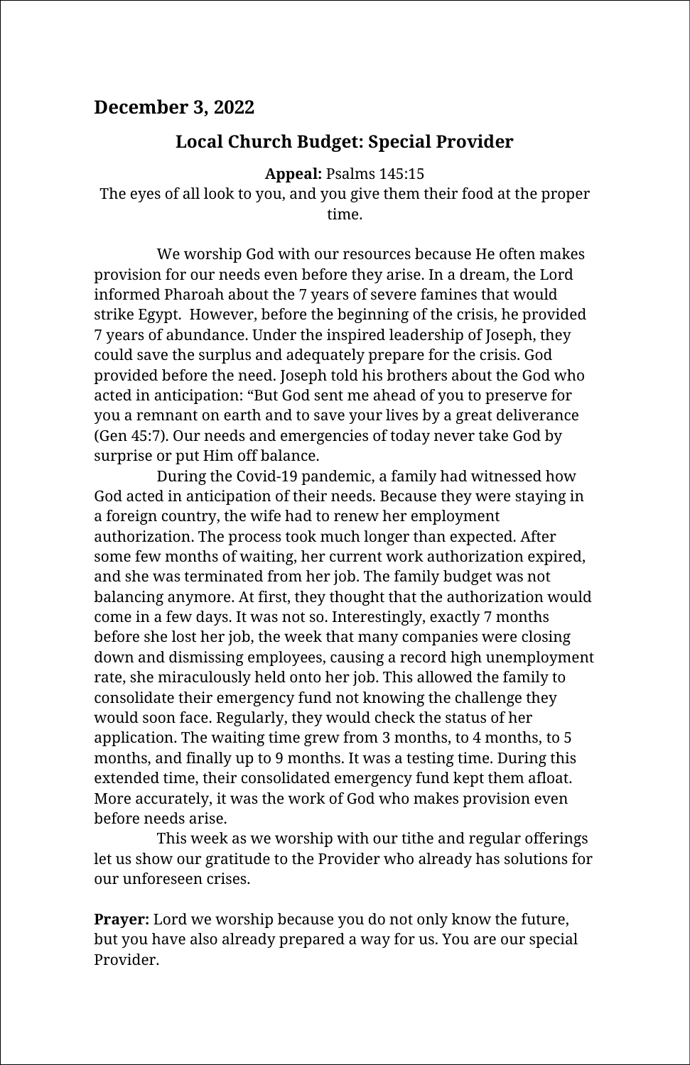## December 3, 2022

### Local Church Budget: Special Provider

**Appeal:** Psalms 145:15
The eyes of all look to you, and you give them their food at the proper time.

We worship God with our resources because He often makes provision for our needs even before they arise. In a dream, the Lord informed Pharoah about the 7 years of severe famines that would strike Egypt. However, before the beginning of the crisis, he provided 7 years of abundance. Under the inspired leadership of Joseph, they could save the surplus and adequately prepare for the crisis. God provided before the need. Joseph told his brothers about the God who acted in anticipation: "But God sent me ahead of you to preserve for you a remnant on earth and to save your lives by a great deliverance (Gen 45:7). Our needs and emergencies of today never take God by surprise or put Him off balance.

During the Covid-19 pandemic, a family had witnessed how God acted in anticipation of their needs. Because they were staying in a foreign country, the wife had to renew her employment authorization. The process took much longer than expected. After some few months of waiting, her current work authorization expired, and she was terminated from her job. The family budget was not balancing anymore. At first, they thought that the authorization would come in a few days. It was not so. Interestingly, exactly 7 months before she lost her job, the week that many companies were closing down and dismissing employees, causing a record high unemployment rate, she miraculously held onto her job. This allowed the family to consolidate their emergency fund not knowing the challenge they would soon face. Regularly, they would check the status of her application. The waiting time grew from 3 months, to 4 months, to 5 months, and finally up to 9 months. It was a testing time. During this extended time, their consolidated emergency fund kept them afloat. More accurately, it was the work of God who makes provision even before needs arise.

This week as we worship with our tithe and regular offerings let us show our gratitude to the Provider who already has solutions for our unforeseen crises.

**Prayer:** Lord we worship because you do not only know the future, but you have also already prepared a way for us. You are our special Provider.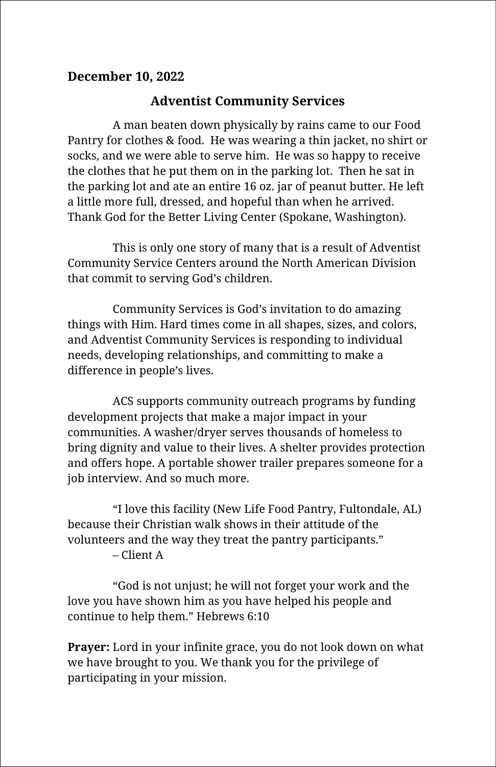**December 10, 2022**

## Adventist Community Services

A man beaten down physically by rains came to our Food Pantry for clothes & food. He was wearing a thin jacket, no shirt or socks, and we were able to serve him. He was so happy to receive the clothes that he put them on in the parking lot. Then he sat in the parking lot and ate an entire 16 oz. jar of peanut butter. He left a little more full, dressed, and hopeful than when he arrived. Thank God for the Better Living Center (Spokane, Washington).

This is only one story of many that is a result of Adventist Community Service Centers around the North American Division that commit to serving God's children.

Community Services is God's invitation to do amazing things with Him. Hard times come in all shapes, sizes, and colors, and Adventist Community Services is responding to individual needs, developing relationships, and committing to make a difference in people's lives.

ACS supports community outreach programs by funding development projects that make a major impact in your communities. A washer/dryer serves thousands of homeless to bring dignity and value to their lives. A shelter provides protection and offers hope. A portable shower trailer prepares someone for a job interview. And so much more.

"I love this facility (New Life Food Pantry, Fultondale, AL) because their Christian walk shows in their attitude of the volunteers and the way they treat the pantry participants."
– Client A

"God is not unjust; he will not forget your work and the love you have shown him as you have helped his people and continue to help them." Hebrews 6:10

**Prayer:** Lord in your infinite grace, you do not look down on what we have brought to you. We thank you for the privilege of participating in your mission.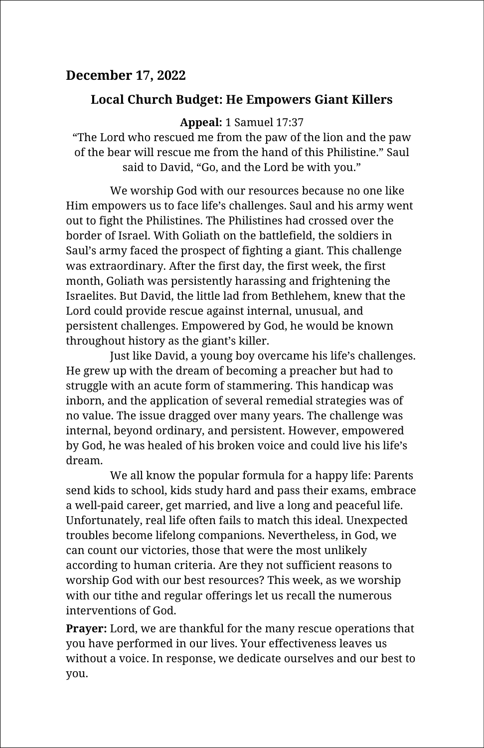**December 17, 2022**

## Local Church Budget: He Empowers Giant Killers

**Appeal:** 1 Samuel 17:37
"The Lord who rescued me from the paw of the lion and the paw of the bear will rescue me from the hand of this Philistine." Saul said to David, "Go, and the Lord be with you."

We worship God with our resources because no one like Him empowers us to face life's challenges. Saul and his army went out to fight the Philistines. The Philistines had crossed over the border of Israel. With Goliath on the battlefield, the soldiers in Saul's army faced the prospect of fighting a giant. This challenge was extraordinary. After the first day, the first week, the first month, Goliath was persistently harassing and frightening the Israelites. But David, the little lad from Bethlehem, knew that the Lord could provide rescue against internal, unusual, and persistent challenges. Empowered by God, he would be known throughout history as the giant's killer.

Just like David, a young boy overcame his life's challenges. He grew up with the dream of becoming a preacher but had to struggle with an acute form of stammering. This handicap was inborn, and the application of several remedial strategies was of no value. The issue dragged over many years. The challenge was internal, beyond ordinary, and persistent. However, empowered by God, he was healed of his broken voice and could live his life's dream.

We all know the popular formula for a happy life: Parents send kids to school, kids study hard and pass their exams, embrace a well-paid career, get married, and live a long and peaceful life. Unfortunately, real life often fails to match this ideal. Unexpected troubles become lifelong companions. Nevertheless, in God, we can count our victories, those that were the most unlikely according to human criteria. Are they not sufficient reasons to worship God with our best resources? This week, as we worship with our tithe and regular offerings let us recall the numerous interventions of God.

**Prayer:** Lord, we are thankful for the many rescue operations that you have performed in our lives. Your effectiveness leaves us without a voice. In response, we dedicate ourselves and our best to you.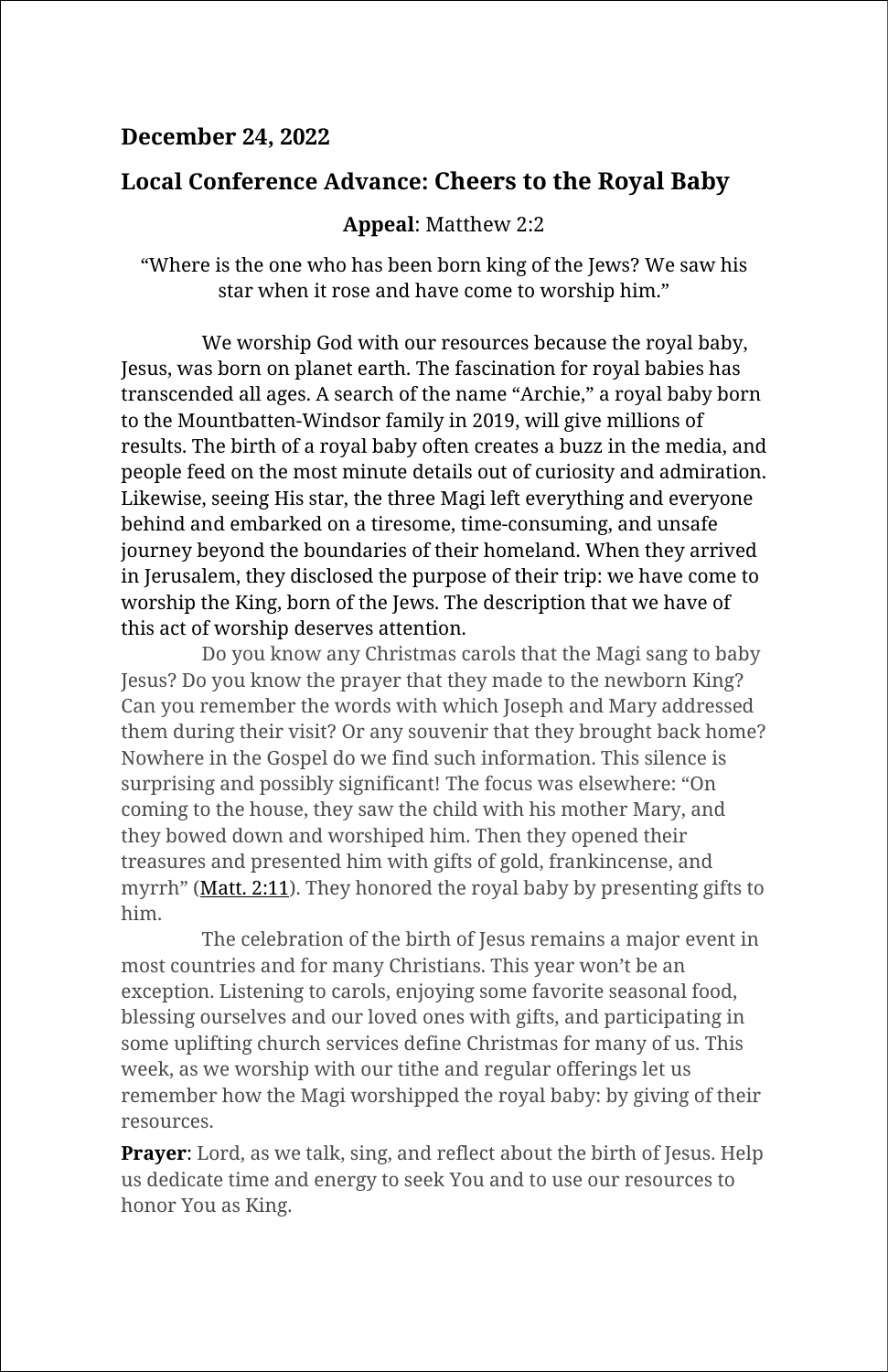**December 24, 2022**

## Local Conference Advance: Cheers to the Royal Baby

**Appeal**: Matthew 2:2

"Where is the one who has been born king of the Jews? We saw his star when it rose and have come to worship him."

We worship God with our resources because the royal baby, Jesus, was born on planet earth. The fascination for royal babies has transcended all ages. A search of the name "Archie," a royal baby born to the Mountbatten-Windsor family in 2019, will give millions of results. The birth of a royal baby often creates a buzz in the media, and people feed on the most minute details out of curiosity and admiration. Likewise, seeing His star, the three Magi left everything and everyone behind and embarked on a tiresome, time-consuming, and unsafe journey beyond the boundaries of their homeland. When they arrived in Jerusalem, they disclosed the purpose of their trip: we have come to worship the King, born of the Jews. The description that we have of this act of worship deserves attention.

Do you know any Christmas carols that the Magi sang to baby Jesus? Do you know the prayer that they made to the newborn King? Can you remember the words with which Joseph and Mary addressed them during their visit? Or any souvenir that they brought back home? Nowhere in the Gospel do we find such information. This silence is surprising and possibly significant! The focus was elsewhere: "On coming to the house, they saw the child with his mother Mary, and they bowed down and worshiped him. Then they opened their treasures and presented him with gifts of gold, frankincense, and myrrh" (Matt. 2:11). They honored the royal baby by presenting gifts to him.

The celebration of the birth of Jesus remains a major event in most countries and for many Christians. This year won't be an exception. Listening to carols, enjoying some favorite seasonal food, blessing ourselves and our loved ones with gifts, and participating in some uplifting church services define Christmas for many of us. This week, as we worship with our tithe and regular offerings let us remember how the Magi worshipped the royal baby: by giving of their resources.

**Prayer**: Lord, as we talk, sing, and reflect about the birth of Jesus. Help us dedicate time and energy to seek You and to use our resources to honor You as King.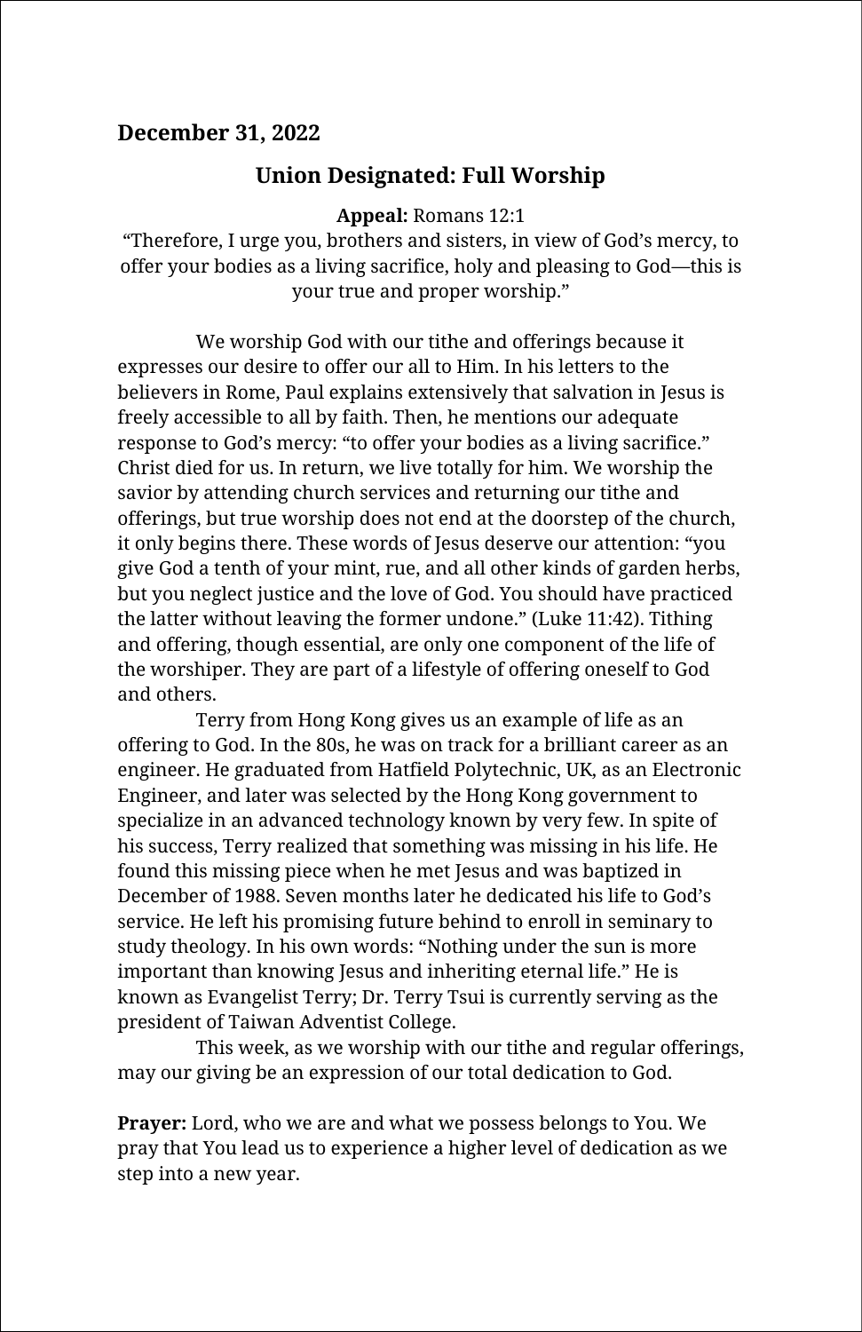**December 31, 2022**

## Union Designated: Full Worship

**Appeal:** Romans 12:1
"Therefore, I urge you, brothers and sisters, in view of God's mercy, to offer your bodies as a living sacrifice, holy and pleasing to God—this is your true and proper worship."

We worship God with our tithe and offerings because it expresses our desire to offer our all to Him. In his letters to the believers in Rome, Paul explains extensively that salvation in Jesus is freely accessible to all by faith. Then, he mentions our adequate response to God's mercy: "to offer your bodies as a living sacrifice." Christ died for us. In return, we live totally for him. We worship the savior by attending church services and returning our tithe and offerings, but true worship does not end at the doorstep of the church, it only begins there. These words of Jesus deserve our attention: "you give God a tenth of your mint, rue, and all other kinds of garden herbs, but you neglect justice and the love of God. You should have practiced the latter without leaving the former undone." (Luke 11:42). Tithing and offering, though essential, are only one component of the life of the worshiper. They are part of a lifestyle of offering oneself to God and others.

Terry from Hong Kong gives us an example of life as an offering to God. In the 80s, he was on track for a brilliant career as an engineer. He graduated from Hatfield Polytechnic, UK, as an Electronic Engineer, and later was selected by the Hong Kong government to specialize in an advanced technology known by very few. In spite of his success, Terry realized that something was missing in his life. He found this missing piece when he met Jesus and was baptized in December of 1988. Seven months later he dedicated his life to God's service. He left his promising future behind to enroll in seminary to study theology. In his own words: "Nothing under the sun is more important than knowing Jesus and inheriting eternal life." He is known as Evangelist Terry; Dr. Terry Tsui is currently serving as the president of Taiwan Adventist College.

This week, as we worship with our tithe and regular offerings, may our giving be an expression of our total dedication to God.

**Prayer:** Lord, who we are and what we possess belongs to You. We pray that You lead us to experience a higher level of dedication as we step into a new year.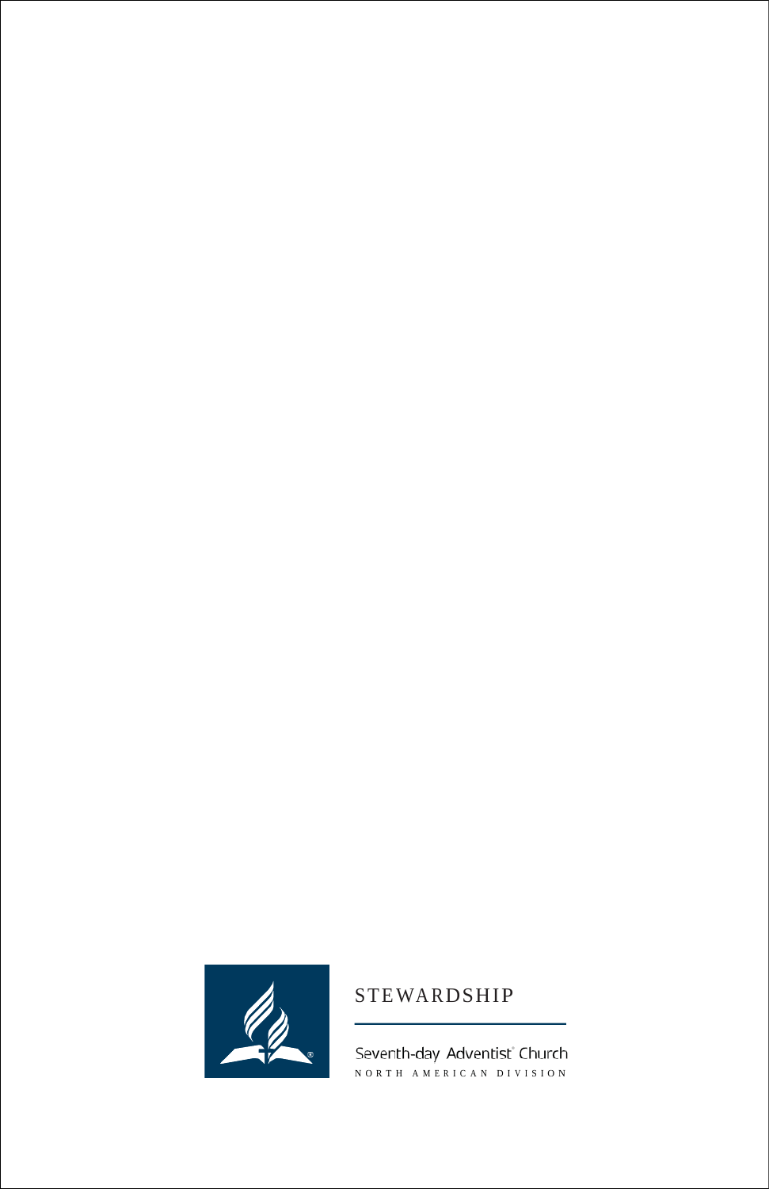STEWARDSHIP

Seventh-day Adventist® Church
NORTH AMERICAN DIVISION